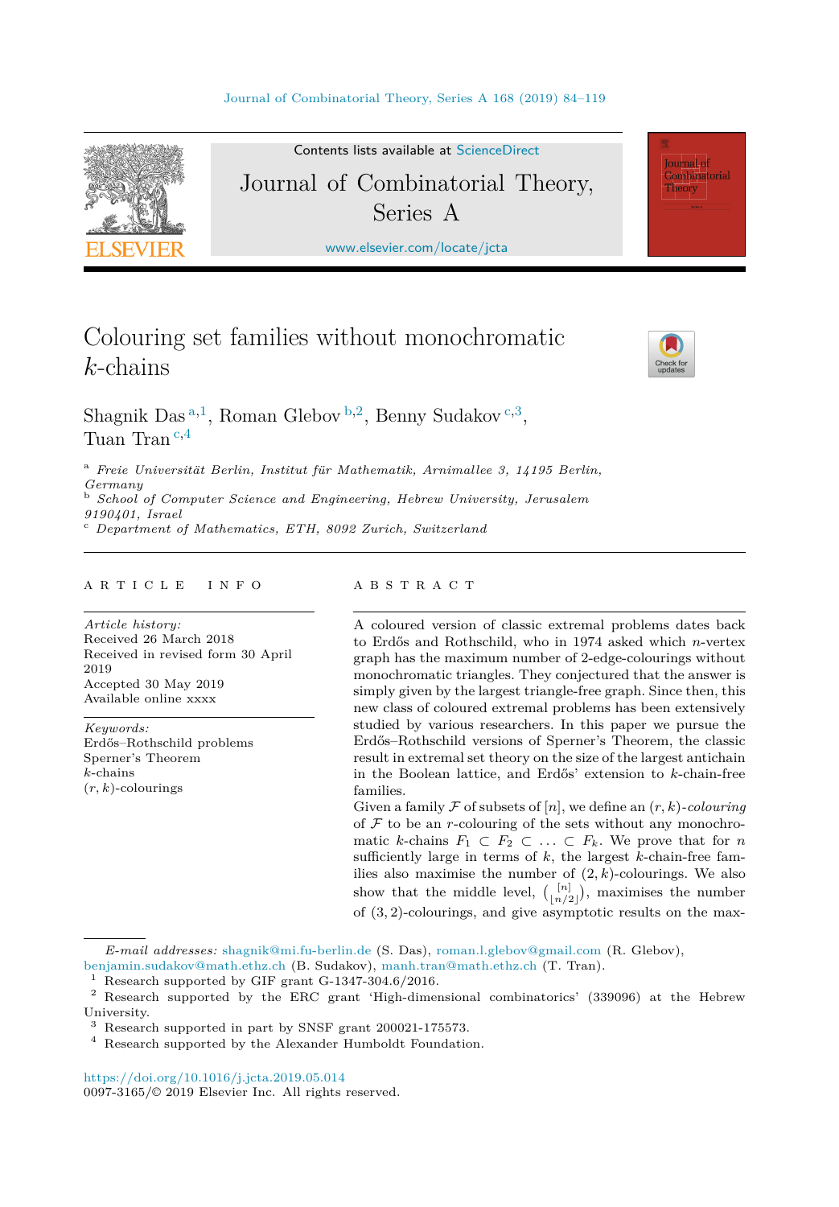Contents lists available at ScienceDirect

# Journal of Combinatorial Theory, Series A

www.elsevier.com/locate/jcta

# Colouring set families without monochromatic $k$-chains

Shagnik Das [a,1], Roman Glebov [b,2], Benny Sudakov [c,3], Tuan Tran [c,4]

[a] *Freie Universität Berlin, Institut für Mathematik, Arnimallee 3, 14195 Berlin, Germany*
[b] *School of Computer Science and Engineering, Hebrew University, Jerusalem 9190401, Israel*
[c] *Department of Mathematics, ETH, 8092 Zurich, Switzerland*

ARTICLE INFO

*Article history:*
Received 26 March 2018
Received in revised form 30 April 2019
Accepted 30 May 2019
Available online xxxx

*Keywords:*
Erdős–Rothschild problems
Sperner's Theorem
$k$-chains
$(r, k)$-colourings

ABSTRACT

A coloured version of classic extremal problems dates back to Erdős and Rothschild, who in 1974 asked which $n$-vertex graph has the maximum number of 2-edge-colourings without monochromatic triangles. They conjectured that the answer is simply given by the largest triangle-free graph. Since then, this new class of coloured extremal problems has been extensively studied by various researchers. In this paper we pursue the Erdős–Rothschild versions of Sperner's Theorem, the classic result in extremal set theory on the size of the largest antichain in the Boolean lattice, and Erdős' extension to $k$-chain-free families.

Given a family $\mathcal{F}$ of subsets of $[n]$, we define an $(r, k)$-*colouring* of $\mathcal{F}$ to be an $r$-colouring of the sets without any monochromatic $k$-chains $F_1 \subset F_2 \subset \ldots \subset F_k$. We prove that for $n$ sufficiently large in terms of $k$, the largest $k$-chain-free families also maximise the number of $(2, k)$-colourings. We also show that the middle level, $\binom{[n]}{\lfloor n/2 \rfloor}$, maximises the number of $(3, 2)$-colourings, and give asymptotic results on the max-

*E-mail addresses:* shagnik@mi.fu-berlin.de (S. Das), roman.l.glebov@gmail.com (R. Glebov), benjamin.sudakov@math.ethz.ch (B. Sudakov), manh.tran@math.ethz.ch (T. Tran).

[1] Research supported by GIF grant G-1347-304.6/2016.
[2] Research supported by the ERC grant 'High-dimensional combinatorics' (339096) at the Hebrew University.
[3] Research supported in part by SNSF grant 200021-175573.
[4] Research supported by the Alexander Humboldt Foundation.

https://doi.org/10.1016/j.jcta.2019.05.014
0097-3165/© 2019 Elsevier Inc. All rights reserved.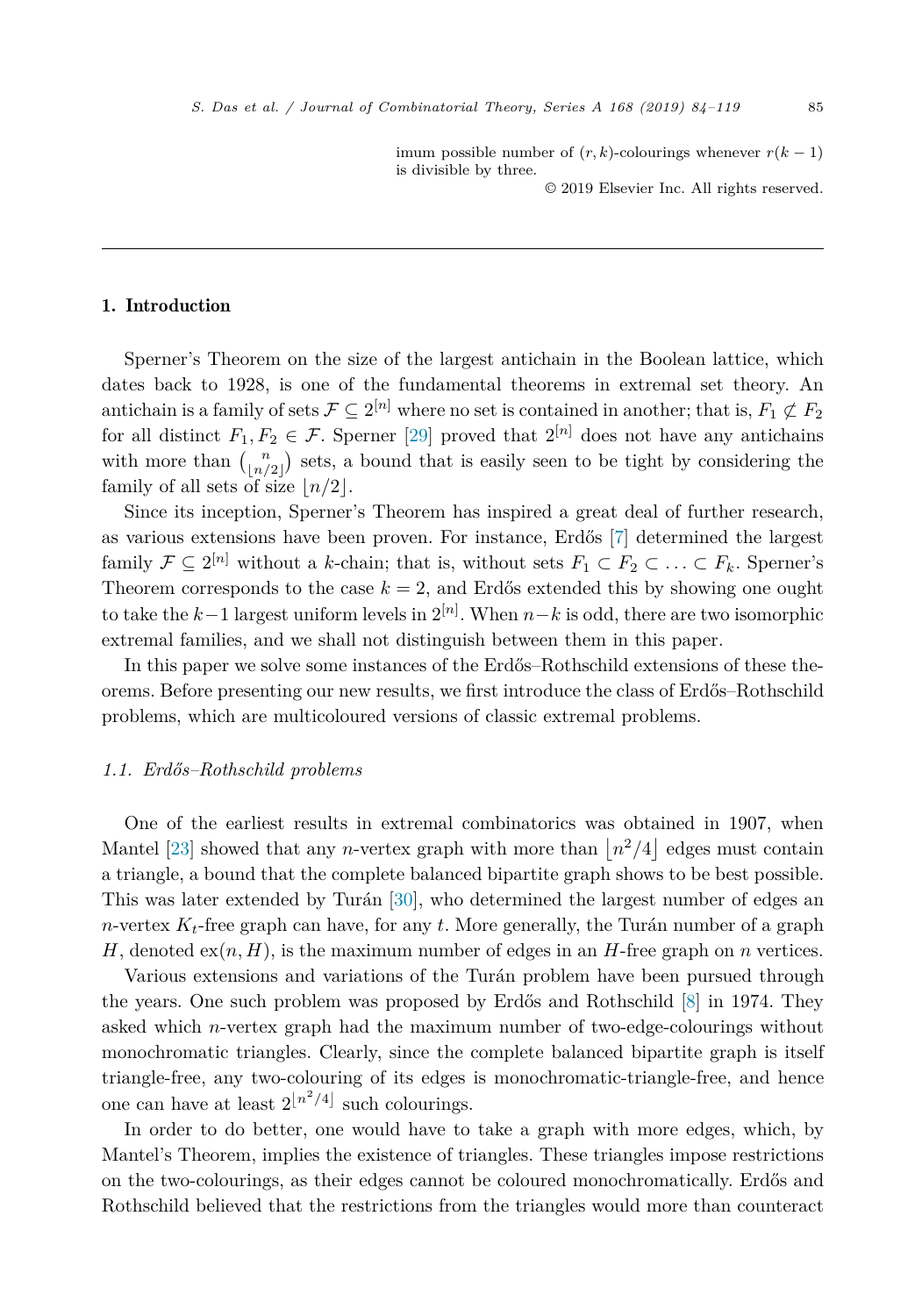imum possible number of $(r, k)$-colourings whenever $r(k-1)$ is divisible by three.

© 2019 Elsevier Inc. All rights reserved.

## 1. Introduction

Sperner's Theorem on the size of the largest antichain in the Boolean lattice, which dates back to 1928, is one of the fundamental theorems in extremal set theory. An antichain is a family of sets $\mathcal{F} \subseteq 2^{[n]}$ where no set is contained in another; that is, $F_1 \not\subset F_2$ for all distinct $F_1, F_2 \in \mathcal{F}$. Sperner [29] proved that $2^{[n]}$ does not have any antichains with more than $\binom{n}{\lfloor n/2 \rfloor}$ sets, a bound that is easily seen to be tight by considering the family of all sets of size $\lfloor n/2 \rfloor$.

Since its inception, Sperner's Theorem has inspired a great deal of further research, as various extensions have been proven. For instance, Erdős [7] determined the largest family $\mathcal{F} \subseteq 2^{[n]}$ without a $k$-chain; that is, without sets $F_1 \subset F_2 \subset \ldots \subset F_k$. Sperner's Theorem corresponds to the case $k = 2$, and Erdős extended this by showing one ought to take the $k-1$ largest uniform levels in $2^{[n]}$. When $n-k$ is odd, there are two isomorphic extremal families, and we shall not distinguish between them in this paper.

In this paper we solve some instances of the Erdős–Rothschild extensions of these theorems. Before presenting our new results, we first introduce the class of Erdős–Rothschild problems, which are multicoloured versions of classic extremal problems.

### 1.1. *Erdős–Rothschild problems*

One of the earliest results in extremal combinatorics was obtained in 1907, when Mantel [23] showed that any $n$-vertex graph with more than $\lfloor n^2/4 \rfloor$ edges must contain a triangle, a bound that the complete balanced bipartite graph shows to be best possible. This was later extended by Turán [30], who determined the largest number of edges an $n$-vertex $K_t$-free graph can have, for any $t$. More generally, the Turán number of a graph $H$, denoted $\mathrm{ex}(n, H)$, is the maximum number of edges in an $H$-free graph on $n$ vertices.

Various extensions and variations of the Turán problem have been pursued through the years. One such problem was proposed by Erdős and Rothschild [8] in 1974. They asked which $n$-vertex graph had the maximum number of two-edge-colourings without monochromatic triangles. Clearly, since the complete balanced bipartite graph is itself triangle-free, any two-colouring of its edges is monochromatic-triangle-free, and hence one can have at least $2^{\lfloor n^2/4 \rfloor}$ such colourings.

In order to do better, one would have to take a graph with more edges, which, by Mantel's Theorem, implies the existence of triangles. These triangles impose restrictions on the two-colourings, as their edges cannot be coloured monochromatically. Erdős and Rothschild believed that the restrictions from the triangles would more than counteract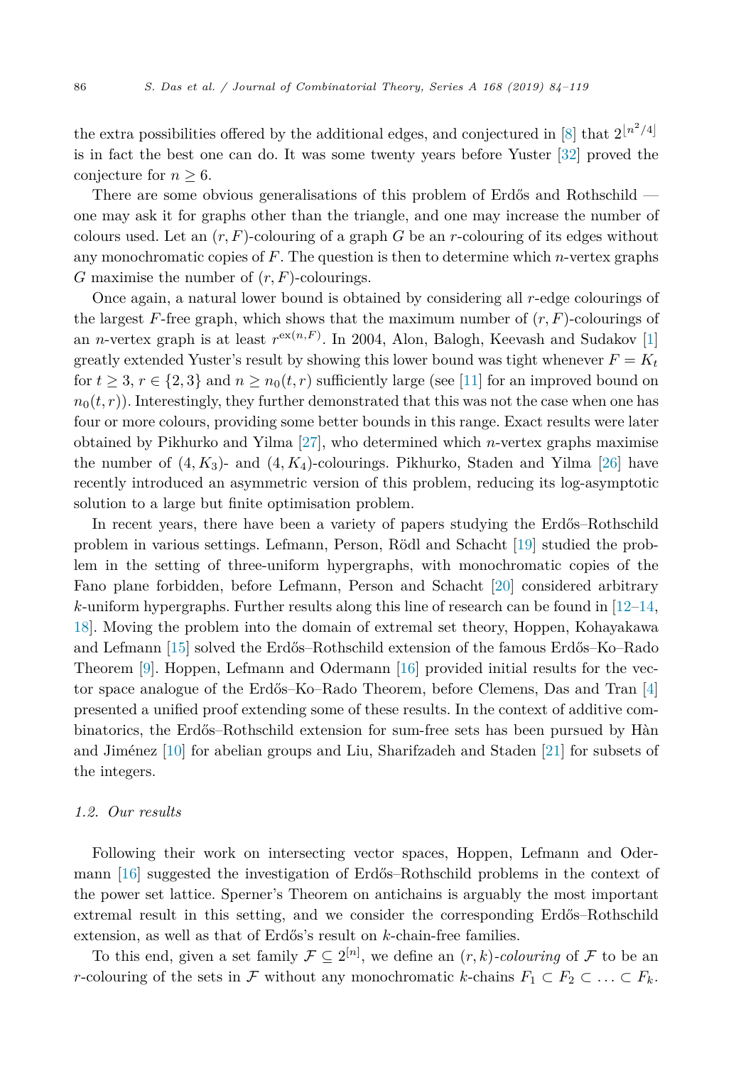the extra possibilities offered by the additional edges, and conjectured in [8] that $2^{\lfloor n^2/4 \rfloor}$ is in fact the best one can do. It was some twenty years before Yuster [32] proved the conjecture for $n \geq 6$.

There are some obvious generalisations of this problem of Erdős and Rothschild — one may ask it for graphs other than the triangle, and one may increase the number of colours used. Let an $(r, F)$-colouring of a graph $G$ be an $r$-colouring of its edges without any monochromatic copies of $F$. The question is then to determine which $n$-vertex graphs $G$ maximise the number of $(r, F)$-colourings.

Once again, a natural lower bound is obtained by considering all $r$-edge colourings of the largest $F$-free graph, which shows that the maximum number of $(r, F)$-colourings of an $n$-vertex graph is at least $r^{\mathrm{ex}(n,F)}$. In 2004, Alon, Balogh, Keevash and Sudakov [1] greatly extended Yuster's result by showing this lower bound was tight whenever $F = K_t$ for $t \geq 3$, $r \in \{2, 3\}$ and $n \geq n_0(t, r)$ sufficiently large (see [11] for an improved bound on $n_0(t, r)$). Interestingly, they further demonstrated that this was not the case when one has four or more colours, providing some better bounds in this range. Exact results were later obtained by Pikhurko and Yilma [27], who determined which $n$-vertex graphs maximise the number of $(4, K_3)$- and $(4, K_4)$-colourings. Pikhurko, Staden and Yilma [26] have recently introduced an asymmetric version of this problem, reducing its log-asymptotic solution to a large but finite optimisation problem.

In recent years, there have been a variety of papers studying the Erdős–Rothschild problem in various settings. Lefmann, Person, Rödl and Schacht [19] studied the problem in the setting of three-uniform hypergraphs, with monochromatic copies of the Fano plane forbidden, before Lefmann, Person and Schacht [20] considered arbitrary $k$-uniform hypergraphs. Further results along this line of research can be found in [12–14, 18]. Moving the problem into the domain of extremal set theory, Hoppen, Kohayakawa and Lefmann [15] solved the Erdős–Rothschild extension of the famous Erdős–Ko–Rado Theorem [9]. Hoppen, Lefmann and Odermann [16] provided initial results for the vector space analogue of the Erdős–Ko–Rado Theorem, before Clemens, Das and Tran [4] presented a unified proof extending some of these results. In the context of additive combinatorics, the Erdős–Rothschild extension for sum-free sets has been pursued by Hàn and Jiménez [10] for abelian groups and Liu, Sharifzadeh and Staden [21] for subsets of the integers.

### *1.2. Our results*

Following their work on intersecting vector spaces, Hoppen, Lefmann and Odermann [16] suggested the investigation of Erdős–Rothschild problems in the context of the power set lattice. Sperner's Theorem on antichains is arguably the most important extremal result in this setting, and we consider the corresponding Erdős–Rothschild extension, as well as that of Erdős's result on $k$-chain-free families.

To this end, given a set family $\mathcal{F} \subseteq 2^{[n]}$, we define an *$(r, k)$-colouring* of $\mathcal{F}$ to be an $r$-colouring of the sets in $\mathcal{F}$ without any monochromatic $k$-chains $F_1 \subset F_2 \subset \ldots \subset F_k$.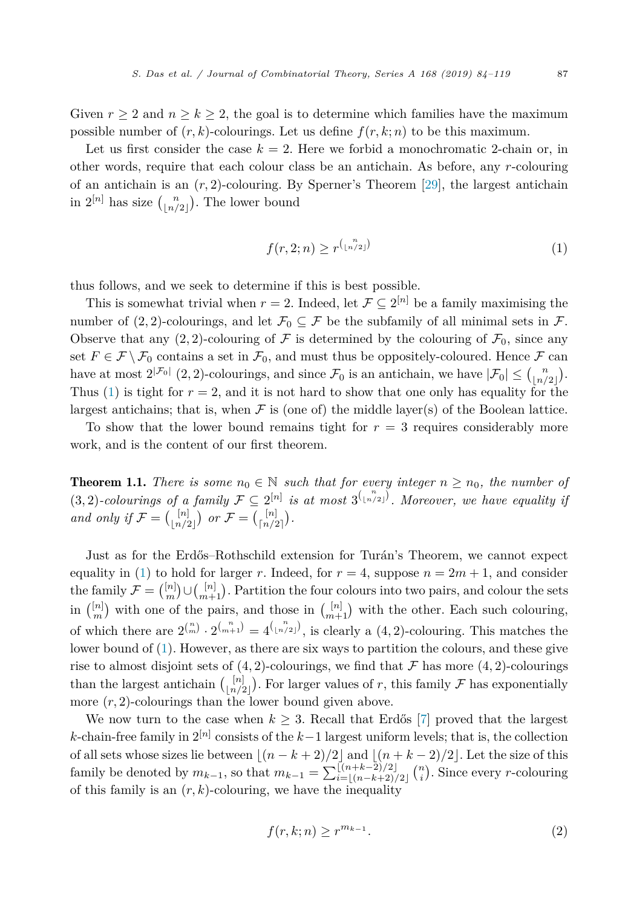Given $r \geq 2$ and $n \geq k \geq 2$, the goal is to determine which families have the maximum possible number of $(r,k)$-colourings. Let us define $f(r,k;n)$ to be this maximum.

Let us first consider the case $k = 2$. Here we forbid a monochromatic 2-chain or, in other words, require that each colour class be an antichain. As before, any $r$-colouring of an antichain is an $(r,2)$-colouring. By Sperner's Theorem [29], the largest antichain in $2^{[n]}$ has size $\binom{n}{\lfloor n/2 \rfloor}$. The lower bound

$$f(r,2;n) \geq r^{\binom{n}{\lfloor n/2 \rfloor}} \tag{1}$$

thus follows, and we seek to determine if this is best possible.

This is somewhat trivial when $r = 2$. Indeed, let $\mathcal{F} \subseteq 2^{[n]}$ be a family maximising the number of $(2,2)$-colourings, and let $\mathcal{F}_0 \subseteq \mathcal{F}$ be the subfamily of all minimal sets in $\mathcal{F}$. Observe that any $(2,2)$-colouring of $\mathcal{F}$ is determined by the colouring of $\mathcal{F}_0$, since any set $F \in \mathcal{F} \setminus \mathcal{F}_0$ contains a set in $\mathcal{F}_0$, and must thus be oppositely-coloured. Hence $\mathcal{F}$ can have at most $2^{|\mathcal{F}_0|}$ $(2,2)$-colourings, and since $\mathcal{F}_0$ is an antichain, we have $|\mathcal{F}_0| \leq \binom{n}{\lfloor n/2 \rfloor}$. Thus (1) is tight for $r = 2$, and it is not hard to show that one only has equality for the largest antichains; that is, when $\mathcal{F}$ is (one of) the middle layer(s) of the Boolean lattice.

To show that the lower bound remains tight for $r = 3$ requires considerably more work, and is the content of our first theorem.

**Theorem 1.1.** *There is some $n_0 \in \mathbb{N}$ such that for every integer $n \geq n_0$, the number of $(3,2)$-colourings of a family $\mathcal{F} \subseteq 2^{[n]}$ is at most $3^{\binom{n}{\lfloor n/2 \rfloor}}$. Moreover, we have equality if and only if $\mathcal{F} = \binom{[n]}{\lfloor n/2 \rfloor}$ or $\mathcal{F} = \binom{[n]}{\lceil n/2 \rceil}$.*

Just as for the Erdős–Rothschild extension for Turán's Theorem, we cannot expect equality in (1) to hold for larger $r$. Indeed, for $r = 4$, suppose $n = 2m+1$, and consider the family $\mathcal{F} = \binom{[n]}{m} \cup \binom{[n]}{m+1}$. Partition the four colours into two pairs, and colour the sets in $\binom{[n]}{m}$ with one of the pairs, and those in $\binom{[n]}{m+1}$ with the other. Each such colouring, of which there are $2^{\binom{n}{m}} \cdot 2^{\binom{n}{m+1}} = 4^{\binom{n}{\lfloor n/2 \rfloor}}$, is clearly a $(4,2)$-colouring. This matches the lower bound of (1). However, as there are six ways to partition the colours, and these give rise to almost disjoint sets of $(4,2)$-colourings, we find that $\mathcal{F}$ has more $(4,2)$-colourings than the largest antichain $\binom{[n]}{\lfloor n/2 \rfloor}$. For larger values of $r$, this family $\mathcal{F}$ has exponentially more $(r,2)$-colourings than the lower bound given above.

We now turn to the case when $k \geq 3$. Recall that Erdős [7] proved that the largest $k$-chain-free family in $2^{[n]}$ consists of the $k-1$ largest uniform levels; that is, the collection of all sets whose sizes lie between $\lfloor (n-k+2)/2 \rfloor$ and $\lfloor (n+k-2)/2 \rfloor$. Let the size of this family be denoted by $m_{k-1}$, so that $m_{k-1} = \sum_{i=\lfloor (n-k+2)/2 \rfloor}^{\lfloor (n+k-2)/2 \rfloor} \binom{n}{i}$. Since every $r$-colouring of this family is an $(r,k)$-colouring, we have the inequality

$$f(r,k;n) \geq r^{m_{k-1}}. \tag{2}$$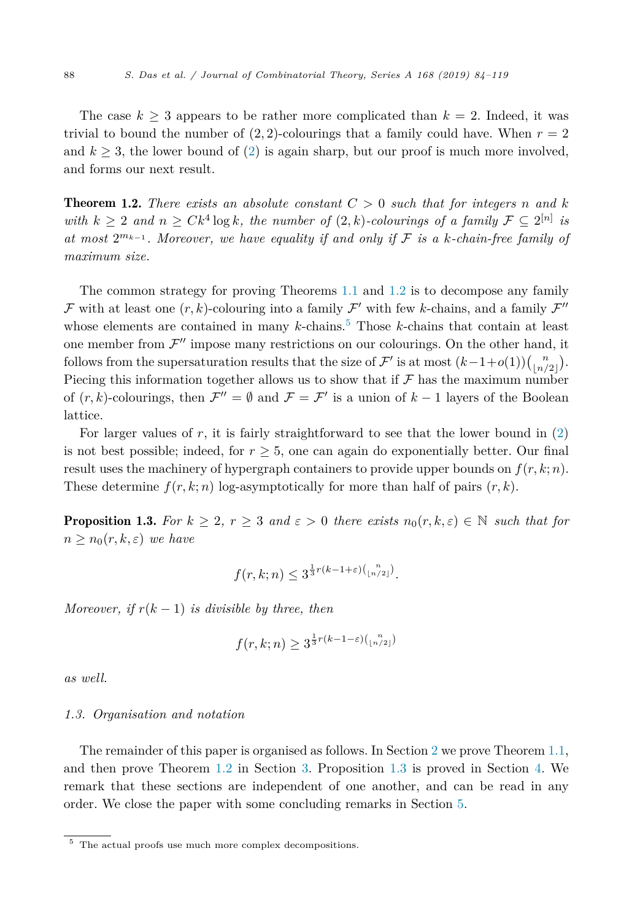The case $k \geq 3$ appears to be rather more complicated than $k = 2$. Indeed, it was trivial to bound the number of $(2, 2)$-colourings that a family could have. When $r = 2$ and $k \geq 3$, the lower bound of (2) is again sharp, but our proof is much more involved, and forms our next result.

**Theorem 1.2.** *There exists an absolute constant $C > 0$ such that for integers $n$ and $k$ with $k \geq 2$ and $n \geq Ck^4 \log k$, the number of $(2, k)$-colourings of a family $\mathcal{F} \subseteq 2^{[n]}$ is at most $2^{m_{k-1}}$. Moreover, we have equality if and only if $\mathcal{F}$ is a $k$-chain-free family of maximum size.*

The common strategy for proving Theorems 1.1 and 1.2 is to decompose any family $\mathcal{F}$ with at least one $(r, k)$-colouring into a family $\mathcal{F}'$ with few $k$-chains, and a family $\mathcal{F}''$ whose elements are contained in many $k$-chains.[5] Those $k$-chains that contain at least one member from $\mathcal{F}''$ impose many restrictions on our colourings. On the other hand, it follows from the supersaturation results that the size of $\mathcal{F}'$ is at most $(k-1+o(1))\binom{n}{\lfloor n/2 \rfloor}$. Piecing this information together allows us to show that if $\mathcal{F}$ has the maximum number of $(r, k)$-colourings, then $\mathcal{F}'' = \emptyset$ and $\mathcal{F} = \mathcal{F}'$ is a union of $k - 1$ layers of the Boolean lattice.

For larger values of $r$, it is fairly straightforward to see that the lower bound in (2) is not best possible; indeed, for $r \geq 5$, one can again do exponentially better. Our final result uses the machinery of hypergraph containers to provide upper bounds on $f(r, k; n)$. These determine $f(r, k; n)$ log-asymptotically for more than half of pairs $(r, k)$.

**Proposition 1.3.** *For $k \geq 2$, $r \geq 3$ and $\varepsilon > 0$ there exists $n_0(r, k, \varepsilon) \in \mathbb{N}$ such that for $n \geq n_0(r, k, \varepsilon)$ we have*

$$f(r, k; n) \leq 3^{\frac{1}{3}r(k-1+\varepsilon)\binom{n}{\lfloor n/2 \rfloor}}.$$

*Moreover, if $r(k-1)$ is divisible by three, then*

$$f(r, k; n) \geq 3^{\frac{1}{3}r(k-1-\varepsilon)\binom{n}{\lfloor n/2 \rfloor}}$$

*as well.*

### 1.3. Organisation and notation

The remainder of this paper is organised as follows. In Section 2 we prove Theorem 1.1, and then prove Theorem 1.2 in Section 3. Proposition 1.3 is proved in Section 4. We remark that these sections are independent of one another, and can be read in any order. We close the paper with some concluding remarks in Section 5.

[5] The actual proofs use much more complex decompositions.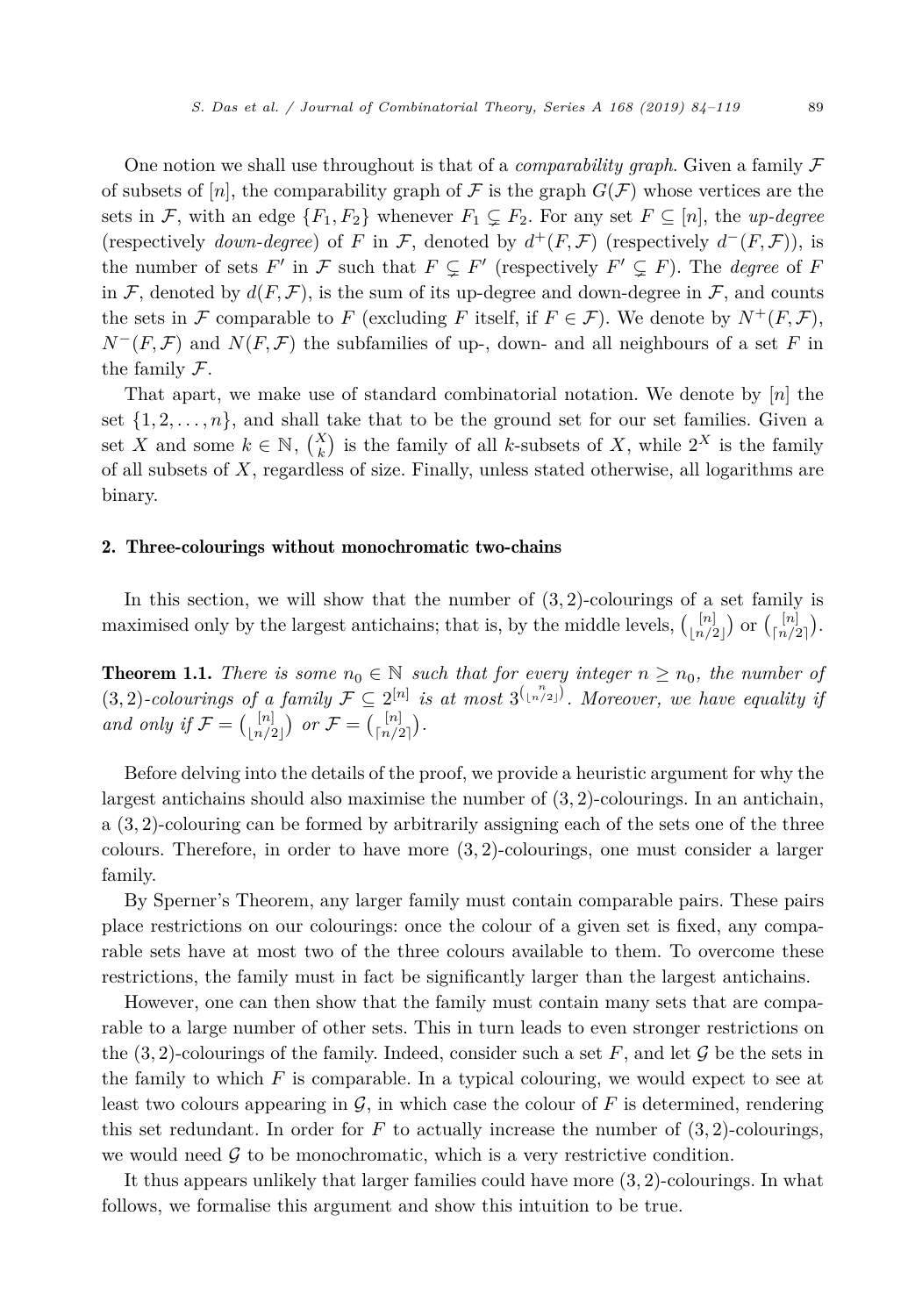One notion we shall use throughout is that of a *comparability graph*. Given a family $\mathcal{F}$ of subsets of $[n]$, the comparability graph of $\mathcal{F}$ is the graph $G(\mathcal{F})$ whose vertices are the sets in $\mathcal{F}$, with an edge $\{F_1, F_2\}$ whenever $F_1 \subsetneq F_2$. For any set $F \subseteq [n]$, the *up-degree* (respectively *down-degree*) of $F$ in $\mathcal{F}$, denoted by $d^+(F, \mathcal{F})$ (respectively $d^-(F, \mathcal{F})$), is the number of sets $F'$ in $\mathcal{F}$ such that $F \subsetneq F'$ (respectively $F' \subsetneq F$). The *degree* of $F$ in $\mathcal{F}$, denoted by $d(F, \mathcal{F})$, is the sum of its up-degree and down-degree in $\mathcal{F}$, and counts the sets in $\mathcal{F}$ comparable to $F$ (excluding $F$ itself, if $F \in \mathcal{F}$). We denote by $N^+(F, \mathcal{F})$, $N^-(F, \mathcal{F})$ and $N(F, \mathcal{F})$ the subfamilies of up-, down- and all neighbours of a set $F$ in the family $\mathcal{F}$.

That apart, we make use of standard combinatorial notation. We denote by $[n]$ the set $\{1, 2, \ldots, n\}$, and shall take that to be the ground set for our set families. Given a set $X$ and some $k \in \mathbb{N}$, $\binom{X}{k}$ is the family of all $k$-subsets of $X$, while $2^X$ is the family of all subsets of $X$, regardless of size. Finally, unless stated otherwise, all logarithms are binary.

## 2. Three-colourings without monochromatic two-chains

In this section, we will show that the number of $(3, 2)$-colourings of a set family is maximised only by the largest antichains; that is, by the middle levels, $\binom{[n]}{\lfloor n/2 \rfloor}$ or $\binom{[n]}{\lceil n/2 \rceil}$.

**Theorem 1.1.** *There is some $n_0 \in \mathbb{N}$ such that for every integer $n \geq n_0$, the number of $(3, 2)$-colourings of a family $\mathcal{F} \subseteq 2^{[n]}$ is at most $3^{\binom{n}{\lfloor n/2 \rfloor}}$. Moreover, we have equality if and only if $\mathcal{F} = \binom{[n]}{\lfloor n/2 \rfloor}$ or $\mathcal{F} = \binom{[n]}{\lceil n/2 \rceil}$.*

Before delving into the details of the proof, we provide a heuristic argument for why the largest antichains should also maximise the number of $(3, 2)$-colourings. In an antichain, a $(3, 2)$-colouring can be formed by arbitrarily assigning each of the sets one of the three colours. Therefore, in order to have more $(3, 2)$-colourings, one must consider a larger family.

By Sperner's Theorem, any larger family must contain comparable pairs. These pairs place restrictions on our colourings: once the colour of a given set is fixed, any comparable sets have at most two of the three colours available to them. To overcome these restrictions, the family must in fact be significantly larger than the largest antichains.

However, one can then show that the family must contain many sets that are comparable to a large number of other sets. This in turn leads to even stronger restrictions on the $(3, 2)$-colourings of the family. Indeed, consider such a set $F$, and let $\mathcal{G}$ be the sets in the family to which $F$ is comparable. In a typical colouring, we would expect to see at least two colours appearing in $\mathcal{G}$, in which case the colour of $F$ is determined, rendering this set redundant. In order for $F$ to actually increase the number of $(3, 2)$-colourings, we would need $\mathcal{G}$ to be monochromatic, which is a very restrictive condition.

It thus appears unlikely that larger families could have more $(3, 2)$-colourings. In what follows, we formalise this argument and show this intuition to be true.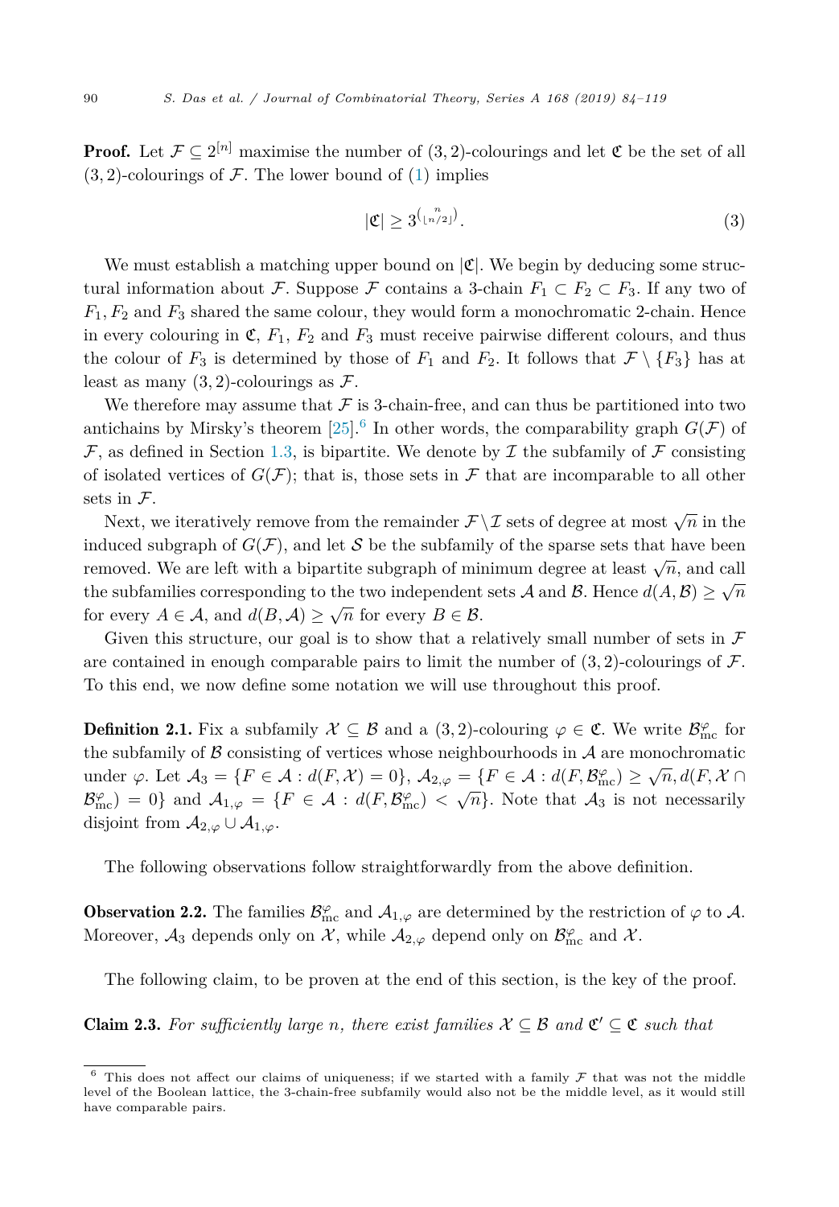**Proof.** Let $\mathcal{F} \subseteq 2^{[n]}$ maximise the number of $(3,2)$-colourings and let $\mathfrak{C}$ be the set of all $(3,2)$-colourings of $\mathcal{F}$. The lower bound of (1) implies

$$|\mathfrak{C}| \geq 3^{\binom{n}{\lfloor n/2 \rfloor}}. \tag{3}$$

We must establish a matching upper bound on $|\mathfrak{C}|$. We begin by deducing some structural information about $\mathcal{F}$. Suppose $\mathcal{F}$ contains a 3-chain $F_1 \subset F_2 \subset F_3$. If any two of $F_1, F_2$ and $F_3$ shared the same colour, they would form a monochromatic 2-chain. Hence in every colouring in $\mathfrak{C}$, $F_1$, $F_2$ and $F_3$ must receive pairwise different colours, and thus the colour of $F_3$ is determined by those of $F_1$ and $F_2$. It follows that $\mathcal{F} \setminus \{F_3\}$ has at least as many $(3,2)$-colourings as $\mathcal{F}$.

We therefore may assume that $\mathcal{F}$ is 3-chain-free, and can thus be partitioned into two antichains by Mirsky's theorem [25].[6] In other words, the comparability graph $G(\mathcal{F})$ of $\mathcal{F}$, as defined in Section 1.3, is bipartite. We denote by $\mathcal{I}$ the subfamily of $\mathcal{F}$ consisting of isolated vertices of $G(\mathcal{F})$; that is, those sets in $\mathcal{F}$ that are incomparable to all other sets in $\mathcal{F}$.

Next, we iteratively remove from the remainder $\mathcal{F} \setminus \mathcal{I}$ sets of degree at most $\sqrt{n}$ in the induced subgraph of $G(\mathcal{F})$, and let $\mathcal{S}$ be the subfamily of the sparse sets that have been removed. We are left with a bipartite subgraph of minimum degree at least $\sqrt{n}$, and call the subfamilies corresponding to the two independent sets $\mathcal{A}$ and $\mathcal{B}$. Hence $d(A, \mathcal{B}) \geq \sqrt{n}$ for every $A \in \mathcal{A}$, and $d(B, \mathcal{A}) \geq \sqrt{n}$ for every $B \in \mathcal{B}$.

Given this structure, our goal is to show that a relatively small number of sets in $\mathcal{F}$ are contained in enough comparable pairs to limit the number of $(3,2)$-colourings of $\mathcal{F}$. To this end, we now define some notation we will use throughout this proof.

**Definition 2.1.** Fix a subfamily $\mathcal{X} \subseteq \mathcal{B}$ and a $(3,2)$-colouring $\varphi \in \mathfrak{C}$. We write $\mathcal{B}_{\mathrm{mc}}^{\varphi}$ for the subfamily of $\mathcal{B}$ consisting of vertices whose neighbourhoods in $\mathcal{A}$ are monochromatic under $\varphi$. Let $\mathcal{A}_3 = \{F \in \mathcal{A} : d(F, \mathcal{X}) = 0\}$, $\mathcal{A}_{2,\varphi} = \{F \in \mathcal{A} : d(F, \mathcal{B}_{\mathrm{mc}}^{\varphi}) \geq \sqrt{n}, d(F, \mathcal{X} \cap \mathcal{B}_{\mathrm{mc}}^{\varphi}) = 0\}$ and $\mathcal{A}_{1,\varphi} = \{F \in \mathcal{A} : d(F, \mathcal{B}_{\mathrm{mc}}^{\varphi}) < \sqrt{n}\}$. Note that $\mathcal{A}_3$ is not necessarily disjoint from $\mathcal{A}_{2,\varphi} \cup \mathcal{A}_{1,\varphi}$.

The following observations follow straightforwardly from the above definition.

**Observation 2.2.** The families $\mathcal{B}_{\mathrm{mc}}^{\varphi}$ and $\mathcal{A}_{1,\varphi}$ are determined by the restriction of $\varphi$ to $\mathcal{A}$. Moreover, $\mathcal{A}_3$ depends only on $\mathcal{X}$, while $\mathcal{A}_{2,\varphi}$ depend only on $\mathcal{B}_{\mathrm{mc}}^{\varphi}$ and $\mathcal{X}$.

The following claim, to be proven at the end of this section, is the key of the proof.

**Claim 2.3.** *For sufficiently large $n$, there exist families $\mathcal{X} \subseteq \mathcal{B}$ and $\mathfrak{C}' \subseteq \mathfrak{C}$ such that*

[6] This does not affect our claims of uniqueness; if we started with a family $\mathcal{F}$ that was not the middle level of the Boolean lattice, the 3-chain-free subfamily would also not be the middle level, as it would still have comparable pairs.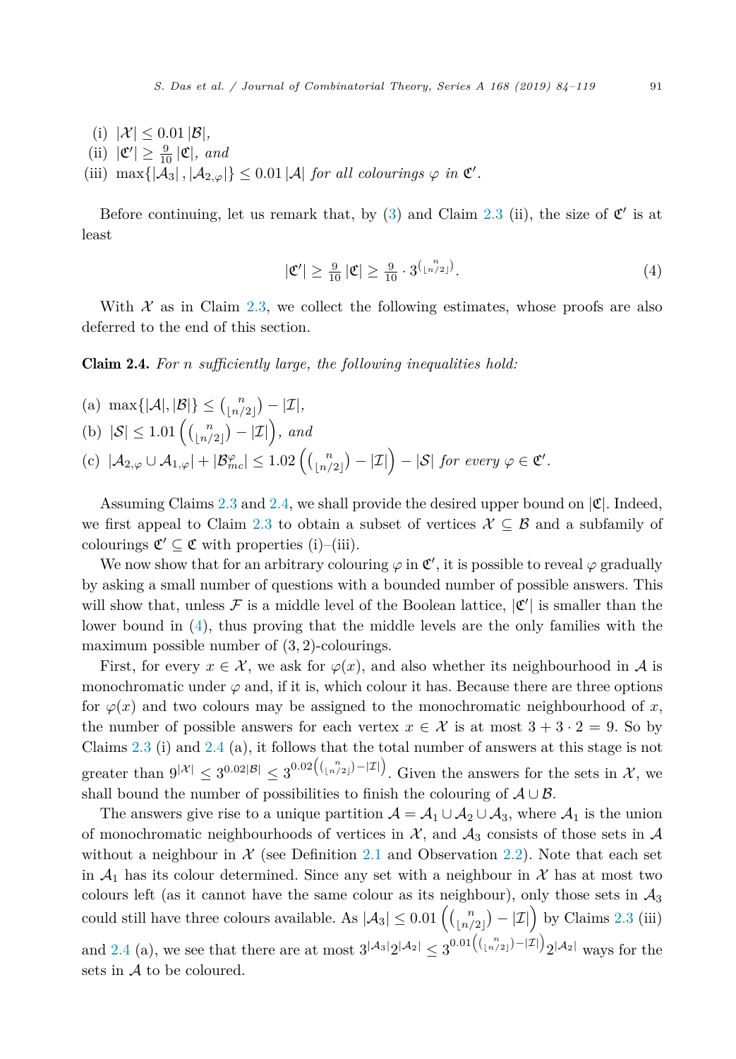(i) $|\mathcal{X}| \le 0.01\,|\mathcal{B}|$,
(ii) $|\mathfrak{C}'| \ge \frac{9}{10}\,|\mathfrak{C}|$, *and*
(iii) $\max\{|\mathcal{A}_3|, |\mathcal{A}_{2,\varphi}|\} \le 0.01\,|\mathcal{A}|$ *for all colourings* $\varphi$ *in* $\mathfrak{C}'$.

Before continuing, let us remark that, by (3) and Claim 2.3 (ii), the size of $\mathfrak{C}'$ is at least

$$|\mathfrak{C}'| \ge \tfrac{9}{10}\,|\mathfrak{C}| \ge \tfrac{9}{10} \cdot 3^{\binom{n}{\lfloor n/2 \rfloor}}. \tag{4}$$

With $\mathcal{X}$ as in Claim 2.3, we collect the following estimates, whose proofs are also deferred to the end of this section.

**Claim 2.4.** *For $n$ sufficiently large, the following inequalities hold:*

(a) $\max\{|\mathcal{A}|, |\mathcal{B}|\} \le \binom{n}{\lfloor n/2 \rfloor} - |\mathcal{I}|$,
(b) $|\mathcal{S}| \le 1.01\left(\binom{n}{\lfloor n/2 \rfloor} - |\mathcal{I}|\right)$, *and*
(c) $|\mathcal{A}_{2,\varphi} \cup \mathcal{A}_{1,\varphi}| + |\mathcal{B}^{\varphi}_{mc}| \le 1.02\left(\binom{n}{\lfloor n/2 \rfloor} - |\mathcal{I}|\right) - |\mathcal{S}|$ *for every* $\varphi \in \mathfrak{C}'$.

Assuming Claims 2.3 and 2.4, we shall provide the desired upper bound on $|\mathfrak{C}|$. Indeed, we first appeal to Claim 2.3 to obtain a subset of vertices $\mathcal{X} \subseteq \mathcal{B}$ and a subfamily of colourings $\mathfrak{C}' \subseteq \mathfrak{C}$ with properties (i)–(iii).

We now show that for an arbitrary colouring $\varphi$ in $\mathfrak{C}'$, it is possible to reveal $\varphi$ gradually by asking a small number of questions with a bounded number of possible answers. This will show that, unless $\mathcal{F}$ is a middle level of the Boolean lattice, $|\mathfrak{C}'|$ is smaller than the lower bound in (4), thus proving that the middle levels are the only families with the maximum possible number of $(3, 2)$-colourings.

First, for every $x \in \mathcal{X}$, we ask for $\varphi(x)$, and also whether its neighbourhood in $\mathcal{A}$ is monochromatic under $\varphi$ and, if it is, which colour it has. Because there are three options for $\varphi(x)$ and two colours may be assigned to the monochromatic neighbourhood of $x$, the number of possible answers for each vertex $x \in \mathcal{X}$ is at most $3 + 3 \cdot 2 = 9$. So by Claims 2.3 (i) and 2.4 (a), it follows that the total number of answers at this stage is not greater than $9^{|\mathcal{X}|} \le 3^{0.02|\mathcal{B}|} \le 3^{0.02\left(\binom{n}{\lfloor n/2 \rfloor} - |\mathcal{I}|\right)}$. Given the answers for the sets in $\mathcal{X}$, we shall bound the number of possibilities to finish the colouring of $\mathcal{A} \cup \mathcal{B}$.

The answers give rise to a unique partition $\mathcal{A} = \mathcal{A}_1 \cup \mathcal{A}_2 \cup \mathcal{A}_3$, where $\mathcal{A}_1$ is the union of monochromatic neighbourhoods of vertices in $\mathcal{X}$, and $\mathcal{A}_3$ consists of those sets in $\mathcal{A}$ without a neighbour in $\mathcal{X}$ (see Definition 2.1 and Observation 2.2). Note that each set in $\mathcal{A}_1$ has its colour determined. Since any set with a neighbour in $\mathcal{X}$ has at most two colours left (as it cannot have the same colour as its neighbour), only those sets in $\mathcal{A}_3$ could still have three colours available. As $|\mathcal{A}_3| \le 0.01\left(\binom{n}{\lfloor n/2 \rfloor} - |\mathcal{I}|\right)$ by Claims 2.3 (iii) and 2.4 (a), we see that there are at most $3^{|\mathcal{A}_3|} 2^{|\mathcal{A}_2|} \le 3^{0.01\left(\binom{n}{\lfloor n/2 \rfloor} - |\mathcal{I}|\right)} 2^{|\mathcal{A}_2|}$ ways for the sets in $\mathcal{A}$ to be coloured.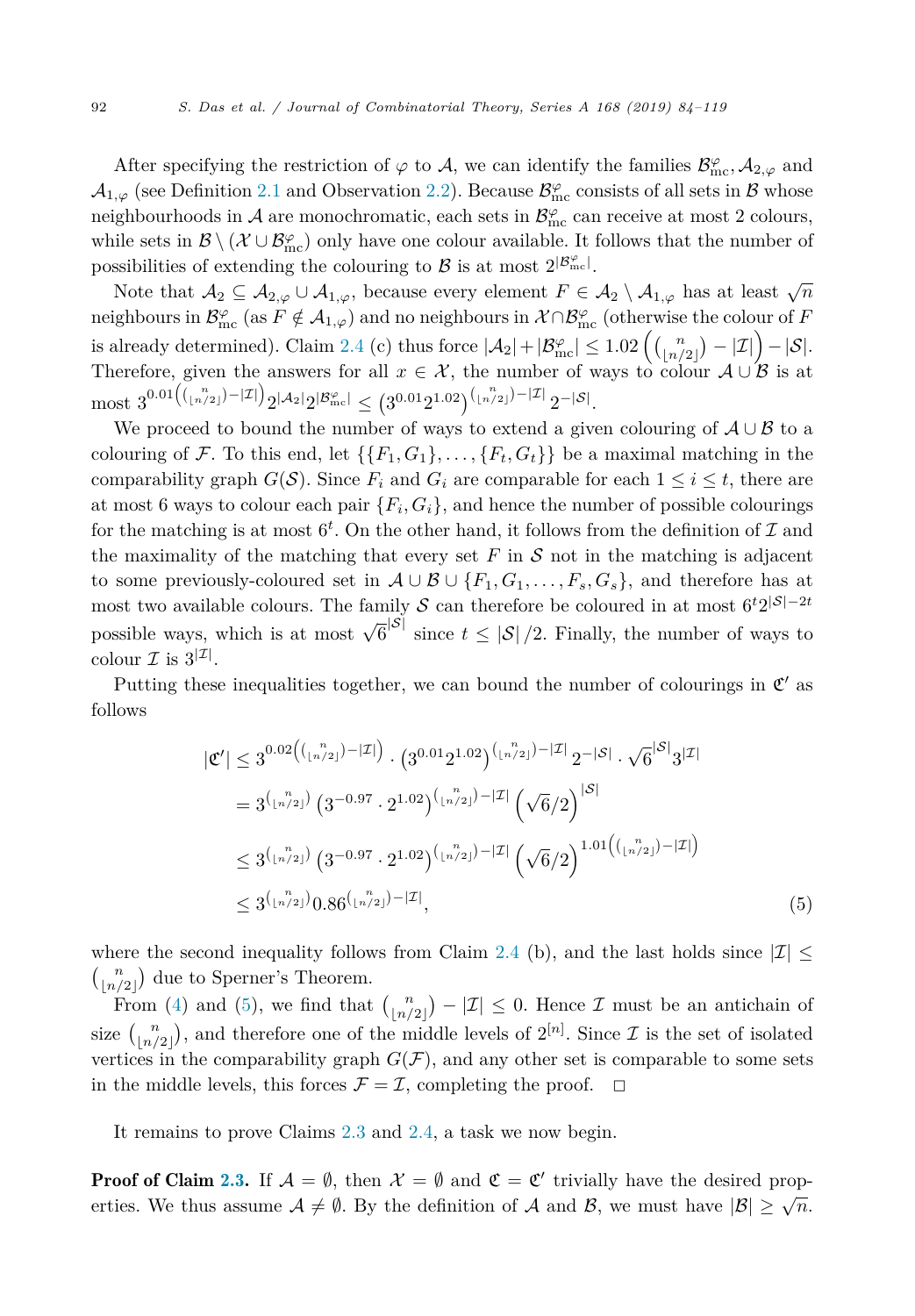After specifying the restriction of $\varphi$ to $\mathcal{A}$, we can identify the families $\mathcal{B}^{\varphi}_{\text{mc}}, \mathcal{A}_{2,\varphi}$ and $\mathcal{A}_{1,\varphi}$ (see Definition 2.1 and Observation 2.2). Because $\mathcal{B}^{\varphi}_{\text{mc}}$ consists of all sets in $\mathcal{B}$ whose neighbourhoods in $\mathcal{A}$ are monochromatic, each sets in $\mathcal{B}^{\varphi}_{\text{mc}}$ can receive at most 2 colours, while sets in $\mathcal{B} \setminus (\mathcal{X} \cup \mathcal{B}^{\varphi}_{\text{mc}})$ only have one colour available. It follows that the number of possibilities of extending the colouring to $\mathcal{B}$ is at most $2^{|\mathcal{B}^{\varphi}_{\text{mc}}|}$.

Note that $\mathcal{A}_2 \subseteq \mathcal{A}_{2,\varphi} \cup \mathcal{A}_{1,\varphi}$, because every element $F \in \mathcal{A}_2 \setminus \mathcal{A}_{1,\varphi}$ has at least $\sqrt{n}$ neighbours in $\mathcal{B}^{\varphi}_{\text{mc}}$ (as $F \notin \mathcal{A}_{1,\varphi}$) and no neighbours in $\mathcal{X} \cap \mathcal{B}^{\varphi}_{\text{mc}}$ (otherwise the colour of $F$ is already determined). Claim 2.4 (c) thus force $|\mathcal{A}_2| + |\mathcal{B}^{\varphi}_{\text{mc}}| \le 1.02\left(\binom{n}{\lfloor n/2 \rfloor} - |\mathcal{I}|\right) - |\mathcal{S}|$. Therefore, given the answers for all $x \in \mathcal{X}$, the number of ways to colour $\mathcal{A} \cup \mathcal{B}$ is at most $3^{0.01\left(\binom{n}{\lfloor n/2 \rfloor} - |\mathcal{I}|\right)} 2^{|\mathcal{A}_2|} 2^{|\mathcal{B}^{\varphi}_{\text{mc}}|} \le \left(3^{0.01} 2^{1.02}\right)^{\binom{n}{\lfloor n/2 \rfloor} - |\mathcal{I}|} 2^{-|\mathcal{S}|}$.

We proceed to bound the number of ways to extend a given colouring of $\mathcal{A} \cup \mathcal{B}$ to a colouring of $\mathcal{F}$. To this end, let $\{\{F_1, G_1\}, \ldots, \{F_t, G_t\}\}$ be a maximal matching in the comparability graph $G(\mathcal{S})$. Since $F_i$ and $G_i$ are comparable for each $1 \le i \le t$, there are at most 6 ways to colour each pair $\{F_i, G_i\}$, and hence the number of possible colourings for the matching is at most $6^t$. On the other hand, it follows from the definition of $\mathcal{I}$ and the maximality of the matching that every set $F$ in $\mathcal{S}$ not in the matching is adjacent to some previously-coloured set in $\mathcal{A} \cup \mathcal{B} \cup \{F_1, G_1, \ldots, F_s, G_s\}$, and therefore has at most two available colours. The family $\mathcal{S}$ can therefore be coloured in at most $6^t 2^{|\mathcal{S}|-2t}$ possible ways, which is at most $\sqrt{6}^{|\mathcal{S}|}$ since $t \le |\mathcal{S}|/2$. Finally, the number of ways to colour $\mathcal{I}$ is $3^{|\mathcal{I}|}$.

Putting these inequalities together, we can bound the number of colourings in $\mathfrak{C}'$ as follows

$$
\begin{aligned}
|\mathfrak{C}'| &\le 3^{0.02\left(\binom{n}{\lfloor n/2 \rfloor} - |\mathcal{I}|\right)} \cdot \left(3^{0.01} 2^{1.02}\right)^{\binom{n}{\lfloor n/2 \rfloor} - |\mathcal{I}|} 2^{-|\mathcal{S}|} \cdot \sqrt{6}^{|\mathcal{S}|} 3^{|\mathcal{I}|} \\
&= 3^{\binom{n}{\lfloor n/2 \rfloor}} \left(3^{-0.97} \cdot 2^{1.02}\right)^{\binom{n}{\lfloor n/2 \rfloor} - |\mathcal{I}|} \left(\sqrt{6}/2\right)^{|\mathcal{S}|} \\
&\le 3^{\binom{n}{\lfloor n/2 \rfloor}} \left(3^{-0.97} \cdot 2^{1.02}\right)^{\binom{n}{\lfloor n/2 \rfloor} - |\mathcal{I}|} \left(\sqrt{6}/2\right)^{1.01\left(\binom{n}{\lfloor n/2 \rfloor} - |\mathcal{I}|\right)} \\
&\le 3^{\binom{n}{\lfloor n/2 \rfloor}} 0.86^{\binom{n}{\lfloor n/2 \rfloor} - |\mathcal{I}|},
\end{aligned}
\tag{5}
$$

where the second inequality follows from Claim 2.4 (b), and the last holds since $|\mathcal{I}| \le \binom{n}{\lfloor n/2 \rfloor}$ due to Sperner's Theorem.

From (4) and (5), we find that $\binom{n}{\lfloor n/2 \rfloor} - |\mathcal{I}| \le 0$. Hence $\mathcal{I}$ must be an antichain of size $\binom{n}{\lfloor n/2 \rfloor}$, and therefore one of the middle levels of $2^{[n]}$. Since $\mathcal{I}$ is the set of isolated vertices in the comparability graph $G(\mathcal{F})$, and any other set is comparable to some sets in the middle levels, this forces $\mathcal{F} = \mathcal{I}$, completing the proof. $\square$

It remains to prove Claims 2.3 and 2.4, a task we now begin.

**Proof of Claim 2.3.** If $\mathcal{A} = \emptyset$, then $\mathcal{X} = \emptyset$ and $\mathfrak{C} = \mathfrak{C}'$ trivially have the desired properties. We thus assume $\mathcal{A} \neq \emptyset$. By the definition of $\mathcal{A}$ and $\mathcal{B}$, we must have $|\mathcal{B}| \ge \sqrt{n}$.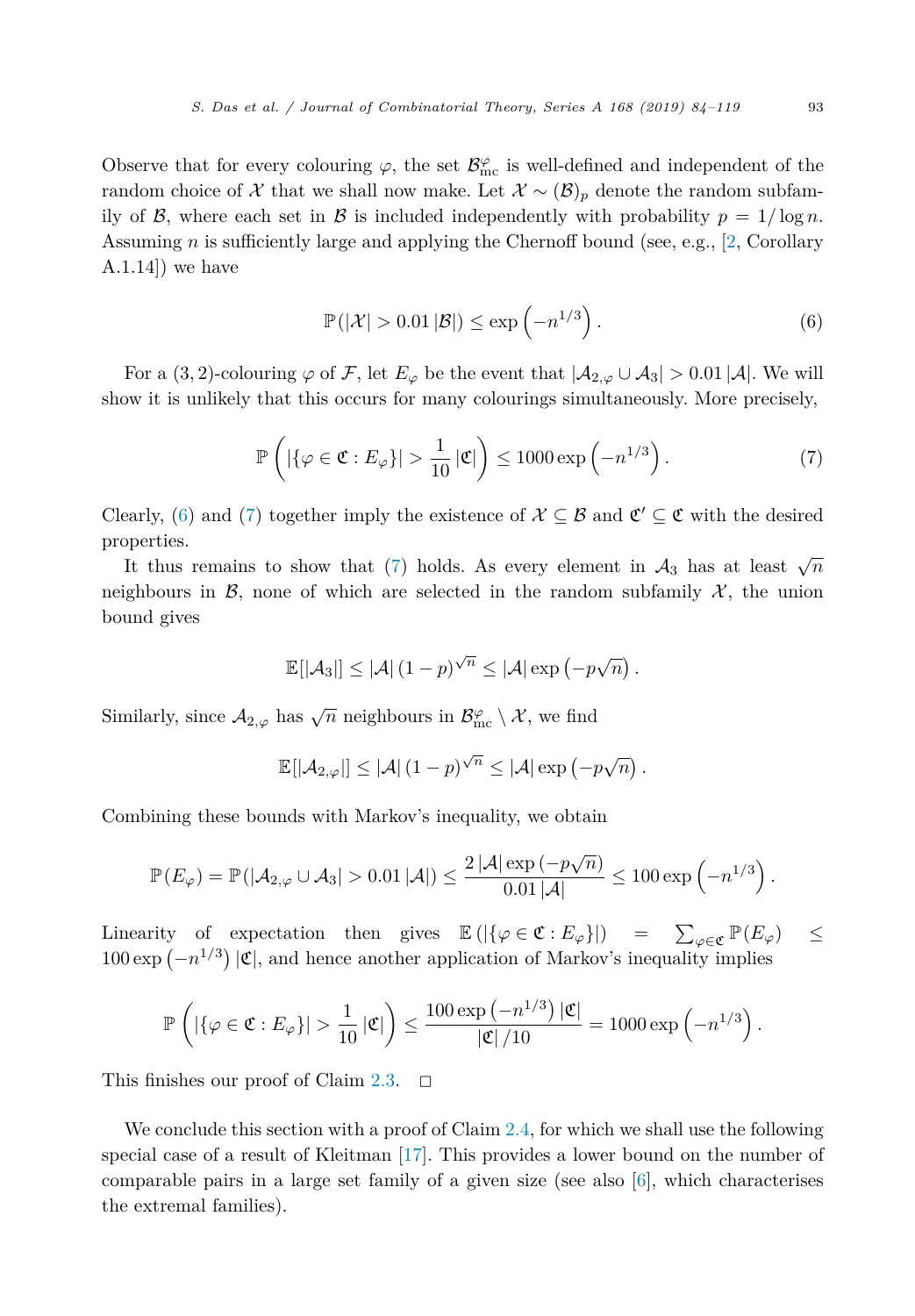Observe that for every colouring $\varphi$, the set $\mathcal{B}^{\varphi}_{\mathrm{mc}}$ is well-defined and independent of the random choice of $\mathcal{X}$ that we shall now make. Let $\mathcal{X} \sim (\mathcal{B})_p$ denote the random subfamily of $\mathcal{B}$, where each set in $\mathcal{B}$ is included independently with probability $p = 1/\log n$. Assuming $n$ is sufficiently large and applying the Chernoff bound (see, e.g., [2, Corollary A.1.14]) we have

$$\mathbb{P}(|\mathcal{X}| > 0.01\,|\mathcal{B}|) \leq \exp\left(-n^{1/3}\right). \tag{6}$$

For a $(3,2)$-colouring $\varphi$ of $\mathcal{F}$, let $E_\varphi$ be the event that $|\mathcal{A}_{2,\varphi} \cup \mathcal{A}_3| > 0.01\,|\mathcal{A}|$. We will show it is unlikely that this occurs for many colourings simultaneously. More precisely,

$$\mathbb{P}\left(|\{\varphi \in \mathfrak{C} : E_\varphi\}| > \frac{1}{10}\,|\mathfrak{C}|\right) \leq 1000 \exp\left(-n^{1/3}\right). \tag{7}$$

Clearly, (6) and (7) together imply the existence of $\mathcal{X} \subseteq \mathcal{B}$ and $\mathfrak{C}' \subseteq \mathfrak{C}$ with the desired properties.

It thus remains to show that (7) holds. As every element in $\mathcal{A}_3$ has at least $\sqrt{n}$ neighbours in $\mathcal{B}$, none of which are selected in the random subfamily $\mathcal{X}$, the union bound gives

$$\mathbb{E}[|\mathcal{A}_3|] \leq |\mathcal{A}|\,(1-p)^{\sqrt{n}} \leq |\mathcal{A}| \exp\left(-p\sqrt{n}\right).$$

Similarly, since $\mathcal{A}_{2,\varphi}$ has $\sqrt{n}$ neighbours in $\mathcal{B}^{\varphi}_{\mathrm{mc}} \setminus \mathcal{X}$, we find

$$\mathbb{E}[|\mathcal{A}_{2,\varphi}|] \leq |\mathcal{A}|\,(1-p)^{\sqrt{n}} \leq |\mathcal{A}| \exp\left(-p\sqrt{n}\right).$$

Combining these bounds with Markov's inequality, we obtain

$$\mathbb{P}(E_\varphi) = \mathbb{P}(|\mathcal{A}_{2,\varphi} \cup \mathcal{A}_3| > 0.01\,|\mathcal{A}|) \leq \frac{2\,|\mathcal{A}| \exp\left(-p\sqrt{n}\right)}{0.01\,|\mathcal{A}|} \leq 100 \exp\left(-n^{1/3}\right).$$

Linearity of expectation then gives $\mathbb{E}\left(|\{\varphi \in \mathfrak{C} : E_\varphi\}|\right) = \sum_{\varphi \in \mathfrak{C}} \mathbb{P}(E_\varphi) \leq 100 \exp\left(-n^{1/3}\right) |\mathfrak{C}|$, and hence another application of Markov's inequality implies

$$\mathbb{P}\left(|\{\varphi \in \mathfrak{C} : E_\varphi\}| > \frac{1}{10}\,|\mathfrak{C}|\right) \leq \frac{100 \exp\left(-n^{1/3}\right) |\mathfrak{C}|}{|\mathfrak{C}|/10} = 1000 \exp\left(-n^{1/3}\right).$$

This finishes our proof of Claim 2.3. $\square$

We conclude this section with a proof of Claim 2.4, for which we shall use the following special case of a result of Kleitman [17]. This provides a lower bound on the number of comparable pairs in a large set family of a given size (see also [6], which characterises the extremal families).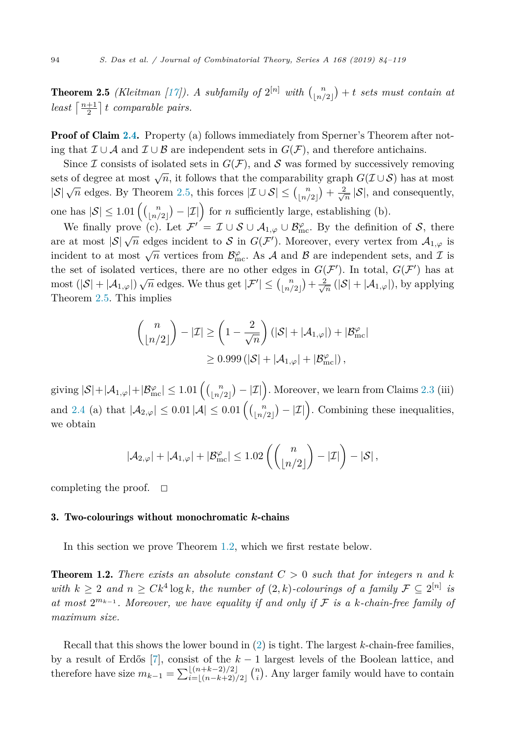**Theorem 2.5** *(Kleitman [17]). A subfamily of $2^{[n]}$ with $\binom{n}{\lfloor n/2 \rfloor} + t$ sets must contain at least $\lceil \frac{n+1}{2} \rceil t$ comparable pairs.*

**Proof of Claim 2.4.** Property (a) follows immediately from Sperner's Theorem after noting that $\mathcal{I} \cup \mathcal{A}$ and $\mathcal{I} \cup \mathcal{B}$ are independent sets in $G(\mathcal{F})$, and therefore antichains.

Since $\mathcal{I}$ consists of isolated sets in $G(\mathcal{F})$, and $\mathcal{S}$ was formed by successively removing sets of degree at most $\sqrt{n}$, it follows that the comparability graph $G(\mathcal{I} \cup \mathcal{S})$ has at most $|\mathcal{S}| \sqrt{n}$ edges. By Theorem 2.5, this forces $|\mathcal{I} \cup \mathcal{S}| \le \binom{n}{\lfloor n/2 \rfloor} + \frac{2}{\sqrt{n}} |\mathcal{S}|$, and consequently, one has $|\mathcal{S}| \le 1.01 \left( \binom{n}{\lfloor n/2 \rfloor} - |\mathcal{I}| \right)$ for $n$ sufficiently large, establishing (b).

We finally prove (c). Let $\mathcal{F}' = \mathcal{I} \cup \mathcal{S} \cup \mathcal{A}_{1,\varphi} \cup \mathcal{B}^{\varphi}_{\mathrm{mc}}$. By the definition of $\mathcal{S}$, there are at most $|\mathcal{S}| \sqrt{n}$ edges incident to $\mathcal{S}$ in $G(\mathcal{F}')$. Moreover, every vertex from $\mathcal{A}_{1,\varphi}$ is incident to at most $\sqrt{n}$ vertices from $\mathcal{B}^{\varphi}_{\mathrm{mc}}$. As $\mathcal{A}$ and $\mathcal{B}$ are independent sets, and $\mathcal{I}$ is the set of isolated vertices, there are no other edges in $G(\mathcal{F}')$. In total, $G(\mathcal{F}')$ has at most $(|\mathcal{S}| + |\mathcal{A}_{1,\varphi}|) \sqrt{n}$ edges. We thus get $|\mathcal{F}'| \le \binom{n}{\lfloor n/2 \rfloor} + \frac{2}{\sqrt{n}} (|\mathcal{S}| + |\mathcal{A}_{1,\varphi}|)$, by applying Theorem 2.5. This implies

$$
\begin{aligned}
\binom{n}{\lfloor n/2 \rfloor} - |\mathcal{I}| &\ge \left(1 - \frac{2}{\sqrt{n}}\right) (|\mathcal{S}| + |\mathcal{A}_{1,\varphi}|) + |\mathcal{B}^{\varphi}_{\mathrm{mc}}| \\
&\ge 0.999 \left(|\mathcal{S}| + |\mathcal{A}_{1,\varphi}| + |\mathcal{B}^{\varphi}_{\mathrm{mc}}|\right),
\end{aligned}
$$

giving $|\mathcal{S}| + |\mathcal{A}_{1,\varphi}| + |\mathcal{B}^{\varphi}_{\mathrm{mc}}| \le 1.01 \left( \binom{n}{\lfloor n/2 \rfloor} - |\mathcal{I}| \right)$. Moreover, we learn from Claims 2.3 (iii) and 2.4 (a) that $|\mathcal{A}_{2,\varphi}| \le 0.01 |\mathcal{A}| \le 0.01 \left( \binom{n}{\lfloor n/2 \rfloor} - |\mathcal{I}| \right)$. Combining these inequalities, we obtain

$$
|\mathcal{A}_{2,\varphi}| + |\mathcal{A}_{1,\varphi}| + |\mathcal{B}^{\varphi}_{\mathrm{mc}}| \le 1.02 \left( \binom{n}{\lfloor n/2 \rfloor} - |\mathcal{I}| \right) - |\mathcal{S}|,
$$

completing the proof. $\square$

## 3. Two-colourings without monochromatic $k$-chains

In this section we prove Theorem 1.2, which we first restate below.

**Theorem 1.2.** *There exists an absolute constant $C > 0$ such that for integers $n$ and $k$ with $k \ge 2$ and $n \ge C k^4 \log k$, the number of $(2, k)$-colourings of a family $\mathcal{F} \subseteq 2^{[n]}$ is at most $2^{m_{k-1}}$. Moreover, we have equality if and only if $\mathcal{F}$ is a $k$-chain-free family of maximum size.*

Recall that this shows the lower bound in (2) is tight. The largest $k$-chain-free families, by a result of Erdős [7], consist of the $k - 1$ largest levels of the Boolean lattice, and therefore have size $m_{k-1} = \sum_{i=\lfloor (n-k+2)/2 \rfloor}^{\lfloor (n+k-2)/2 \rfloor} \binom{n}{i}$. Any larger family would have to contain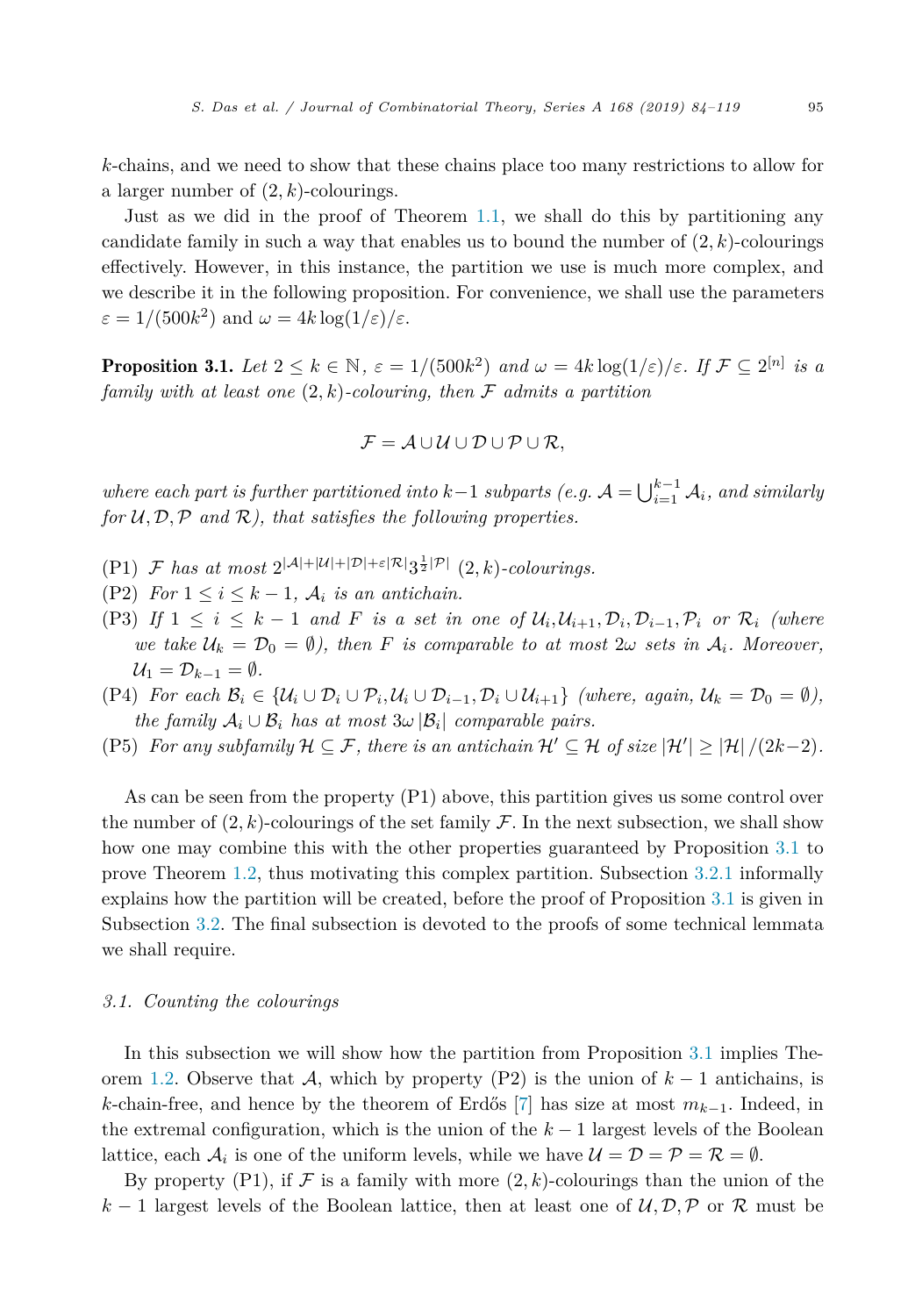$k$-chains, and we need to show that these chains place too many restrictions to allow for a larger number of $(2,k)$-colourings.

Just as we did in the proof of Theorem 1.1, we shall do this by partitioning any candidate family in such a way that enables us to bound the number of $(2,k)$-colourings effectively. However, in this instance, the partition we use is much more complex, and we describe it in the following proposition. For convenience, we shall use the parameters $\varepsilon = 1/(500k^2)$ and $\omega = 4k \log(1/\varepsilon)/\varepsilon$.

**Proposition 3.1.** *Let $2 \le k \in \mathbb{N}$, $\varepsilon = 1/(500k^2)$ and $\omega = 4k \log(1/\varepsilon)/\varepsilon$. If $\mathcal{F} \subseteq 2^{[n]}$ is a family with at least one $(2,k)$-colouring, then $\mathcal{F}$ admits a partition*

$$\mathcal{F} = \mathcal{A} \cup \mathcal{U} \cup \mathcal{D} \cup \mathcal{P} \cup \mathcal{R},$$

*where each part is further partitioned into $k-1$ subparts (e.g. $\mathcal{A} = \bigcup_{i=1}^{k-1} \mathcal{A}_i$, and similarly for $\mathcal{U}, \mathcal{D}, \mathcal{P}$ and $\mathcal{R}$), that satisfies the following properties.*

- (P1) *$\mathcal{F}$ has at most $2^{|\mathcal{A}|+|\mathcal{U}|+|\mathcal{D}|+\varepsilon|\mathcal{R}|} 3^{\frac{1}{2}|\mathcal{P}|}$ $(2,k)$-colourings.*
- (P2) *For $1 \le i \le k-1$, $\mathcal{A}_i$ is an antichain.*
- (P3) *If $1 \le i \le k-1$ and $F$ is a set in one of $\mathcal{U}_i, \mathcal{U}_{i+1}, \mathcal{D}_i, \mathcal{D}_{i-1}, \mathcal{P}_i$ or $\mathcal{R}_i$ (where we take $\mathcal{U}_k = \mathcal{D}_0 = \emptyset$), then $F$ is comparable to at most $2\omega$ sets in $\mathcal{A}_i$. Moreover, $\mathcal{U}_1 = \mathcal{D}_{k-1} = \emptyset$.*
- (P4) *For each $\mathcal{B}_i \in \{\mathcal{U}_i \cup \mathcal{D}_i \cup \mathcal{P}_i, \mathcal{U}_i \cup \mathcal{D}_{i-1}, \mathcal{D}_i \cup \mathcal{U}_{i+1}\}$ (where, again, $\mathcal{U}_k = \mathcal{D}_0 = \emptyset$), the family $\mathcal{A}_i \cup \mathcal{B}_i$ has at most $3\omega |\mathcal{B}_i|$ comparable pairs.*
- (P5) *For any subfamily $\mathcal{H} \subseteq \mathcal{F}$, there is an antichain $\mathcal{H}' \subseteq \mathcal{H}$ of size $|\mathcal{H}'| \ge |\mathcal{H}|/(2k-2)$.*

As can be seen from the property (P1) above, this partition gives us some control over the number of $(2,k)$-colourings of the set family $\mathcal{F}$. In the next subsection, we shall show how one may combine this with the other properties guaranteed by Proposition 3.1 to prove Theorem 1.2, thus motivating this complex partition. Subsection 3.2.1 informally explains how the partition will be created, before the proof of Proposition 3.1 is given in Subsection 3.2. The final subsection is devoted to the proofs of some technical lemmata we shall require.

### 3.1. Counting the colourings

In this subsection we will show how the partition from Proposition 3.1 implies Theorem 1.2. Observe that $\mathcal{A}$, which by property (P2) is the union of $k-1$ antichains, is $k$-chain-free, and hence by the theorem of Erdős [7] has size at most $m_{k-1}$. Indeed, in the extremal configuration, which is the union of the $k-1$ largest levels of the Boolean lattice, each $\mathcal{A}_i$ is one of the uniform levels, while we have $\mathcal{U} = \mathcal{D} = \mathcal{P} = \mathcal{R} = \emptyset$.

By property (P1), if $\mathcal{F}$ is a family with more $(2,k)$-colourings than the union of the $k-1$ largest levels of the Boolean lattice, then at least one of $\mathcal{U}, \mathcal{D}, \mathcal{P}$ or $\mathcal{R}$ must be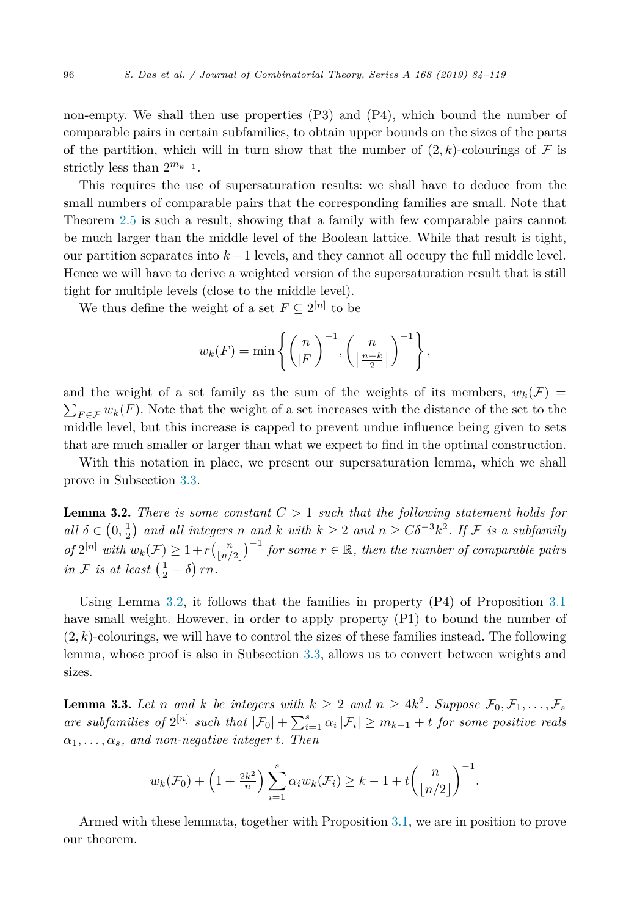non-empty. We shall then use properties (P3) and (P4), which bound the number of comparable pairs in certain subfamilies, to obtain upper bounds on the sizes of the parts of the partition, which will in turn show that the number of $(2,k)$-colourings of $\mathcal{F}$ is strictly less than $2^{m_{k-1}}$.

This requires the use of supersaturation results: we shall have to deduce from the small numbers of comparable pairs that the corresponding families are small. Note that Theorem 2.5 is such a result, showing that a family with few comparable pairs cannot be much larger than the middle level of the Boolean lattice. While that result is tight, our partition separates into $k-1$ levels, and they cannot all occupy the full middle level. Hence we will have to derive a weighted version of the supersaturation result that is still tight for multiple levels (close to the middle level).

We thus define the weight of a set $F \subseteq 2^{[n]}$ to be

$$w_k(F) = \min\left\{ \binom{n}{|F|}^{-1}, \binom{n}{\lfloor \frac{n-k}{2} \rfloor}^{-1} \right\},$$

and the weight of a set family as the sum of the weights of its members, $w_k(\mathcal{F}) = \sum_{F \in \mathcal{F}} w_k(F)$. Note that the weight of a set increases with the distance of the set to the middle level, but this increase is capped to prevent undue influence being given to sets that are much smaller or larger than what we expect to find in the optimal construction.

With this notation in place, we present our supersaturation lemma, which we shall prove in Subsection 3.3.

**Lemma 3.2.** *There is some constant $C > 1$ such that the following statement holds for all $\delta \in \left(0, \frac{1}{2}\right)$ and all integers $n$ and $k$ with $k \geq 2$ and $n \geq C\delta^{-3}k^2$. If $\mathcal{F}$ is a subfamily of $2^{[n]}$ with $w_k(\mathcal{F}) \geq 1 + r\binom{n}{\lfloor n/2 \rfloor}^{-1}$ for some $r \in \mathbb{R}$, then the number of comparable pairs in $\mathcal{F}$ is at least $\left(\frac{1}{2} - \delta\right) rn$.*

Using Lemma 3.2, it follows that the families in property (P4) of Proposition 3.1 have small weight. However, in order to apply property (P1) to bound the number of $(2,k)$-colourings, we will have to control the sizes of these families instead. The following lemma, whose proof is also in Subsection 3.3, allows us to convert between weights and sizes.

**Lemma 3.3.** *Let $n$ and $k$ be integers with $k \geq 2$ and $n \geq 4k^2$. Suppose $\mathcal{F}_0, \mathcal{F}_1, \ldots, \mathcal{F}_s$ are subfamilies of $2^{[n]}$ such that $|\mathcal{F}_0| + \sum_{i=1}^{s} \alpha_i |\mathcal{F}_i| \geq m_{k-1} + t$ for some positive reals $\alpha_1, \ldots, \alpha_s$, and non-negative integer $t$. Then*

$$w_k(\mathcal{F}_0) + \left(1 + \tfrac{2k^2}{n}\right) \sum_{i=1}^{s} \alpha_i w_k(\mathcal{F}_i) \geq k - 1 + t\binom{n}{\lfloor n/2 \rfloor}^{-1}.$$

Armed with these lemmata, together with Proposition 3.1, we are in position to prove our theorem.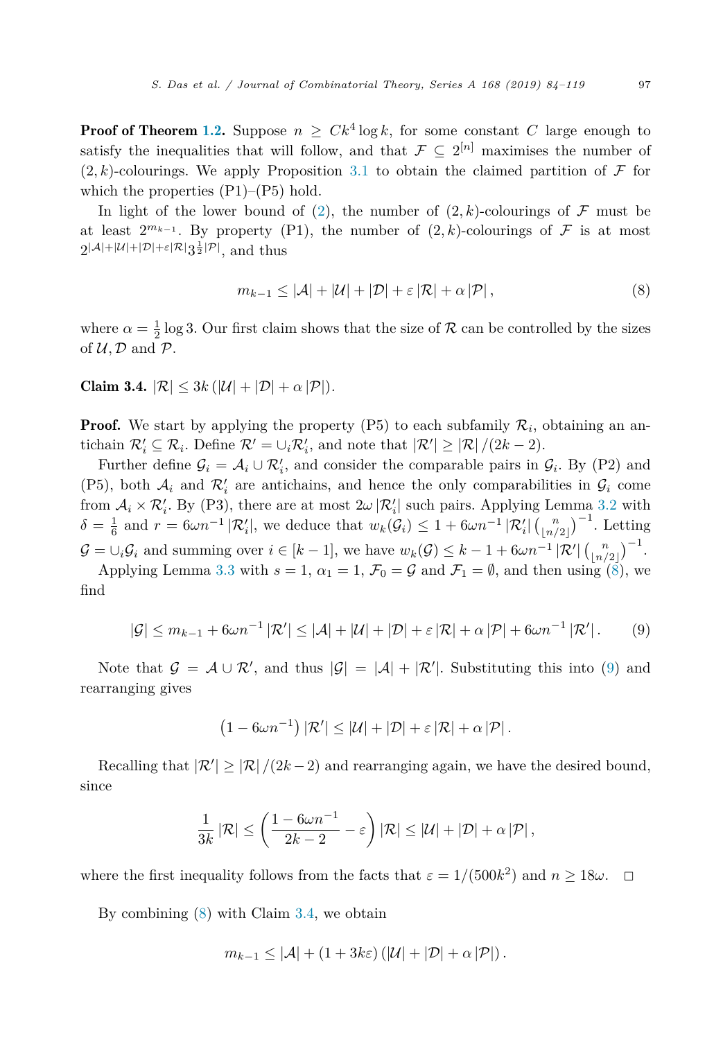**Proof of Theorem 1.2.** Suppose $n \geq Ck^4 \log k$, for some constant $C$ large enough to satisfy the inequalities that will follow, and that $\mathcal{F} \subseteq 2^{[n]}$ maximises the number of $(2,k)$-colourings. We apply Proposition 3.1 to obtain the claimed partition of $\mathcal{F}$ for which the properties (P1)–(P5) hold.

In light of the lower bound of (2), the number of $(2,k)$-colourings of $\mathcal{F}$ must be at least $2^{m_{k-1}}$. By property (P1), the number of $(2,k)$-colourings of $\mathcal{F}$ is at most $2^{|\mathcal{A}|+|\mathcal{U}|+|\mathcal{D}|+\varepsilon|\mathcal{R}|}3^{\frac{1}{2}|\mathcal{P}|}$, and thus

$$m_{k-1} \leq |\mathcal{A}| + |\mathcal{U}| + |\mathcal{D}| + \varepsilon\,|\mathcal{R}| + \alpha\,|\mathcal{P}|\,, \tag{8}$$

where $\alpha = \frac{1}{2}\log 3$. Our first claim shows that the size of $\mathcal{R}$ can be controlled by the sizes of $\mathcal{U}, \mathcal{D}$ and $\mathcal{P}$.

**Claim 3.4.** $|\mathcal{R}| \leq 3k\,(|\mathcal{U}| + |\mathcal{D}| + \alpha\,|\mathcal{P}|)$.

**Proof.** We start by applying the property (P5) to each subfamily $\mathcal{R}_i$, obtaining an antichain $\mathcal{R}'_i \subseteq \mathcal{R}_i$. Define $\mathcal{R}' = \cup_i \mathcal{R}'_i$, and note that $|\mathcal{R}'| \geq |\mathcal{R}|/(2k-2)$.

Further define $\mathcal{G}_i = \mathcal{A}_i \cup \mathcal{R}'_i$, and consider the comparable pairs in $\mathcal{G}_i$. By (P2) and (P5), both $\mathcal{A}_i$ and $\mathcal{R}'_i$ are antichains, and hence the only comparabilities in $\mathcal{G}_i$ come from $\mathcal{A}_i \times \mathcal{R}'_i$. By (P3), there are at most $2\omega\,|\mathcal{R}'_i|$ such pairs. Applying Lemma 3.2 with $\delta = \frac{1}{6}$ and $r = 6\omega n^{-1}\,|\mathcal{R}'_i|$, we deduce that $w_k(\mathcal{G}_i) \leq 1 + 6\omega n^{-1}\,|\mathcal{R}'_i|\binom{n}{\lfloor n/2 \rfloor}^{-1}$. Letting $\mathcal{G} = \cup_i \mathcal{G}_i$ and summing over $i \in [k-1]$, we have $w_k(\mathcal{G}) \leq k - 1 + 6\omega n^{-1}\,|\mathcal{R}'|\binom{n}{\lfloor n/2 \rfloor}^{-1}$.

Applying Lemma 3.3 with $s = 1$, $\alpha_1 = 1$, $\mathcal{F}_0 = \mathcal{G}$ and $\mathcal{F}_1 = \emptyset$, and then using (8), we find

$$|\mathcal{G}| \leq m_{k-1} + 6\omega n^{-1}\,|\mathcal{R}'| \leq |\mathcal{A}| + |\mathcal{U}| + |\mathcal{D}| + \varepsilon\,|\mathcal{R}| + \alpha\,|\mathcal{P}| + 6\omega n^{-1}\,|\mathcal{R}'|\,. \tag{9}$$

Note that $\mathcal{G} = \mathcal{A} \cup \mathcal{R}'$, and thus $|\mathcal{G}| = |\mathcal{A}| + |\mathcal{R}'|$. Substituting this into (9) and rearranging gives

$$\left(1 - 6\omega n^{-1}\right)|\mathcal{R}'| \leq |\mathcal{U}| + |\mathcal{D}| + \varepsilon\,|\mathcal{R}| + \alpha\,|\mathcal{P}|\,.$$

Recalling that $|\mathcal{R}'| \geq |\mathcal{R}|/(2k-2)$ and rearranging again, we have the desired bound, since

$$\frac{1}{3k}\,|\mathcal{R}| \leq \left(\frac{1 - 6\omega n^{-1}}{2k-2} - \varepsilon\right)|\mathcal{R}| \leq |\mathcal{U}| + |\mathcal{D}| + \alpha\,|\mathcal{P}|\,,$$

where the first inequality follows from the facts that $\varepsilon = 1/(500k^2)$ and $n \geq 18\omega$. $\square$

By combining (8) with Claim 3.4, we obtain

$$m_{k-1} \leq |\mathcal{A}| + (1 + 3k\varepsilon)\left(|\mathcal{U}| + |\mathcal{D}| + \alpha\,|\mathcal{P}|\right).$$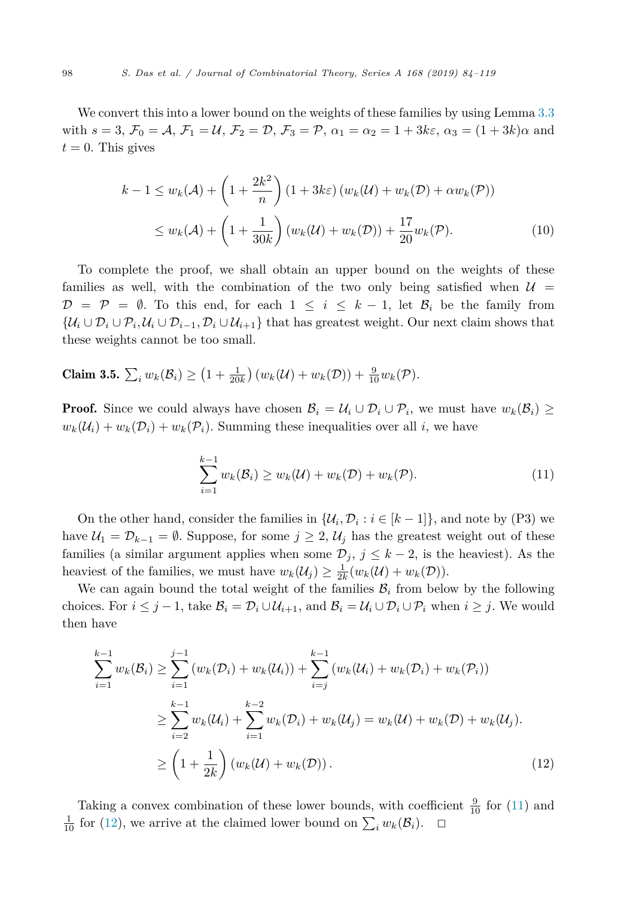We convert this into a lower bound on the weights of these families by using Lemma 3.3 with $s = 3$, $\mathcal{F}_0 = \mathcal{A}$, $\mathcal{F}_1 = \mathcal{U}$, $\mathcal{F}_2 = \mathcal{D}$, $\mathcal{F}_3 = \mathcal{P}$, $\alpha_1 = \alpha_2 = 1 + 3k\varepsilon$, $\alpha_3 = (1 + 3k)\alpha$ and $t = 0$. This gives

$$
\begin{aligned}
k - 1 &\leq w_k(\mathcal{A}) + \left(1 + \frac{2k^2}{n}\right)(1 + 3k\varepsilon)\left(w_k(\mathcal{U}) + w_k(\mathcal{D}) + \alpha w_k(\mathcal{P})\right) \\
&\leq w_k(\mathcal{A}) + \left(1 + \frac{1}{30k}\right)\left(w_k(\mathcal{U}) + w_k(\mathcal{D})\right) + \frac{17}{20} w_k(\mathcal{P}). \qquad (10)
\end{aligned}
$$

To complete the proof, we shall obtain an upper bound on the weights of these families as well, with the combination of the two only being satisfied when $\mathcal{U} = \mathcal{D} = \mathcal{P} = \emptyset$. To this end, for each $1 \leq i \leq k-1$, let $\mathcal{B}_i$ be the family from $\{\mathcal{U}_i \cup \mathcal{D}_i \cup \mathcal{P}_i, \mathcal{U}_i \cup \mathcal{D}_{i-1}, \mathcal{D}_i \cup \mathcal{U}_{i+1}\}$ that has greatest weight. Our next claim shows that these weights cannot be too small.

**Claim 3.5.** $\sum_i w_k(\mathcal{B}_i) \geq \left(1 + \frac{1}{20k}\right)\left(w_k(\mathcal{U}) + w_k(\mathcal{D})\right) + \frac{9}{10} w_k(\mathcal{P})$.

**Proof.** Since we could always have chosen $\mathcal{B}_i = \mathcal{U}_i \cup \mathcal{D}_i \cup \mathcal{P}_i$, we must have $w_k(\mathcal{B}_i) \geq w_k(\mathcal{U}_i) + w_k(\mathcal{D}_i) + w_k(\mathcal{P}_i)$. Summing these inequalities over all $i$, we have

$$
\sum_{i=1}^{k-1} w_k(\mathcal{B}_i) \geq w_k(\mathcal{U}) + w_k(\mathcal{D}) + w_k(\mathcal{P}). \qquad (11)
$$

On the other hand, consider the families in $\{\mathcal{U}_i, \mathcal{D}_i : i \in [k-1]\}$, and note by (P3) we have $\mathcal{U}_1 = \mathcal{D}_{k-1} = \emptyset$. Suppose, for some $j \geq 2$, $\mathcal{U}_j$ has the greatest weight out of these families (a similar argument applies when some $\mathcal{D}_j$, $j \leq k-2$, is the heaviest). As the heaviest of the families, we must have $w_k(\mathcal{U}_j) \geq \frac{1}{2k}(w_k(\mathcal{U}) + w_k(\mathcal{D}))$.

We can again bound the total weight of the families $\mathcal{B}_i$ from below by the following choices. For $i \leq j-1$, take $\mathcal{B}_i = \mathcal{D}_i \cup \mathcal{U}_{i+1}$, and $\mathcal{B}_i = \mathcal{U}_i \cup \mathcal{D}_i \cup \mathcal{P}_i$ when $i \geq j$. We would then have

$$
\begin{aligned}
\sum_{i=1}^{k-1} w_k(\mathcal{B}_i) &\geq \sum_{i=1}^{j-1}\left(w_k(\mathcal{D}_i) + w_k(\mathcal{U}_i)\right) + \sum_{i=j}^{k-1}\left(w_k(\mathcal{U}_i) + w_k(\mathcal{D}_i) + w_k(\mathcal{P}_i)\right) \\
&\geq \sum_{i=2}^{k-1} w_k(\mathcal{U}_i) + \sum_{i=1}^{k-2} w_k(\mathcal{D}_i) + w_k(\mathcal{U}_j) = w_k(\mathcal{U}) + w_k(\mathcal{D}) + w_k(\mathcal{U}_j). \\
&\geq \left(1 + \frac{1}{2k}\right)\left(w_k(\mathcal{U}) + w_k(\mathcal{D})\right). \qquad (12)
\end{aligned}
$$

Taking a convex combination of these lower bounds, with coefficient $\frac{9}{10}$ for (11) and $\frac{1}{10}$ for (12), we arrive at the claimed lower bound on $\sum_i w_k(\mathcal{B}_i)$. $\square$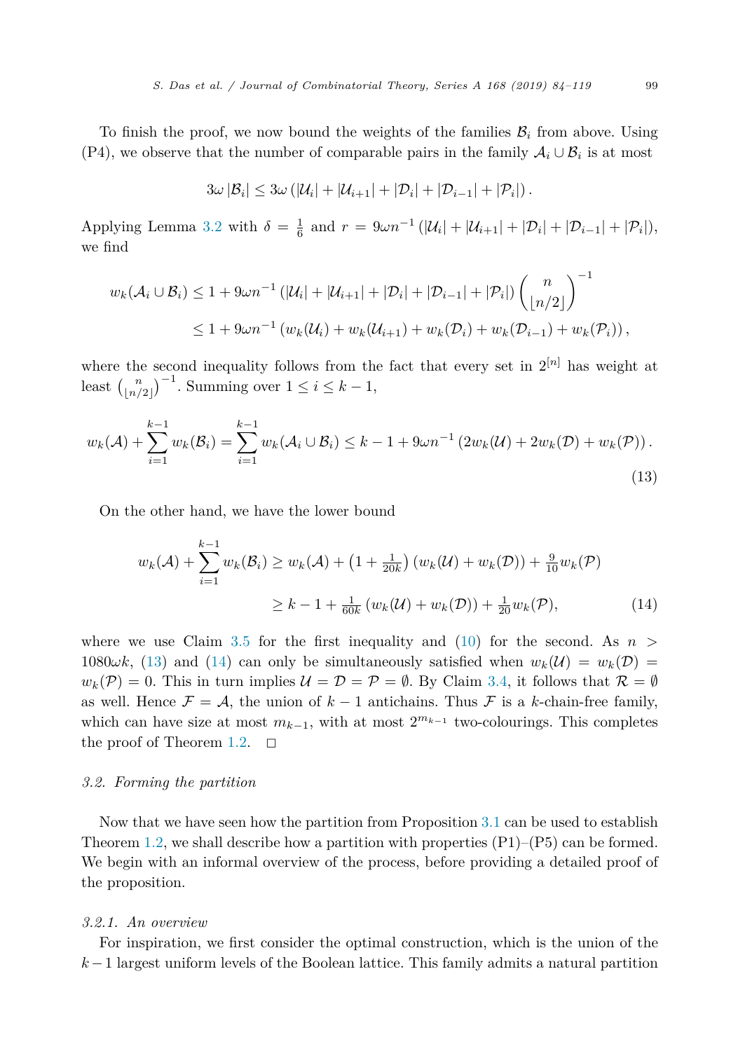To finish the proof, we now bound the weights of the families $\mathcal{B}_i$ from above. Using (P4), we observe that the number of comparable pairs in the family $\mathcal{A}_i \cup \mathcal{B}_i$ is at most

$$3\omega\,|\mathcal{B}_i| \le 3\omega\left(|\mathcal{U}_i| + |\mathcal{U}_{i+1}| + |\mathcal{D}_i| + |\mathcal{D}_{i-1}| + |\mathcal{P}_i|\right).$$

Applying Lemma 3.2 with $\delta = \frac{1}{6}$ and $r = 9\omega n^{-1}\left(|\mathcal{U}_i| + |\mathcal{U}_{i+1}| + |\mathcal{D}_i| + |\mathcal{D}_{i-1}| + |\mathcal{P}_i|\right)$, we find

$$\begin{aligned} w_k(\mathcal{A}_i \cup \mathcal{B}_i) &\le 1 + 9\omega n^{-1}\left(|\mathcal{U}_i| + |\mathcal{U}_{i+1}| + |\mathcal{D}_i| + |\mathcal{D}_{i-1}| + |\mathcal{P}_i|\right)\binom{n}{\lfloor n/2 \rfloor}^{-1} \\ &\le 1 + 9\omega n^{-1}\left(w_k(\mathcal{U}_i) + w_k(\mathcal{U}_{i+1}) + w_k(\mathcal{D}_i) + w_k(\mathcal{D}_{i-1}) + w_k(\mathcal{P}_i)\right), \end{aligned}$$

where the second inequality follows from the fact that every set in $2^{[n]}$ has weight at least $\binom{n}{\lfloor n/2 \rfloor}^{-1}$. Summing over $1 \le i \le k-1$,

$$w_k(\mathcal{A}) + \sum_{i=1}^{k-1} w_k(\mathcal{B}_i) = \sum_{i=1}^{k-1} w_k(\mathcal{A}_i \cup \mathcal{B}_i) \le k - 1 + 9\omega n^{-1}\left(2w_k(\mathcal{U}) + 2w_k(\mathcal{D}) + w_k(\mathcal{P})\right). \tag{13}$$

On the other hand, we have the lower bound

$$\begin{aligned} w_k(\mathcal{A}) + \sum_{i=1}^{k-1} w_k(\mathcal{B}_i) &\ge w_k(\mathcal{A}) + \left(1 + \tfrac{1}{20k}\right)\left(w_k(\mathcal{U}) + w_k(\mathcal{D})\right) + \tfrac{9}{10} w_k(\mathcal{P}) \\ &\ge k - 1 + \tfrac{1}{60k}\left(w_k(\mathcal{U}) + w_k(\mathcal{D})\right) + \tfrac{1}{20} w_k(\mathcal{P}), \end{aligned} \tag{14}$$

where we use Claim 3.5 for the first inequality and (10) for the second. As $n > 1080\omega k$, (13) and (14) can only be simultaneously satisfied when $w_k(\mathcal{U}) = w_k(\mathcal{D}) = w_k(\mathcal{P}) = 0$. This in turn implies $\mathcal{U} = \mathcal{D} = \mathcal{P} = \emptyset$. By Claim 3.4, it follows that $\mathcal{R} = \emptyset$ as well. Hence $\mathcal{F} = \mathcal{A}$, the union of $k-1$ antichains. Thus $\mathcal{F}$ is a $k$-chain-free family, which can have size at most $m_{k-1}$, with at most $2^{m_{k-1}}$ two-colourings. This completes the proof of Theorem 1.2. $\square$

### 3.2. Forming the partition

Now that we have seen how the partition from Proposition 3.1 can be used to establish Theorem 1.2, we shall describe how a partition with properties (P1)–(P5) can be formed. We begin with an informal overview of the process, before providing a detailed proof of the proposition.

#### 3.2.1. An overview

For inspiration, we first consider the optimal construction, which is the union of the $k-1$ largest uniform levels of the Boolean lattice. This family admits a natural partition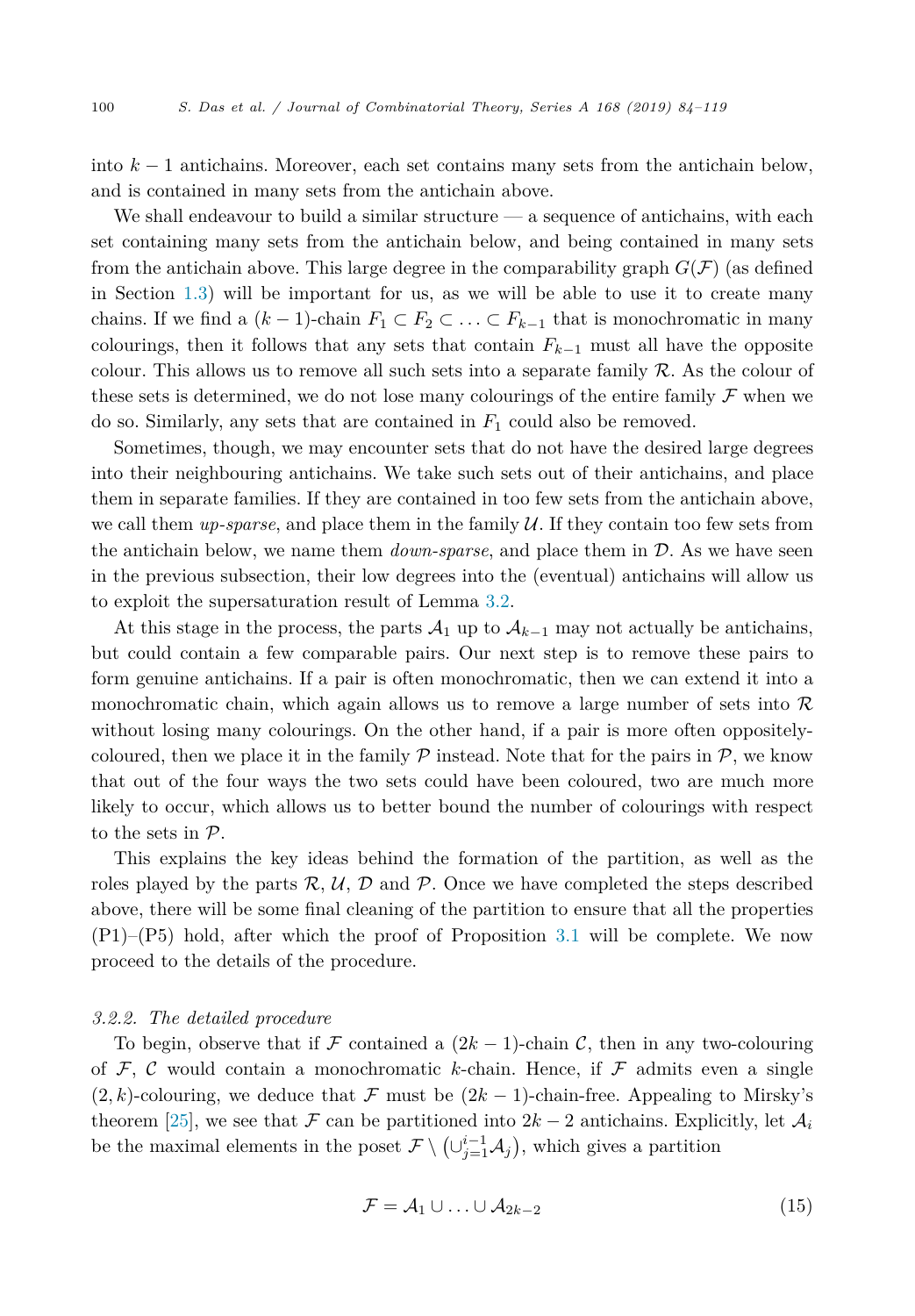into $k-1$ antichains. Moreover, each set contains many sets from the antichain below, and is contained in many sets from the antichain above.

We shall endeavour to build a similar structure — a sequence of antichains, with each set containing many sets from the antichain below, and being contained in many sets from the antichain above. This large degree in the comparability graph $G(\mathcal{F})$ (as defined in Section 1.3) will be important for us, as we will be able to use it to create many chains. If we find a $(k-1)$-chain $F_1 \subset F_2 \subset \ldots \subset F_{k-1}$ that is monochromatic in many colourings, then it follows that any sets that contain $F_{k-1}$ must all have the opposite colour. This allows us to remove all such sets into a separate family $\mathcal{R}$. As the colour of these sets is determined, we do not lose many colourings of the entire family $\mathcal{F}$ when we do so. Similarly, any sets that are contained in $F_1$ could also be removed.

Sometimes, though, we may encounter sets that do not have the desired large degrees into their neighbouring antichains. We take such sets out of their antichains, and place them in separate families. If they are contained in too few sets from the antichain above, we call them *up-sparse*, and place them in the family $\mathcal{U}$. If they contain too few sets from the antichain below, we name them *down-sparse*, and place them in $\mathcal{D}$. As we have seen in the previous subsection, their low degrees into the (eventual) antichains will allow us to exploit the supersaturation result of Lemma 3.2.

At this stage in the process, the parts $\mathcal{A}_1$ up to $\mathcal{A}_{k-1}$ may not actually be antichains, but could contain a few comparable pairs. Our next step is to remove these pairs to form genuine antichains. If a pair is often monochromatic, then we can extend it into a monochromatic chain, which again allows us to remove a large number of sets into $\mathcal{R}$ without losing many colourings. On the other hand, if a pair is more often oppositely-coloured, then we place it in the family $\mathcal{P}$ instead. Note that for the pairs in $\mathcal{P}$, we know that out of the four ways the two sets could have been coloured, two are much more likely to occur, which allows us to better bound the number of colourings with respect to the sets in $\mathcal{P}$.

This explains the key ideas behind the formation of the partition, as well as the roles played by the parts $\mathcal{R}$, $\mathcal{U}$, $\mathcal{D}$ and $\mathcal{P}$. Once we have completed the steps described above, there will be some final cleaning of the partition to ensure that all the properties (P1)–(P5) hold, after which the proof of Proposition 3.1 will be complete. We now proceed to the details of the procedure.

### *3.2.2. The detailed procedure*

To begin, observe that if $\mathcal{F}$ contained a $(2k-1)$-chain $\mathcal{C}$, then in any two-colouring of $\mathcal{F}$, $\mathcal{C}$ would contain a monochromatic $k$-chain. Hence, if $\mathcal{F}$ admits even a single $(2,k)$-colouring, we deduce that $\mathcal{F}$ must be $(2k-1)$-chain-free. Appealing to Mirsky's theorem [25], we see that $\mathcal{F}$ can be partitioned into $2k-2$ antichains. Explicitly, let $\mathcal{A}_i$ be the maximal elements in the poset $\mathcal{F} \setminus \left(\cup_{j=1}^{i-1} \mathcal{A}_j\right)$, which gives a partition

$$\mathcal{F} = \mathcal{A}_1 \cup \ldots \cup \mathcal{A}_{2k-2} \tag{15}$$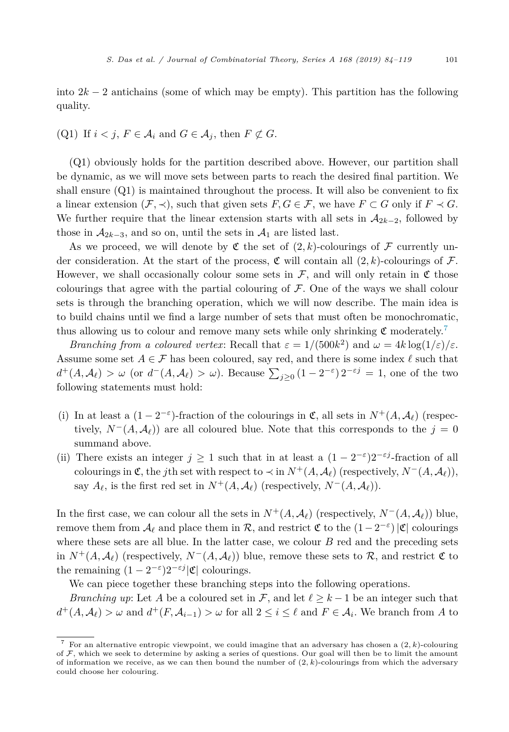into $2k-2$ antichains (some of which may be empty). This partition has the following quality.

(Q1) If $i < j$, $F \in \mathcal{A}_i$ and $G \in \mathcal{A}_j$, then $F \not\subset G$.

(Q1) obviously holds for the partition described above. However, our partition shall be dynamic, as we will move sets between parts to reach the desired final partition. We shall ensure (Q1) is maintained throughout the process. It will also be convenient to fix a linear extension $(\mathcal{F}, \prec)$, such that given sets $F, G \in \mathcal{F}$, we have $F \subset G$ only if $F \prec G$. We further require that the linear extension starts with all sets in $\mathcal{A}_{2k-2}$, followed by those in $\mathcal{A}_{2k-3}$, and so on, until the sets in $\mathcal{A}_1$ are listed last.

As we proceed, we will denote by $\mathfrak{C}$ the set of $(2,k)$-colourings of $\mathcal{F}$ currently under consideration. At the start of the process, $\mathfrak{C}$ will contain all $(2,k)$-colourings of $\mathcal{F}$. However, we shall occasionally colour some sets in $\mathcal{F}$, and will only retain in $\mathfrak{C}$ those colourings that agree with the partial colouring of $\mathcal{F}$. One of the ways we shall colour sets is through the branching operation, which we will now describe. The main idea is to build chains until we find a large number of sets that must often be monochromatic, thus allowing us to colour and remove many sets while only shrinking $\mathfrak{C}$ moderately.[7]

*Branching from a coloured vertex*: Recall that $\varepsilon = 1/(500k^2)$ and $\omega = 4k \log(1/\varepsilon)/\varepsilon$. Assume some set $A \in \mathcal{F}$ has been coloured, say red, and there is some index $\ell$ such that $d^+(A, \mathcal{A}_\ell) > \omega$ (or $d^-(A, \mathcal{A}_\ell) > \omega$). Because $\sum_{j \geq 0} (1 - 2^{-\varepsilon}) 2^{-\varepsilon j} = 1$, one of the two following statements must hold:

(i) In at least a $(1-2^{-\varepsilon})$-fraction of the colourings in $\mathfrak{C}$, all sets in $N^+(A, \mathcal{A}_\ell)$ (respectively, $N^-(A, \mathcal{A}_\ell)$) are all coloured blue. Note that this corresponds to the $j = 0$ summand above.

(ii) There exists an integer $j \geq 1$ such that in at least a $(1-2^{-\varepsilon})2^{-\varepsilon j}$-fraction of all colourings in $\mathfrak{C}$, the $j$th set with respect to $\prec$ in $N^+(A, \mathcal{A}_\ell)$ (respectively, $N^-(A, \mathcal{A}_\ell)$), say $A_\ell$, is the first red set in $N^+(A, \mathcal{A}_\ell)$ (respectively, $N^-(A, \mathcal{A}_\ell)$).

In the first case, we can colour all the sets in $N^+(A, \mathcal{A}_\ell)$ (respectively, $N^-(A, \mathcal{A}_\ell)$) blue, remove them from $\mathcal{A}_\ell$ and place them in $\mathcal{R}$, and restrict $\mathfrak{C}$ to the $(1-2^{-\varepsilon})\,|\mathfrak{C}|$ colourings where these sets are all blue. In the latter case, we colour $B$ red and the preceding sets in $N^+(A, \mathcal{A}_\ell)$ (respectively, $N^-(A, \mathcal{A}_\ell)$) blue, remove these sets to $\mathcal{R}$, and restrict $\mathfrak{C}$ to the remaining $(1-2^{-\varepsilon})2^{-\varepsilon j}|\mathfrak{C}|$ colourings.

We can piece together these branching steps into the following operations.

*Branching up*: Let $A$ be a coloured set in $\mathcal{F}$, and let $\ell \geq k-1$ be an integer such that $d^+(A, \mathcal{A}_\ell) > \omega$ and $d^+(F, \mathcal{A}_{i-1}) > \omega$ for all $2 \leq i \leq \ell$ and $F \in \mathcal{A}_i$. We branch from $A$ to

[7] For an alternative entropic viewpoint, we could imagine that an adversary has chosen a $(2,k)$-colouring of $\mathcal{F}$, which we seek to determine by asking a series of questions. Our goal will then be to limit the amount of information we receive, as we can then bound the number of $(2,k)$-colourings from which the adversary could choose her colouring.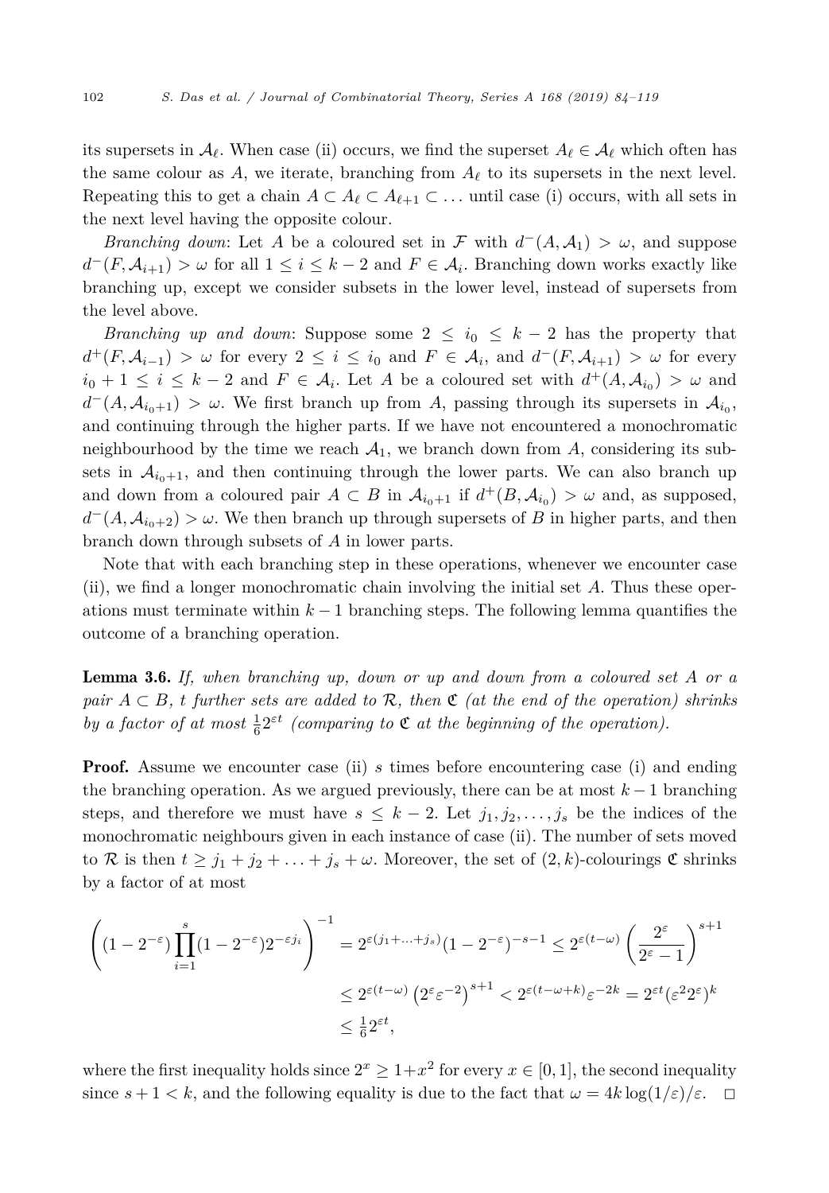its supersets in $\mathcal{A}_\ell$. When case (ii) occurs, we find the superset $A_\ell \in \mathcal{A}_\ell$ which often has the same colour as $A$, we iterate, branching from $A_\ell$ to its supersets in the next level. Repeating this to get a chain $A \subset A_\ell \subset A_{\ell+1} \subset \dots$ until case (i) occurs, with all sets in the next level having the opposite colour.

*Branching down*: Let $A$ be a coloured set in $\mathcal{F}$ with $d^-(A, \mathcal{A}_1) > \omega$, and suppose $d^-(F, \mathcal{A}_{i+1}) > \omega$ for all $1 \le i \le k-2$ and $F \in \mathcal{A}_i$. Branching down works exactly like branching up, except we consider subsets in the lower level, instead of supersets from the level above.

*Branching up and down*: Suppose some $2 \le i_0 \le k-2$ has the property that $d^+(F, \mathcal{A}_{i-1}) > \omega$ for every $2 \le i \le i_0$ and $F \in \mathcal{A}_i$, and $d^-(F, \mathcal{A}_{i+1}) > \omega$ for every $i_0 + 1 \le i \le k-2$ and $F \in \mathcal{A}_i$. Let $A$ be a coloured set with $d^+(A, \mathcal{A}_{i_0}) > \omega$ and $d^-(A, \mathcal{A}_{i_0+1}) > \omega$. We first branch up from $A$, passing through its supersets in $\mathcal{A}_{i_0}$, and continuing through the higher parts. If we have not encountered a monochromatic neighbourhood by the time we reach $\mathcal{A}_1$, we branch down from $A$, considering its subsets in $\mathcal{A}_{i_0+1}$, and then continuing through the lower parts. We can also branch up and down from a coloured pair $A \subset B$ in $\mathcal{A}_{i_0+1}$ if $d^+(B, \mathcal{A}_{i_0}) > \omega$ and, as supposed, $d^-(A, \mathcal{A}_{i_0+2}) > \omega$. We then branch up through supersets of $B$ in higher parts, and then branch down through subsets of $A$ in lower parts.

Note that with each branching step in these operations, whenever we encounter case (ii), we find a longer monochromatic chain involving the initial set $A$. Thus these operations must terminate within $k-1$ branching steps. The following lemma quantifies the outcome of a branching operation.

**Lemma 3.6.** *If, when branching up, down or up and down from a coloured set $A$ or a pair $A \subset B$, $t$ further sets are added to $\mathcal{R}$, then $\mathfrak{C}$ (at the end of the operation) shrinks by a factor of at most $\frac{1}{6}2^{\varepsilon t}$ (comparing to $\mathfrak{C}$ at the beginning of the operation).*

**Proof.** Assume we encounter case (ii) $s$ times before encountering case (i) and ending the branching operation. As we argued previously, there can be at most $k-1$ branching steps, and therefore we must have $s \le k-2$. Let $j_1, j_2, \dots, j_s$ be the indices of the monochromatic neighbours given in each instance of case (ii). The number of sets moved to $\mathcal{R}$ is then $t \ge j_1 + j_2 + \dots + j_s + \omega$. Moreover, the set of $(2,k)$-colourings $\mathfrak{C}$ shrinks by a factor of at most

$$\left( (1-2^{-\varepsilon}) \prod_{i=1}^{s} (1-2^{-\varepsilon}) 2^{-\varepsilon j_i} \right)^{-1} = 2^{\varepsilon(j_1 + \dots + j_s)} (1-2^{-\varepsilon})^{-s-1} \le 2^{\varepsilon(t-\omega)} \left( \frac{2^\varepsilon}{2^\varepsilon - 1} \right)^{s+1}$$

$$\le 2^{\varepsilon(t-\omega)} \left( 2^\varepsilon \varepsilon^{-2} \right)^{s+1} < 2^{\varepsilon(t-\omega+k)} \varepsilon^{-2k} = 2^{\varepsilon t} (\varepsilon^2 2^\varepsilon)^k$$

$$\le \tfrac{1}{6} 2^{\varepsilon t},$$

where the first inequality holds since $2^x \ge 1 + x^2$ for every $x \in [0,1]$, the second inequality since $s+1 < k$, and the following equality is due to the fact that $\omega = 4k \log(1/\varepsilon)/\varepsilon$. $\square$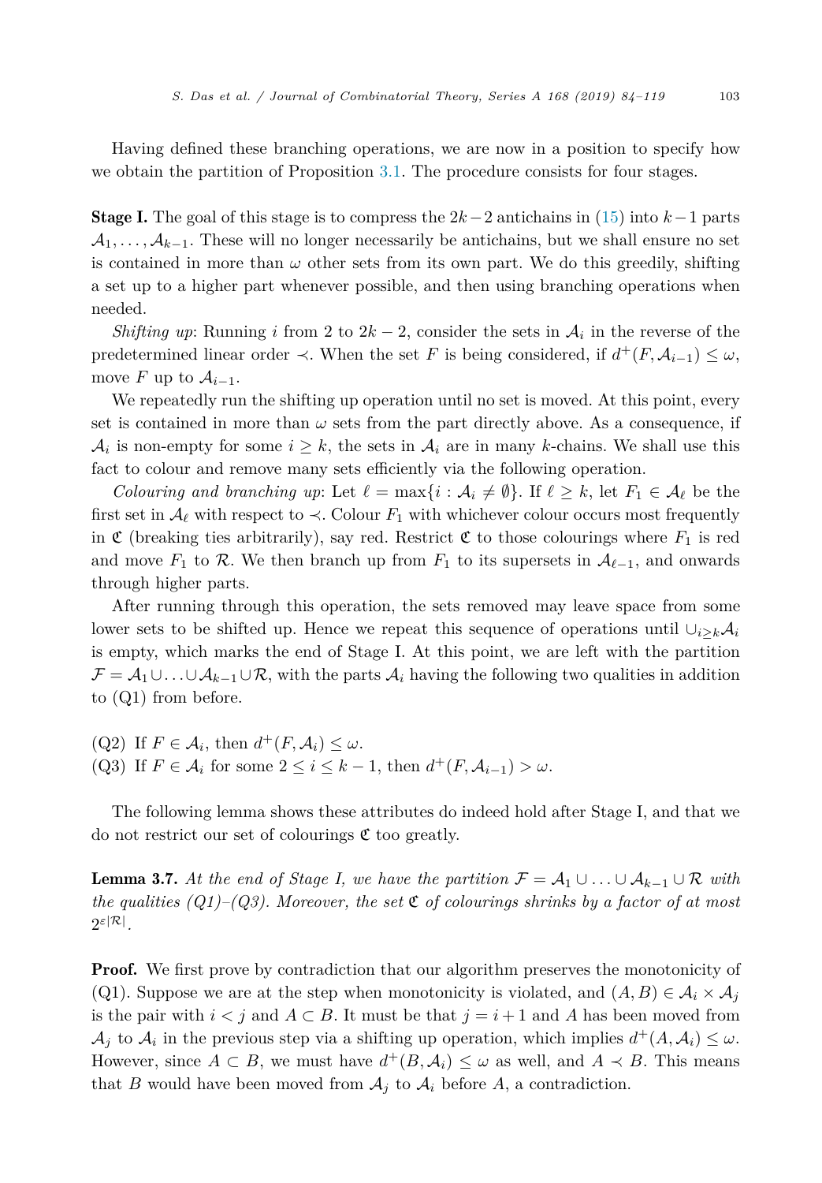Having defined these branching operations, we are now in a position to specify how we obtain the partition of Proposition 3.1. The procedure consists for four stages.

**Stage I.** The goal of this stage is to compress the $2k-2$ antichains in (15) into $k-1$ parts $\mathcal{A}_1, \ldots, \mathcal{A}_{k-1}$. These will no longer necessarily be antichains, but we shall ensure no set is contained in more than $\omega$ other sets from its own part. We do this greedily, shifting a set up to a higher part whenever possible, and then using branching operations when needed.

*Shifting up*: Running $i$ from 2 to $2k-2$, consider the sets in $\mathcal{A}_i$ in the reverse of the predetermined linear order $\prec$. When the set $F$ is being considered, if $d^+(F, \mathcal{A}_{i-1}) \leq \omega$, move $F$ up to $\mathcal{A}_{i-1}$.

We repeatedly run the shifting up operation until no set is moved. At this point, every set is contained in more than $\omega$ sets from the part directly above. As a consequence, if $\mathcal{A}_i$ is non-empty for some $i \geq k$, the sets in $\mathcal{A}_i$ are in many $k$-chains. We shall use this fact to colour and remove many sets efficiently via the following operation.

*Colouring and branching up*: Let $\ell = \max\{i : \mathcal{A}_i \neq \emptyset\}$. If $\ell \geq k$, let $F_1 \in \mathcal{A}_\ell$ be the first set in $\mathcal{A}_\ell$ with respect to $\prec$. Colour $F_1$ with whichever colour occurs most frequently in $\mathfrak{C}$ (breaking ties arbitrarily), say red. Restrict $\mathfrak{C}$ to those colourings where $F_1$ is red and move $F_1$ to $\mathcal{R}$. We then branch up from $F_1$ to its supersets in $\mathcal{A}_{\ell-1}$, and onwards through higher parts.

After running through this operation, the sets removed may leave space from some lower sets to be shifted up. Hence we repeat this sequence of operations until $\cup_{i \geq k} \mathcal{A}_i$ is empty, which marks the end of Stage I. At this point, we are left with the partition $\mathcal{F} = \mathcal{A}_1 \cup \ldots \cup \mathcal{A}_{k-1} \cup \mathcal{R}$, with the parts $\mathcal{A}_i$ having the following two qualities in addition to (Q1) from before.

(Q2) If $F \in \mathcal{A}_i$, then $d^+(F, \mathcal{A}_i) \leq \omega$.
(Q3) If $F \in \mathcal{A}_i$ for some $2 \leq i \leq k-1$, then $d^+(F, \mathcal{A}_{i-1}) > \omega$.

The following lemma shows these attributes do indeed hold after Stage I, and that we do not restrict our set of colourings $\mathfrak{C}$ too greatly.

**Lemma 3.7.** *At the end of Stage I, we have the partition $\mathcal{F} = \mathcal{A}_1 \cup \ldots \cup \mathcal{A}_{k-1} \cup \mathcal{R}$ with the qualities (Q1)–(Q3). Moreover, the set $\mathfrak{C}$ of colourings shrinks by a factor of at most $2^{\varepsilon|\mathcal{R}|}$.*

**Proof.** We first prove by contradiction that our algorithm preserves the monotonicity of (Q1). Suppose we are at the step when monotonicity is violated, and $(A, B) \in \mathcal{A}_i \times \mathcal{A}_j$ is the pair with $i < j$ and $A \subset B$. It must be that $j = i+1$ and $A$ has been moved from $\mathcal{A}_j$ to $\mathcal{A}_i$ in the previous step via a shifting up operation, which implies $d^+(A, \mathcal{A}_i) \leq \omega$. However, since $A \subset B$, we must have $d^+(B, \mathcal{A}_i) \leq \omega$ as well, and $A \prec B$. This means that $B$ would have been moved from $\mathcal{A}_j$ to $\mathcal{A}_i$ before $A$, a contradiction.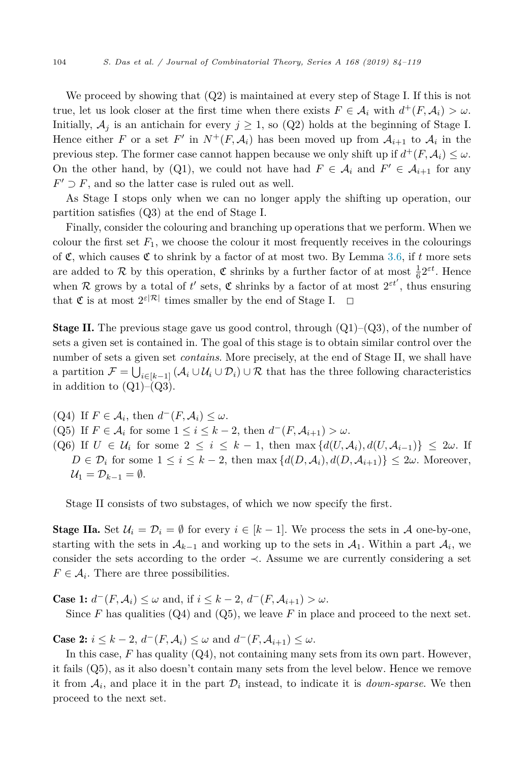We proceed by showing that (Q2) is maintained at every step of Stage I. If this is not true, let us look closer at the first time when there exists $F \in \mathcal{A}_i$ with $d^+(F, \mathcal{A}_i) > \omega$. Initially, $\mathcal{A}_j$ is an antichain for every $j \geq 1$, so (Q2) holds at the beginning of Stage I. Hence either $F$ or a set $F'$ in $N^+(F, \mathcal{A}_i)$ has been moved up from $\mathcal{A}_{i+1}$ to $\mathcal{A}_i$ in the previous step. The former case cannot happen because we only shift up if $d^+(F, \mathcal{A}_i) \leq \omega$. On the other hand, by (Q1), we could not have had $F \in \mathcal{A}_i$ and $F' \in \mathcal{A}_{i+1}$ for any $F' \supset F$, and so the latter case is ruled out as well.

As Stage I stops only when we can no longer apply the shifting up operation, our partition satisfies (Q3) at the end of Stage I.

Finally, consider the colouring and branching up operations that we perform. When we colour the first set $F_1$, we choose the colour it most frequently receives in the colourings of $\mathfrak{C}$, which causes $\mathfrak{C}$ to shrink by a factor of at most two. By Lemma 3.6, if $t$ more sets are added to $\mathcal{R}$ by this operation, $\mathfrak{C}$ shrinks by a further factor of at most $\frac{1}{6}2^{\varepsilon t}$. Hence when $\mathcal{R}$ grows by a total of $t'$ sets, $\mathfrak{C}$ shrinks by a factor of at most $2^{\varepsilon t'}$, thus ensuring that $\mathfrak{C}$ is at most $2^{\varepsilon|\mathcal{R}|}$ times smaller by the end of Stage I. $\square$

**Stage II.** The previous stage gave us good control, through (Q1)–(Q3), of the number of sets a given set is contained in. The goal of this stage is to obtain similar control over the number of sets a given set *contains*. More precisely, at the end of Stage II, we shall have a partition $\mathcal{F} = \bigcup_{i \in [k-1]} (\mathcal{A}_i \cup \mathcal{U}_i \cup \mathcal{D}_i) \cup \mathcal{R}$ that has the three following characteristics in addition to (Q1)–(Q3).

- (Q4) If $F \in \mathcal{A}_i$, then $d^-(F, \mathcal{A}_i) \leq \omega$.
- (Q5) If $F \in \mathcal{A}_i$ for some $1 \leq i \leq k-2$, then $d^-(F, \mathcal{A}_{i+1}) > \omega$.
- (Q6) If $U \in \mathcal{U}_i$ for some $2 \leq i \leq k-1$, then $\max\{d(U, \mathcal{A}_i), d(U, \mathcal{A}_{i-1})\} \leq 2\omega$. If $D \in \mathcal{D}_i$ for some $1 \leq i \leq k-2$, then $\max\{d(D, \mathcal{A}_i), d(D, \mathcal{A}_{i+1})\} \leq 2\omega$. Moreover, $\mathcal{U}_1 = \mathcal{D}_{k-1} = \emptyset$.

Stage II consists of two substages, of which we now specify the first.

**Stage IIa.** Set $\mathcal{U}_i = \mathcal{D}_i = \emptyset$ for every $i \in [k-1]$. We process the sets in $\mathcal{A}$ one-by-one, starting with the sets in $\mathcal{A}_{k-1}$ and working up to the sets in $\mathcal{A}_1$. Within a part $\mathcal{A}_i$, we consider the sets according to the order $\prec$. Assume we are currently considering a set $F \in \mathcal{A}_i$. There are three possibilities.

**Case 1:** $d^-(F, \mathcal{A}_i) \leq \omega$ and, if $i \leq k-2$, $d^-(F, \mathcal{A}_{i+1}) > \omega$.

Since $F$ has qualities (Q4) and (Q5), we leave $F$ in place and proceed to the next set.

**Case 2:** $i \leq k-2$, $d^-(F, \mathcal{A}_i) \leq \omega$ and $d^-(F, \mathcal{A}_{i+1}) \leq \omega$.

In this case, $F$ has quality (Q4), not containing many sets from its own part. However, it fails (Q5), as it also doesn't contain many sets from the level below. Hence we remove it from $\mathcal{A}_i$, and place it in the part $\mathcal{D}_i$ instead, to indicate it is *down-sparse*. We then proceed to the next set.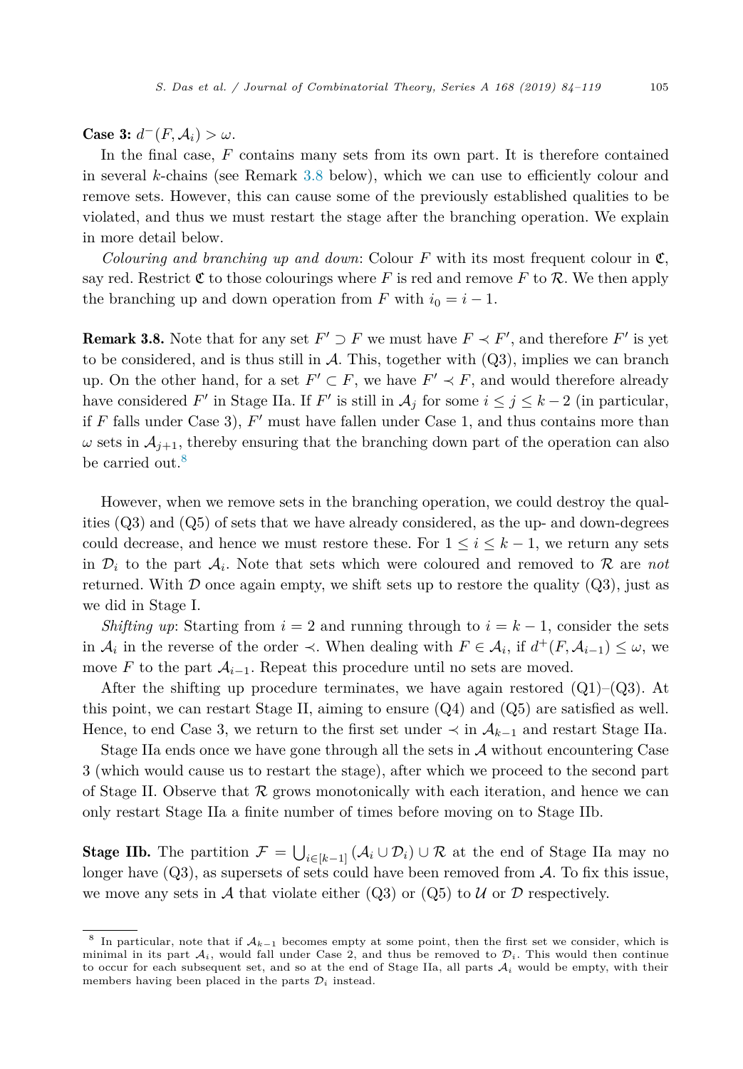**Case 3:** $d^-(F, \mathcal{A}_i) > \omega$.

In the final case, $F$ contains many sets from its own part. It is therefore contained in several $k$-chains (see Remark 3.8 below), which we can use to efficiently colour and remove sets. However, this can cause some of the previously established qualities to be violated, and thus we must restart the stage after the branching operation. We explain in more detail below.

*Colouring and branching up and down*: Colour $F$ with its most frequent colour in $\mathfrak{C}$, say red. Restrict $\mathfrak{C}$ to those colourings where $F$ is red and remove $F$ to $\mathcal{R}$. We then apply the branching up and down operation from $F$ with $i_0 = i - 1$.

**Remark 3.8.** Note that for any set $F' \supset F$ we must have $F \prec F'$, and therefore $F'$ is yet to be considered, and is thus still in $\mathcal{A}$. This, together with (Q3), implies we can branch up. On the other hand, for a set $F' \subset F$, we have $F' \prec F$, and would therefore already have considered $F'$ in Stage IIa. If $F'$ is still in $\mathcal{A}_j$ for some $i \leq j \leq k-2$ (in particular, if $F$ falls under Case 3), $F'$ must have fallen under Case 1, and thus contains more than $\omega$ sets in $\mathcal{A}_{j+1}$, thereby ensuring that the branching down part of the operation can also be carried out.[8]

However, when we remove sets in the branching operation, we could destroy the qualities (Q3) and (Q5) of sets that we have already considered, as the up- and down-degrees could decrease, and hence we must restore these. For $1 \leq i \leq k-1$, we return any sets in $\mathcal{D}_i$ to the part $\mathcal{A}_i$. Note that sets which were coloured and removed to $\mathcal{R}$ are *not* returned. With $\mathcal{D}$ once again empty, we shift sets up to restore the quality (Q3), just as we did in Stage I.

*Shifting up*: Starting from $i = 2$ and running through to $i = k-1$, consider the sets in $\mathcal{A}_i$ in the reverse of the order $\prec$. When dealing with $F \in \mathcal{A}_i$, if $d^+(F, \mathcal{A}_{i-1}) \leq \omega$, we move $F$ to the part $\mathcal{A}_{i-1}$. Repeat this procedure until no sets are moved.

After the shifting up procedure terminates, we have again restored (Q1)–(Q3). At this point, we can restart Stage II, aiming to ensure (Q4) and (Q5) are satisfied as well. Hence, to end Case 3, we return to the first set under $\prec$ in $\mathcal{A}_{k-1}$ and restart Stage IIa.

Stage IIa ends once we have gone through all the sets in $\mathcal{A}$ without encountering Case 3 (which would cause us to restart the stage), after which we proceed to the second part of Stage II. Observe that $\mathcal{R}$ grows monotonically with each iteration, and hence we can only restart Stage IIa a finite number of times before moving on to Stage IIb.

**Stage IIb.** The partition $\mathcal{F} = \bigcup_{i \in [k-1]} (\mathcal{A}_i \cup \mathcal{D}_i) \cup \mathcal{R}$ at the end of Stage IIa may no longer have (Q3), as supersets of sets could have been removed from $\mathcal{A}$. To fix this issue, we move any sets in $\mathcal{A}$ that violate either (Q3) or (Q5) to $\mathcal{U}$ or $\mathcal{D}$ respectively.

---

[8] In particular, note that if $\mathcal{A}_{k-1}$ becomes empty at some point, then the first set we consider, which is minimal in its part $\mathcal{A}_i$, would fall under Case 2, and thus be removed to $\mathcal{D}_i$. This would then continue to occur for each subsequent set, and so at the end of Stage IIa, all parts $\mathcal{A}_i$ would be empty, with their members having been placed in the parts $\mathcal{D}_i$ instead.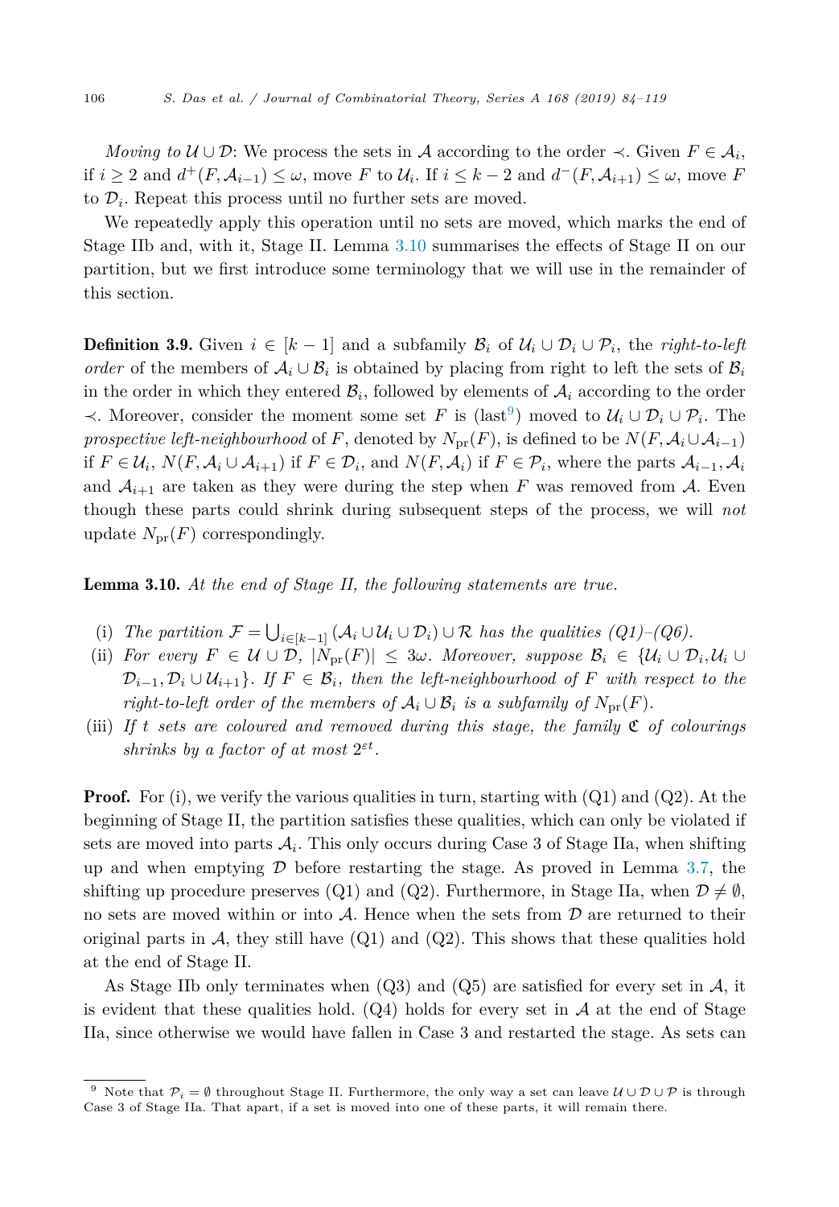*Moving to $\mathcal{U} \cup \mathcal{D}$*: We process the sets in $\mathcal{A}$ according to the order $\prec$. Given $F \in \mathcal{A}_i$, if $i \geq 2$ and $d^+(F, \mathcal{A}_{i-1}) \leq \omega$, move $F$ to $\mathcal{U}_i$. If $i \leq k-2$ and $d^-(F, \mathcal{A}_{i+1}) \leq \omega$, move $F$ to $\mathcal{D}_i$. Repeat this process until no further sets are moved.

We repeatedly apply this operation until no sets are moved, which marks the end of Stage IIb and, with it, Stage II. Lemma 3.10 summarises the effects of Stage II on our partition, but we first introduce some terminology that we will use in the remainder of this section.

**Definition 3.9.** Given $i \in [k-1]$ and a subfamily $\mathcal{B}_i$ of $\mathcal{U}_i \cup \mathcal{D}_i \cup \mathcal{P}_i$, the *right-to-left order* of the members of $\mathcal{A}_i \cup \mathcal{B}_i$ is obtained by placing from right to left the sets of $\mathcal{B}_i$ in the order in which they entered $\mathcal{B}_i$, followed by elements of $\mathcal{A}_i$ according to the order $\prec$. Moreover, consider the moment some set $F$ is (last[9]) moved to $\mathcal{U}_i \cup \mathcal{D}_i \cup \mathcal{P}_i$. The *prospective left-neighbourhood* of $F$, denoted by $N_{\mathrm{pr}}(F)$, is defined to be $N(F, \mathcal{A}_i \cup \mathcal{A}_{i-1})$ if $F \in \mathcal{U}_i$, $N(F, \mathcal{A}_i \cup \mathcal{A}_{i+1})$ if $F \in \mathcal{D}_i$, and $N(F, \mathcal{A}_i)$ if $F \in \mathcal{P}_i$, where the parts $\mathcal{A}_{i-1}, \mathcal{A}_i$ and $\mathcal{A}_{i+1}$ are taken as they were during the step when $F$ was removed from $\mathcal{A}$. Even though these parts could shrink during subsequent steps of the process, we will *not* update $N_{\mathrm{pr}}(F)$ correspondingly.

**Lemma 3.10.** *At the end of Stage II, the following statements are true.*

- (i) *The partition $\mathcal{F} = \bigcup_{i \in [k-1]} (\mathcal{A}_i \cup \mathcal{U}_i \cup \mathcal{D}_i) \cup \mathcal{R}$ has the qualities (Q1)–(Q6).*
- (ii) *For every $F \in \mathcal{U} \cup \mathcal{D}$, $|N_{\mathrm{pr}}(F)| \leq 3\omega$. Moreover, suppose $\mathcal{B}_i \in \{\mathcal{U}_i \cup \mathcal{D}_i, \mathcal{U}_i \cup \mathcal{D}_{i-1}, \mathcal{D}_i \cup \mathcal{U}_{i+1}\}$. If $F \in \mathcal{B}_i$, then the left-neighbourhood of $F$ with respect to the right-to-left order of the members of $\mathcal{A}_i \cup \mathcal{B}_i$ is a subfamily of $N_{\mathrm{pr}}(F)$.*
- (iii) *If $t$ sets are coloured and removed during this stage, the family $\mathfrak{C}$ of colourings shrinks by a factor of at most $2^{\varepsilon t}$.*

**Proof.** For (i), we verify the various qualities in turn, starting with (Q1) and (Q2). At the beginning of Stage II, the partition satisfies these qualities, which can only be violated if sets are moved into parts $\mathcal{A}_i$. This only occurs during Case 3 of Stage IIa, when shifting up and when emptying $\mathcal{D}$ before restarting the stage. As proved in Lemma 3.7, the shifting up procedure preserves (Q1) and (Q2). Furthermore, in Stage IIa, when $\mathcal{D} \neq \emptyset$, no sets are moved within or into $\mathcal{A}$. Hence when the sets from $\mathcal{D}$ are returned to their original parts in $\mathcal{A}$, they still have (Q1) and (Q2). This shows that these qualities hold at the end of Stage II.

As Stage IIb only terminates when (Q3) and (Q5) are satisfied for every set in $\mathcal{A}$, it is evident that these qualities hold. (Q4) holds for every set in $\mathcal{A}$ at the end of Stage IIa, since otherwise we would have fallen in Case 3 and restarted the stage. As sets can

[9] Note that $\mathcal{P}_i = \emptyset$ throughout Stage II. Furthermore, the only way a set can leave $\mathcal{U} \cup \mathcal{D} \cup \mathcal{P}$ is through Case 3 of Stage IIa. That apart, if a set is moved into one of these parts, it will remain there.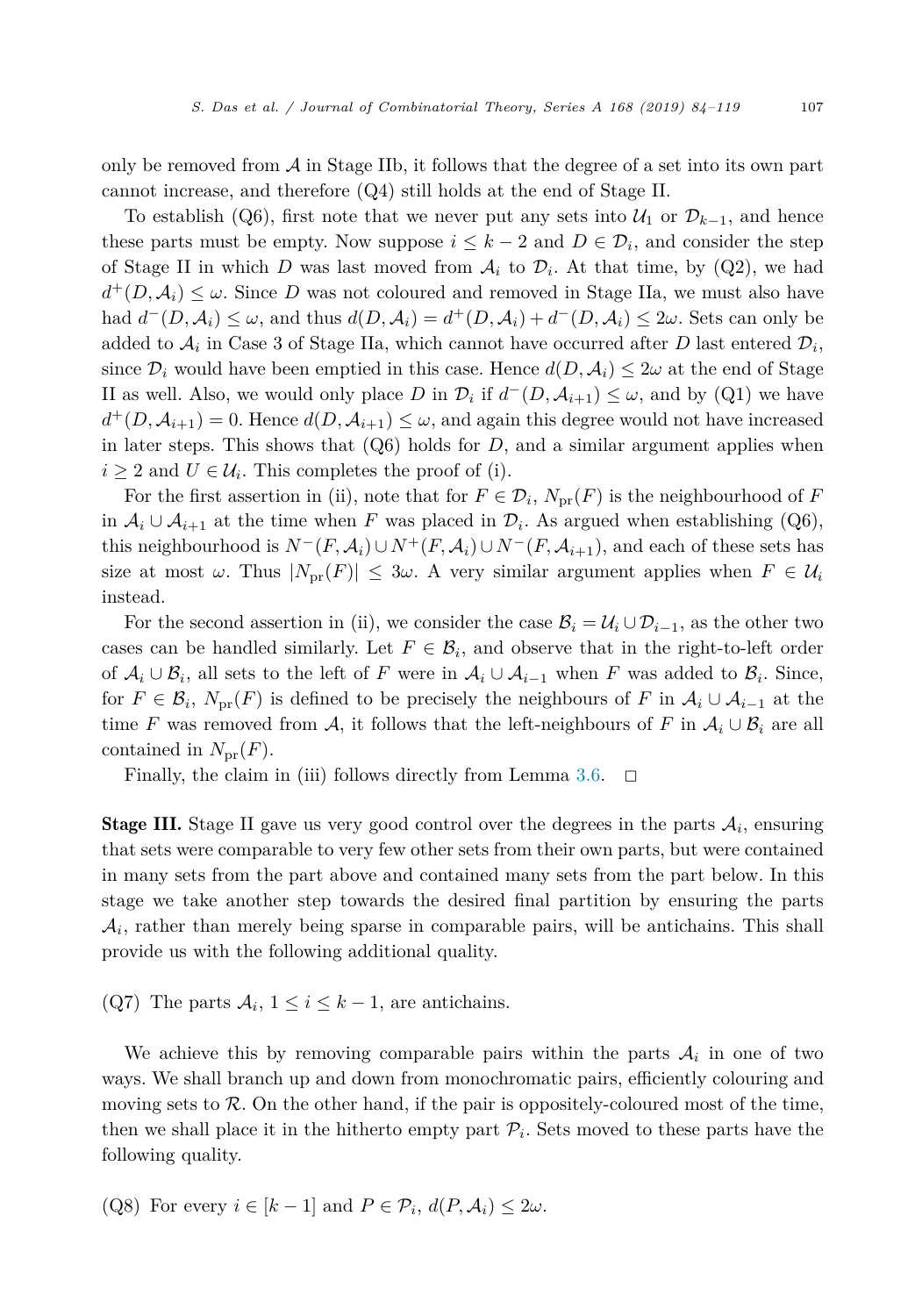only be removed from $\mathcal{A}$ in Stage IIb, it follows that the degree of a set into its own part cannot increase, and therefore (Q4) still holds at the end of Stage II.

To establish (Q6), first note that we never put any sets into $\mathcal{U}_1$ or $\mathcal{D}_{k-1}$, and hence these parts must be empty. Now suppose $i \leq k-2$ and $D \in \mathcal{D}_i$, and consider the step of Stage II in which $D$ was last moved from $\mathcal{A}_i$ to $\mathcal{D}_i$. At that time, by (Q2), we had $d^+(D, \mathcal{A}_i) \leq \omega$. Since $D$ was not coloured and removed in Stage IIa, we must also have had $d^-(D, \mathcal{A}_i) \leq \omega$, and thus $d(D, \mathcal{A}_i) = d^+(D, \mathcal{A}_i) + d^-(D, \mathcal{A}_i) \leq 2\omega$. Sets can only be added to $\mathcal{A}_i$ in Case 3 of Stage IIa, which cannot have occurred after $D$ last entered $\mathcal{D}_i$, since $\mathcal{D}_i$ would have been emptied in this case. Hence $d(D, \mathcal{A}_i) \leq 2\omega$ at the end of Stage II as well. Also, we would only place $D$ in $\mathcal{D}_i$ if $d^-(D, \mathcal{A}_{i+1}) \leq \omega$, and by (Q1) we have $d^+(D, \mathcal{A}_{i+1}) = 0$. Hence $d(D, \mathcal{A}_{i+1}) \leq \omega$, and again this degree would not have increased in later steps. This shows that (Q6) holds for $D$, and a similar argument applies when $i \geq 2$ and $U \in \mathcal{U}_i$. This completes the proof of (i).

For the first assertion in (ii), note that for $F \in \mathcal{D}_i$, $N_{\mathrm{pr}}(F)$ is the neighbourhood of $F$ in $\mathcal{A}_i \cup \mathcal{A}_{i+1}$ at the time when $F$ was placed in $\mathcal{D}_i$. As argued when establishing (Q6), this neighbourhood is $N^-(F, \mathcal{A}_i) \cup N^+(F, \mathcal{A}_i) \cup N^-(F, \mathcal{A}_{i+1})$, and each of these sets has size at most $\omega$. Thus $|N_{\mathrm{pr}}(F)| \leq 3\omega$. A very similar argument applies when $F \in \mathcal{U}_i$ instead.

For the second assertion in (ii), we consider the case $\mathcal{B}_i = \mathcal{U}_i \cup \mathcal{D}_{i-1}$, as the other two cases can be handled similarly. Let $F \in \mathcal{B}_i$, and observe that in the right-to-left order of $\mathcal{A}_i \cup \mathcal{B}_i$, all sets to the left of $F$ were in $\mathcal{A}_i \cup \mathcal{A}_{i-1}$ when $F$ was added to $\mathcal{B}_i$. Since, for $F \in \mathcal{B}_i$, $N_{\mathrm{pr}}(F)$ is defined to be precisely the neighbours of $F$ in $\mathcal{A}_i \cup \mathcal{A}_{i-1}$ at the time $F$ was removed from $\mathcal{A}$, it follows that the left-neighbours of $F$ in $\mathcal{A}_i \cup \mathcal{B}_i$ are all contained in $N_{\mathrm{pr}}(F)$.

Finally, the claim in (iii) follows directly from Lemma 3.6. □

**Stage III.** Stage II gave us very good control over the degrees in the parts $\mathcal{A}_i$, ensuring that sets were comparable to very few other sets from their own parts, but were contained in many sets from the part above and contained many sets from the part below. In this stage we take another step towards the desired final partition by ensuring the parts $\mathcal{A}_i$, rather than merely being sparse in comparable pairs, will be antichains. This shall provide us with the following additional quality.

(Q7) The parts $\mathcal{A}_i$, $1 \leq i \leq k-1$, are antichains.

We achieve this by removing comparable pairs within the parts $\mathcal{A}_i$ in one of two ways. We shall branch up and down from monochromatic pairs, efficiently colouring and moving sets to $\mathcal{R}$. On the other hand, if the pair is oppositely-coloured most of the time, then we shall place it in the hitherto empty part $\mathcal{P}_i$. Sets moved to these parts have the following quality.

(Q8) For every $i \in [k-1]$ and $P \in \mathcal{P}_i$, $d(P, \mathcal{A}_i) \leq 2\omega$.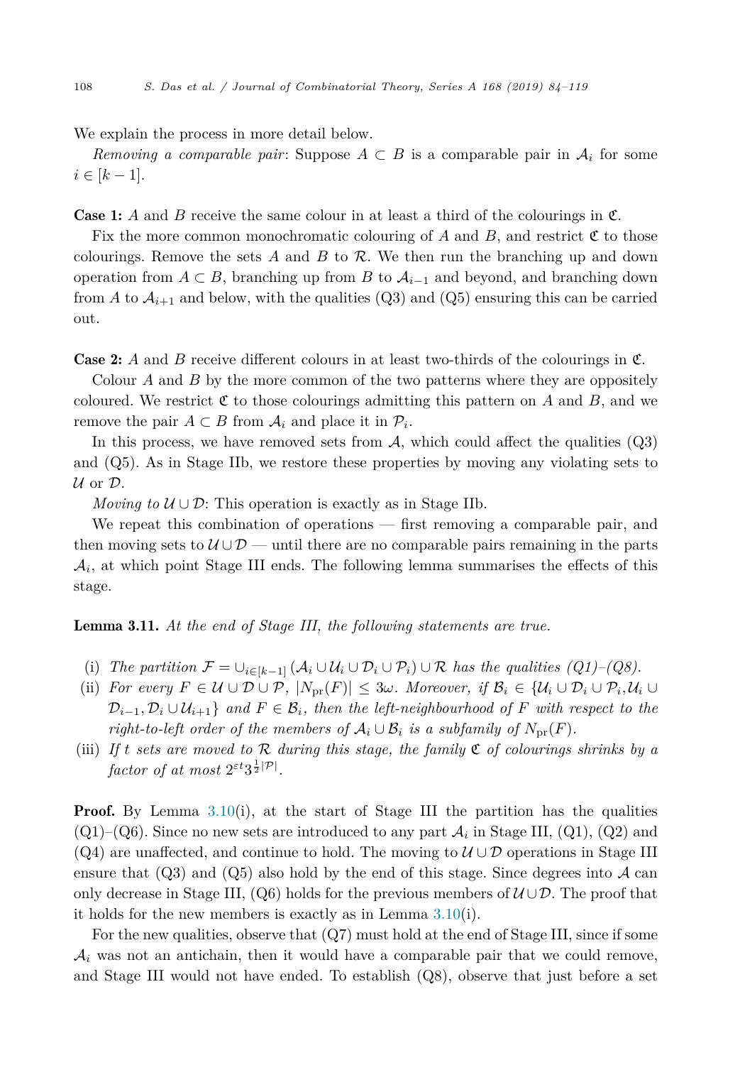We explain the process in more detail below.

*Removing a comparable pair*: Suppose $A \subset B$ is a comparable pair in $\mathcal{A}_i$ for some $i \in [k-1]$.

**Case 1:** $A$ and $B$ receive the same colour in at least a third of the colourings in $\mathfrak{C}$.

Fix the more common monochromatic colouring of $A$ and $B$, and restrict $\mathfrak{C}$ to those colourings. Remove the sets $A$ and $B$ to $\mathcal{R}$. We then run the branching up and down operation from $A \subset B$, branching up from $B$ to $\mathcal{A}_{i-1}$ and beyond, and branching down from $A$ to $\mathcal{A}_{i+1}$ and below, with the qualities (Q3) and (Q5) ensuring this can be carried out.

**Case 2:** $A$ and $B$ receive different colours in at least two-thirds of the colourings in $\mathfrak{C}$.

Colour $A$ and $B$ by the more common of the two patterns where they are oppositely coloured. We restrict $\mathfrak{C}$ to those colourings admitting this pattern on $A$ and $B$, and we remove the pair $A \subset B$ from $\mathcal{A}_i$ and place it in $\mathcal{P}_i$.

In this process, we have removed sets from $\mathcal{A}$, which could affect the qualities (Q3) and (Q5). As in Stage IIb, we restore these properties by moving any violating sets to $\mathcal{U}$ or $\mathcal{D}$.

*Moving to $\mathcal{U} \cup \mathcal{D}$*: This operation is exactly as in Stage IIb.

We repeat this combination of operations — first removing a comparable pair, and then moving sets to $\mathcal{U} \cup \mathcal{D}$ — until there are no comparable pairs remaining in the parts $\mathcal{A}_i$, at which point Stage III ends. The following lemma summarises the effects of this stage.

**Lemma 3.11.** *At the end of Stage III, the following statements are true.*

- (i) *The partition $\mathcal{F} = \cup_{i \in [k-1]} (\mathcal{A}_i \cup \mathcal{U}_i \cup \mathcal{D}_i \cup \mathcal{P}_i) \cup \mathcal{R}$ has the qualities (Q1)–(Q8).*
- (ii) *For every $F \in \mathcal{U} \cup \mathcal{D} \cup \mathcal{P}$, $|N_{\mathrm{pr}}(F)| \leq 3\omega$. Moreover, if $\mathcal{B}_i \in \{\mathcal{U}_i \cup \mathcal{D}_i \cup \mathcal{P}_i, \mathcal{U}_i \cup \mathcal{D}_{i-1}, \mathcal{D}_i \cup \mathcal{U}_{i+1}\}$ and $F \in \mathcal{B}_i$, then the left-neighbourhood of $F$ with respect to the right-to-left order of the members of $\mathcal{A}_i \cup \mathcal{B}_i$ is a subfamily of $N_{\mathrm{pr}}(F)$.*
- (iii) *If $t$ sets are moved to $\mathcal{R}$ during this stage, the family $\mathfrak{C}$ of colourings shrinks by a factor of at most $2^{\varepsilon t} 3^{\frac{1}{2}|\mathcal{P}|}$.*

**Proof.** By Lemma 3.10(i), at the start of Stage III the partition has the qualities (Q1)–(Q6). Since no new sets are introduced to any part $\mathcal{A}_i$ in Stage III, (Q1), (Q2) and (Q4) are unaffected, and continue to hold. The moving to $\mathcal{U} \cup \mathcal{D}$ operations in Stage III ensure that (Q3) and (Q5) also hold by the end of this stage. Since degrees into $\mathcal{A}$ can only decrease in Stage III, (Q6) holds for the previous members of $\mathcal{U} \cup \mathcal{D}$. The proof that it holds for the new members is exactly as in Lemma 3.10(i).

For the new qualities, observe that (Q7) must hold at the end of Stage III, since if some $\mathcal{A}_i$ was not an antichain, then it would have a comparable pair that we could remove, and Stage III would not have ended. To establish (Q8), observe that just before a set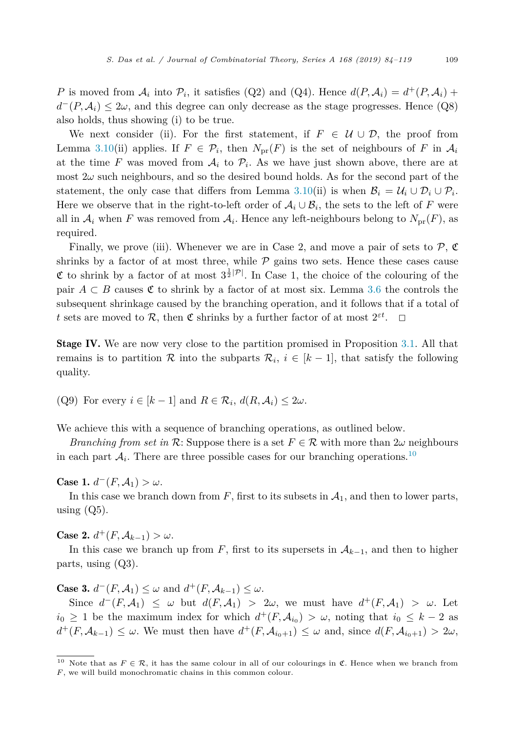$P$ is moved from $\mathcal{A}_i$ into $\mathcal{P}_i$, it satisfies (Q2) and (Q4). Hence $d(P, \mathcal{A}_i) = d^+(P, \mathcal{A}_i) + d^-(P, \mathcal{A}_i) \le 2\omega$, and this degree can only decrease as the stage progresses. Hence (Q8) also holds, thus showing (i) to be true.

We next consider (ii). For the first statement, if $F \in \mathcal{U} \cup \mathcal{D}$, the proof from Lemma 3.10(ii) applies. If $F \in \mathcal{P}_i$, then $N_{\mathrm{pr}}(F)$ is the set of neighbours of $F$ in $\mathcal{A}_i$ at the time $F$ was moved from $\mathcal{A}_i$ to $\mathcal{P}_i$. As we have just shown above, there are at most $2\omega$ such neighbours, and so the desired bound holds. As for the second part of the statement, the only case that differs from Lemma 3.10(ii) is when $\mathcal{B}_i = \mathcal{U}_i \cup \mathcal{D}_i \cup \mathcal{P}_i$. Here we observe that in the right-to-left order of $\mathcal{A}_i \cup \mathcal{B}_i$, the sets to the left of $F$ were all in $\mathcal{A}_i$ when $F$ was removed from $\mathcal{A}_i$. Hence any left-neighbours belong to $N_{\mathrm{pr}}(F)$, as required.

Finally, we prove (iii). Whenever we are in Case 2, and move a pair of sets to $\mathcal{P}$, $\mathfrak{C}$ shrinks by a factor of at most three, while $\mathcal{P}$ gains two sets. Hence these cases cause $\mathfrak{C}$ to shrink by a factor of at most $3^{\frac{1}{2}|\mathcal{P}|}$. In Case 1, the choice of the colouring of the pair $A \subset B$ causes $\mathfrak{C}$ to shrink by a factor of at most six. Lemma 3.6 the controls the subsequent shrinkage caused by the branching operation, and it follows that if a total of $t$ sets are moved to $\mathcal{R}$, then $\mathfrak{C}$ shrinks by a further factor of at most $2^{\varepsilon t}$. $\square$

**Stage IV.** We are now very close to the partition promised in Proposition 3.1. All that remains is to partition $\mathcal{R}$ into the subparts $\mathcal{R}_i$, $i \in [k-1]$, that satisfy the following quality.

(Q9) For every $i \in [k-1]$ and $R \in \mathcal{R}_i$, $d(R, \mathcal{A}_i) \le 2\omega$.

We achieve this with a sequence of branching operations, as outlined below.

*Branching from set in* $\mathcal{R}$: Suppose there is a set $F \in \mathcal{R}$ with more than $2\omega$ neighbours in each part $\mathcal{A}_i$. There are three possible cases for our branching operations.[10]

**Case 1.** $d^-(F, \mathcal{A}_1) > \omega$.

In this case we branch down from $F$, first to its subsets in $\mathcal{A}_1$, and then to lower parts, using (Q5).

**Case 2.** $d^+(F, \mathcal{A}_{k-1}) > \omega$.

In this case we branch up from $F$, first to its supersets in $\mathcal{A}_{k-1}$, and then to higher parts, using (Q3).

**Case 3.** $d^-(F, \mathcal{A}_1) \le \omega$ and $d^+(F, \mathcal{A}_{k-1}) \le \omega$.

Since $d^-(F, \mathcal{A}_1) \le \omega$ but $d(F, \mathcal{A}_1) > 2\omega$, we must have $d^+(F, \mathcal{A}_1) > \omega$. Let $i_0 \ge 1$ be the maximum index for which $d^+(F, \mathcal{A}_{i_0}) > \omega$, noting that $i_0 \le k-2$ as $d^+(F, \mathcal{A}_{k-1}) \le \omega$. We must then have $d^+(F, \mathcal{A}_{i_0+1}) \le \omega$ and, since $d(F, \mathcal{A}_{i_0+1}) > 2\omega$,

[10] Note that as $F \in \mathcal{R}$, it has the same colour in all of our colourings in $\mathfrak{C}$. Hence when we branch from $F$, we will build monochromatic chains in this common colour.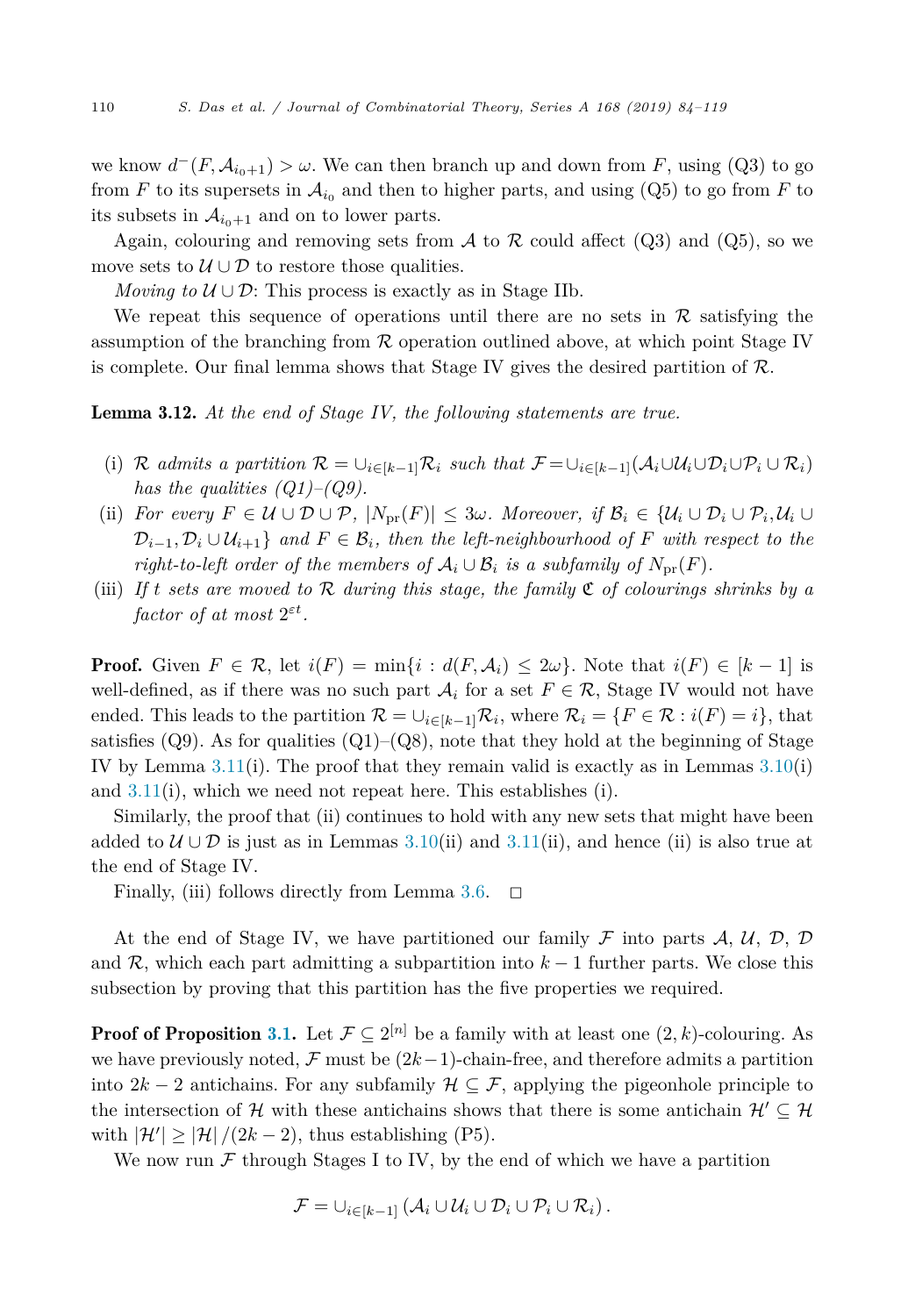we know $d^-(F, \mathcal{A}_{i_0+1}) > \omega$. We can then branch up and down from $F$, using (Q3) to go from $F$ to its supersets in $\mathcal{A}_{i_0}$ and then to higher parts, and using (Q5) to go from $F$ to its subsets in $\mathcal{A}_{i_0+1}$ and on to lower parts.

Again, colouring and removing sets from $\mathcal{A}$ to $\mathcal{R}$ could affect (Q3) and (Q5), so we move sets to $\mathcal{U} \cup \mathcal{D}$ to restore those qualities.

*Moving to* $\mathcal{U} \cup \mathcal{D}$: This process is exactly as in Stage IIb.

We repeat this sequence of operations until there are no sets in $\mathcal{R}$ satisfying the assumption of the branching from $\mathcal{R}$ operation outlined above, at which point Stage IV is complete. Our final lemma shows that Stage IV gives the desired partition of $\mathcal{R}$.

**Lemma 3.12.** *At the end of Stage IV, the following statements are true.*

- (i) *$\mathcal{R}$ admits a partition $\mathcal{R} = \cup_{i \in [k-1]} \mathcal{R}_i$ such that $\mathcal{F} = \cup_{i \in [k-1]}(\mathcal{A}_i \cup \mathcal{U}_i \cup \mathcal{D}_i \cup \mathcal{P}_i \cup \mathcal{R}_i)$ has the qualities (Q1)–(Q9).*
- (ii) *For every $F \in \mathcal{U} \cup \mathcal{D} \cup \mathcal{P}$, $|N_{\mathrm{pr}}(F)| \leq 3\omega$. Moreover, if $\mathcal{B}_i \in \{\mathcal{U}_i \cup \mathcal{D}_i \cup \mathcal{P}_i, \mathcal{U}_i \cup \mathcal{D}_{i-1}, \mathcal{D}_i \cup \mathcal{U}_{i+1}\}$ and $F \in \mathcal{B}_i$, then the left-neighbourhood of $F$ with respect to the right-to-left order of the members of $\mathcal{A}_i \cup \mathcal{B}_i$ is a subfamily of $N_{\mathrm{pr}}(F)$.*
- (iii) *If $t$ sets are moved to $\mathcal{R}$ during this stage, the family $\mathfrak{C}$ of colourings shrinks by a factor of at most $2^{\varepsilon t}$.*

**Proof.** Given $F \in \mathcal{R}$, let $i(F) = \min\{i : d(F, \mathcal{A}_i) \leq 2\omega\}$. Note that $i(F) \in [k-1]$ is well-defined, as if there was no such part $\mathcal{A}_i$ for a set $F \in \mathcal{R}$, Stage IV would not have ended. This leads to the partition $\mathcal{R} = \cup_{i \in [k-1]} \mathcal{R}_i$, where $\mathcal{R}_i = \{F \in \mathcal{R} : i(F) = i\}$, that satisfies (Q9). As for qualities (Q1)–(Q8), note that they hold at the beginning of Stage IV by Lemma 3.11(i). The proof that they remain valid is exactly as in Lemmas 3.10(i) and 3.11(i), which we need not repeat here. This establishes (i).

Similarly, the proof that (ii) continues to hold with any new sets that might have been added to $\mathcal{U} \cup \mathcal{D}$ is just as in Lemmas 3.10(ii) and 3.11(ii), and hence (ii) is also true at the end of Stage IV.

Finally, (iii) follows directly from Lemma 3.6. $\square$

At the end of Stage IV, we have partitioned our family $\mathcal{F}$ into parts $\mathcal{A}$, $\mathcal{U}$, $\mathcal{D}$, $\mathcal{D}$ and $\mathcal{R}$, which each part admitting a subpartition into $k-1$ further parts. We close this subsection by proving that this partition has the five properties we required.

**Proof of Proposition 3.1.** Let $\mathcal{F} \subseteq 2^{[n]}$ be a family with at least one $(2, k)$-colouring. As we have previously noted, $\mathcal{F}$ must be $(2k-1)$-chain-free, and therefore admits a partition into $2k-2$ antichains. For any subfamily $\mathcal{H} \subseteq \mathcal{F}$, applying the pigeonhole principle to the intersection of $\mathcal{H}$ with these antichains shows that there is some antichain $\mathcal{H}' \subseteq \mathcal{H}$ with $|\mathcal{H}'| \geq |\mathcal{H}|/(2k-2)$, thus establishing (P5).

We now run $\mathcal{F}$ through Stages I to IV, by the end of which we have a partition

$$\mathcal{F} = \cup_{i \in [k-1]} \left(\mathcal{A}_i \cup \mathcal{U}_i \cup \mathcal{D}_i \cup \mathcal{P}_i \cup \mathcal{R}_i\right).$$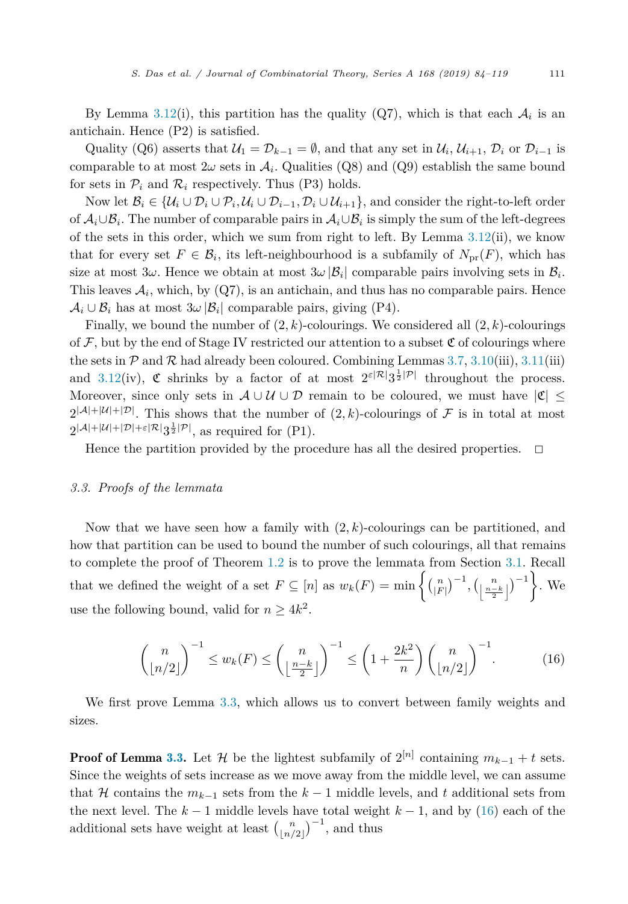By Lemma 3.12(i), this partition has the quality (Q7), which is that each $\mathcal{A}_i$ is an antichain. Hence (P2) is satisfied.

Quality (Q6) asserts that $\mathcal{U}_1 = \mathcal{D}_{k-1} = \emptyset$, and that any set in $\mathcal{U}_i$, $\mathcal{U}_{i+1}$, $\mathcal{D}_i$ or $\mathcal{D}_{i-1}$ is comparable to at most $2\omega$ sets in $\mathcal{A}_i$. Qualities (Q8) and (Q9) establish the same bound for sets in $\mathcal{P}_i$ and $\mathcal{R}_i$ respectively. Thus (P3) holds.

Now let $\mathcal{B}_i \in \{\mathcal{U}_i \cup \mathcal{D}_i \cup \mathcal{P}_i, \mathcal{U}_i \cup \mathcal{D}_{i-1}, \mathcal{D}_i \cup \mathcal{U}_{i+1}\}$, and consider the right-to-left order of $\mathcal{A}_i \cup \mathcal{B}_i$. The number of comparable pairs in $\mathcal{A}_i \cup \mathcal{B}_i$ is simply the sum of the left-degrees of the sets in this order, which we sum from right to left. By Lemma 3.12(ii), we know that for every set $F \in \mathcal{B}_i$, its left-neighbourhood is a subfamily of $N_{\mathrm{pr}}(F)$, which has size at most $3\omega$. Hence we obtain at most $3\omega\,|\mathcal{B}_i|$ comparable pairs involving sets in $\mathcal{B}_i$. This leaves $\mathcal{A}_i$, which, by (Q7), is an antichain, and thus has no comparable pairs. Hence $\mathcal{A}_i \cup \mathcal{B}_i$ has at most $3\omega\,|\mathcal{B}_i|$ comparable pairs, giving (P4).

Finally, we bound the number of $(2,k)$-colourings. We considered all $(2,k)$-colourings of $\mathcal{F}$, but by the end of Stage IV restricted our attention to a subset $\mathfrak{C}$ of colourings where the sets in $\mathcal{P}$ and $\mathcal{R}$ had already been coloured. Combining Lemmas 3.7, 3.10(iii), 3.11(iii) and 3.12(iv), $\mathfrak{C}$ shrinks by a factor of at most $2^{\varepsilon|\mathcal{R}|}3^{\frac{1}{2}|\mathcal{P}|}$ throughout the process. Moreover, since only sets in $\mathcal{A} \cup \mathcal{U} \cup \mathcal{D}$ remain to be coloured, we must have $|\mathfrak{C}| \leq 2^{|\mathcal{A}|+|\mathcal{U}|+|\mathcal{D}|}$. This shows that the number of $(2,k)$-colourings of $\mathcal{F}$ is in total at most $2^{|\mathcal{A}|+|\mathcal{U}|+|\mathcal{D}|+\varepsilon|\mathcal{R}|}3^{\frac{1}{2}|\mathcal{P}|}$, as required for (P1).

Hence the partition provided by the procedure has all the desired properties. $\square$

### 3.3. Proofs of the lemmata

Now that we have seen how a family with $(2,k)$-colourings can be partitioned, and how that partition can be used to bound the number of such colourings, all that remains to complete the proof of Theorem 1.2 is to prove the lemmata from Section 3.1. Recall that we defined the weight of a set $F \subseteq [n]$ as $w_k(F) = \min\left\{\binom{n}{|F|}^{-1}, \binom{n}{\lfloor \frac{n-k}{2} \rfloor}^{-1}\right\}$. We use the following bound, valid for $n \geq 4k^2$.

$$\binom{n}{\lfloor n/2 \rfloor}^{-1} \leq w_k(F) \leq \binom{n}{\lfloor \frac{n-k}{2} \rfloor}^{-1} \leq \left(1 + \frac{2k^2}{n}\right)\binom{n}{\lfloor n/2 \rfloor}^{-1}. \tag{16}$$

We first prove Lemma 3.3, which allows us to convert between family weights and sizes.

**Proof of Lemma 3.3.** Let $\mathcal{H}$ be the lightest subfamily of $2^{[n]}$ containing $m_{k-1} + t$ sets. Since the weights of sets increase as we move away from the middle level, we can assume that $\mathcal{H}$ contains the $m_{k-1}$ sets from the $k-1$ middle levels, and $t$ additional sets from the next level. The $k-1$ middle levels have total weight $k-1$, and by (16) each of the additional sets have weight at least $\binom{n}{\lfloor n/2 \rfloor}^{-1}$, and thus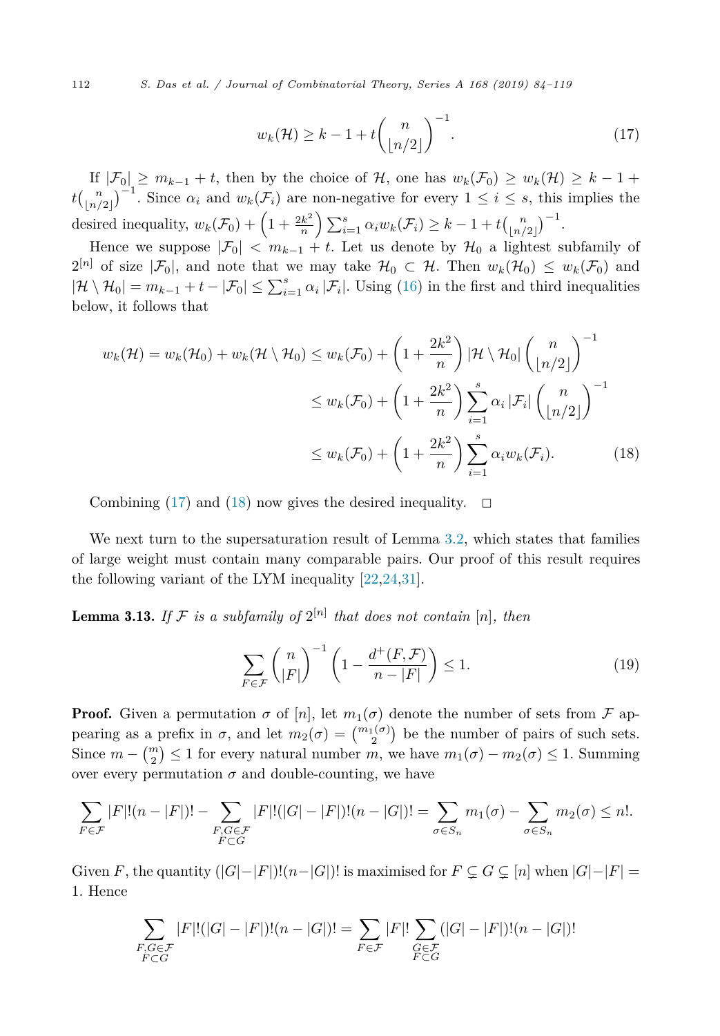$$w_k(\mathcal{H}) \geq k - 1 + t\binom{n}{\lfloor n/2 \rfloor}^{-1}. \tag{17}$$

If $|\mathcal{F}_0| \geq m_{k-1} + t$, then by the choice of $\mathcal{H}$, one has $w_k(\mathcal{F}_0) \geq w_k(\mathcal{H}) \geq k - 1 + t\binom{n}{\lfloor n/2 \rfloor}^{-1}$. Since $\alpha_i$ and $w_k(\mathcal{F}_i)$ are non-negative for every $1 \leq i \leq s$, this implies the desired inequality, $w_k(\mathcal{F}_0) + \left(1 + \frac{2k^2}{n}\right)\sum_{i=1}^{s} \alpha_i w_k(\mathcal{F}_i) \geq k - 1 + t\binom{n}{\lfloor n/2 \rfloor}^{-1}$.

Hence we suppose $|\mathcal{F}_0| < m_{k-1} + t$. Let us denote by $\mathcal{H}_0$ a lightest subfamily of $2^{[n]}$ of size $|\mathcal{F}_0|$, and note that we may take $\mathcal{H}_0 \subset \mathcal{H}$. Then $w_k(\mathcal{H}_0) \leq w_k(\mathcal{F}_0)$ and $|\mathcal{H} \setminus \mathcal{H}_0| = m_{k-1} + t - |\mathcal{F}_0| \leq \sum_{i=1}^{s} \alpha_i |\mathcal{F}_i|$. Using (16) in the first and third inequalities below, it follows that

$$\begin{aligned}
w_k(\mathcal{H}) = w_k(\mathcal{H}_0) + w_k(\mathcal{H} \setminus \mathcal{H}_0) &\leq w_k(\mathcal{F}_0) + \left(1 + \frac{2k^2}{n}\right)|\mathcal{H} \setminus \mathcal{H}_0|\binom{n}{\lfloor n/2 \rfloor}^{-1} \\
&\leq w_k(\mathcal{F}_0) + \left(1 + \frac{2k^2}{n}\right)\sum_{i=1}^{s} \alpha_i |\mathcal{F}_i| \binom{n}{\lfloor n/2 \rfloor}^{-1} \\
&\leq w_k(\mathcal{F}_0) + \left(1 + \frac{2k^2}{n}\right)\sum_{i=1}^{s} \alpha_i w_k(\mathcal{F}_i). 
\end{aligned} \tag{18}$$

Combining (17) and (18) now gives the desired inequality. $\square$

We next turn to the supersaturation result of Lemma 3.2, which states that families of large weight must contain many comparable pairs. Our proof of this result requires the following variant of the LYM inequality [22,24,31].

**Lemma 3.13.** *If $\mathcal{F}$ is a subfamily of $2^{[n]}$ that does not contain $[n]$, then*

$$\sum_{F \in \mathcal{F}} \binom{n}{|F|}^{-1}\left(1 - \frac{d^+(F, \mathcal{F})}{n - |F|}\right) \leq 1. \tag{19}$$

**Proof.** Given a permutation $\sigma$ of $[n]$, let $m_1(\sigma)$ denote the number of sets from $\mathcal{F}$ appearing as a prefix in $\sigma$, and let $m_2(\sigma) = \binom{m_1(\sigma)}{2}$ be the number of pairs of such sets. Since $m - \binom{m}{2} \leq 1$ for every natural number $m$, we have $m_1(\sigma) - m_2(\sigma) \leq 1$. Summing over every permutation $\sigma$ and double-counting, we have

$$\sum_{F \in \mathcal{F}} |F|!(n - |F|)! - \sum_{\substack{F,G \in \mathcal{F} \\ F \subset G}} |F|!(|G| - |F|)!(n - |G|)! = \sum_{\sigma \in S_n} m_1(\sigma) - \sum_{\sigma \in S_n} m_2(\sigma) \leq n!.$$

Given $F$, the quantity $(|G|-|F|)!(n-|G|)!$ is maximised for $F \subsetneq G \subsetneq [n]$ when $|G|-|F| = 1$. Hence

$$\sum_{\substack{F,G \in \mathcal{F} \\ F \subset G}} |F|!(|G| - |F|)!(n - |G|)! = \sum_{F \in \mathcal{F}} |F|! \sum_{\substack{G \in \mathcal{F} \\ F \subset G}} (|G| - |F|)!(n - |G|)!$$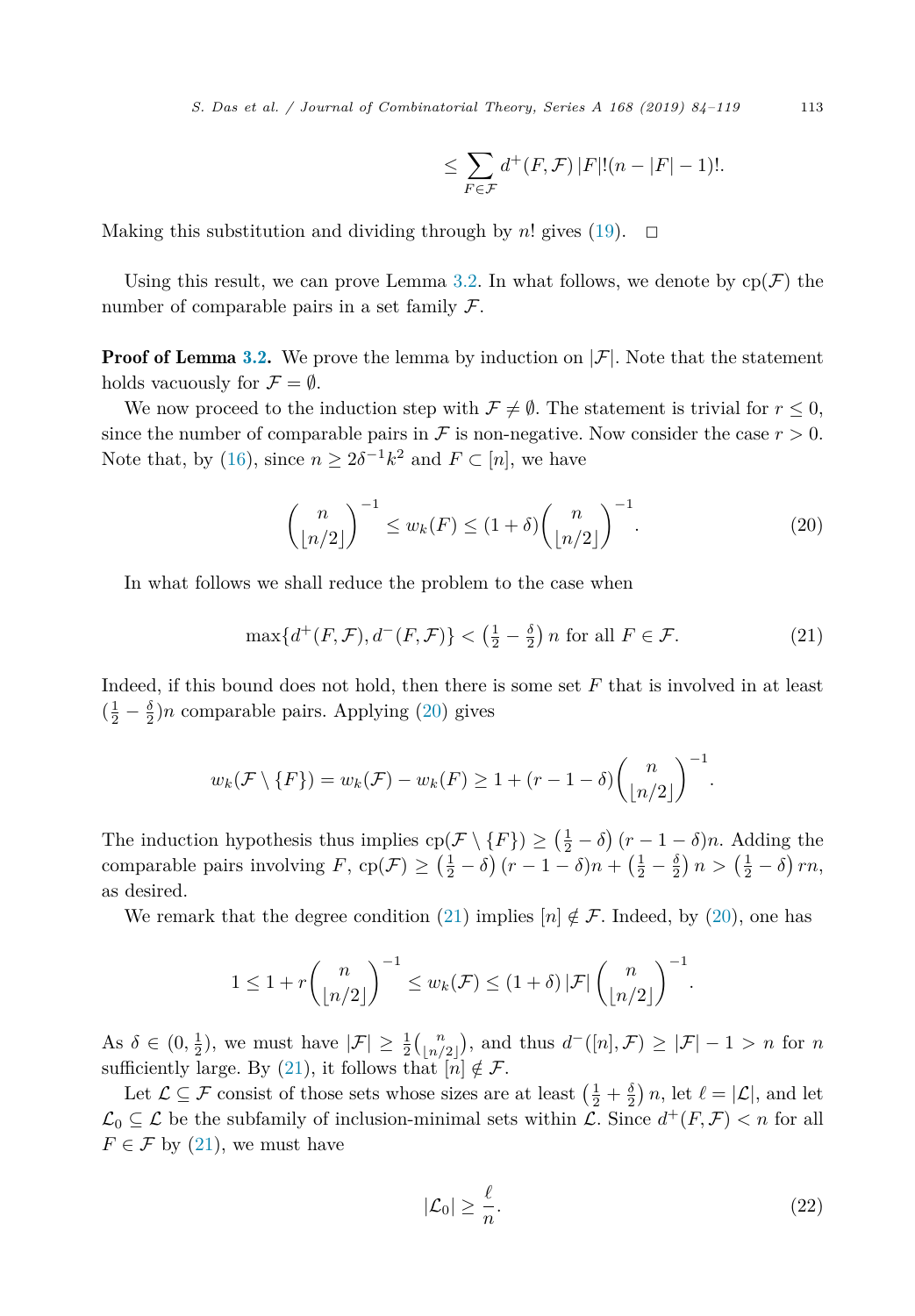$$\leq \sum_{F \in \mathcal{F}} d^+(F, \mathcal{F}) \, |F|!(n - |F| - 1)!.$$

Making this substitution and dividing through by $n!$ gives (19). $\square$

Using this result, we can prove Lemma 3.2. In what follows, we denote by $\mathrm{cp}(\mathcal{F})$ the number of comparable pairs in a set family $\mathcal{F}$.

**Proof of Lemma 3.2.** We prove the lemma by induction on $|\mathcal{F}|$. Note that the statement holds vacuously for $\mathcal{F} = \emptyset$.

We now proceed to the induction step with $\mathcal{F} \neq \emptyset$. The statement is trivial for $r \leq 0$, since the number of comparable pairs in $\mathcal{F}$ is non-negative. Now consider the case $r > 0$. Note that, by (16), since $n \geq 2\delta^{-1}k^2$ and $F \subset [n]$, we have

$$\binom{n}{\lfloor n/2 \rfloor}^{-1} \leq w_k(F) \leq (1 + \delta) \binom{n}{\lfloor n/2 \rfloor}^{-1}. \tag{20}$$

In what follows we shall reduce the problem to the case when

$$\max\{d^+(F, \mathcal{F}), d^-(F, \mathcal{F})\} < \left(\tfrac{1}{2} - \tfrac{\delta}{2}\right) n \text{ for all } F \in \mathcal{F}. \tag{21}$$

Indeed, if this bound does not hold, then there is some set $F$ that is involved in at least $(\frac{1}{2} - \frac{\delta}{2})n$ comparable pairs. Applying (20) gives

$$w_k(\mathcal{F} \setminus \{F\}) = w_k(\mathcal{F}) - w_k(F) \geq 1 + (r - 1 - \delta) \binom{n}{\lfloor n/2 \rfloor}^{-1}.$$

The induction hypothesis thus implies $\mathrm{cp}(\mathcal{F} \setminus \{F\}) \geq \left(\frac{1}{2} - \delta\right)(r - 1 - \delta)n$. Adding the comparable pairs involving $F$, $\mathrm{cp}(\mathcal{F}) \geq \left(\frac{1}{2} - \delta\right)(r - 1 - \delta)n + \left(\frac{1}{2} - \frac{\delta}{2}\right) n > \left(\frac{1}{2} - \delta\right) rn$, as desired.

We remark that the degree condition (21) implies $[n] \notin \mathcal{F}$. Indeed, by (20), one has

$$1 \leq 1 + r\binom{n}{\lfloor n/2 \rfloor}^{-1} \leq w_k(\mathcal{F}) \leq (1 + \delta) \, |\mathcal{F}| \binom{n}{\lfloor n/2 \rfloor}^{-1}.$$

As $\delta \in (0, \frac{1}{2})$, we must have $|\mathcal{F}| \geq \frac{1}{2}\binom{n}{\lfloor n/2 \rfloor}$, and thus $d^-([n], \mathcal{F}) \geq |\mathcal{F}| - 1 > n$ for $n$ sufficiently large. By (21), it follows that $[n] \notin \mathcal{F}$.

Let $\mathcal{L} \subseteq \mathcal{F}$ consist of those sets whose sizes are at least $\left(\frac{1}{2} + \frac{\delta}{2}\right) n$, let $\ell = |\mathcal{L}|$, and let $\mathcal{L}_0 \subseteq \mathcal{L}$ be the subfamily of inclusion-minimal sets within $\mathcal{L}$. Since $d^+(F, \mathcal{F}) < n$ for all $F \in \mathcal{F}$ by (21), we must have

$$|\mathcal{L}_0| \geq \frac{\ell}{n}. \tag{22}$$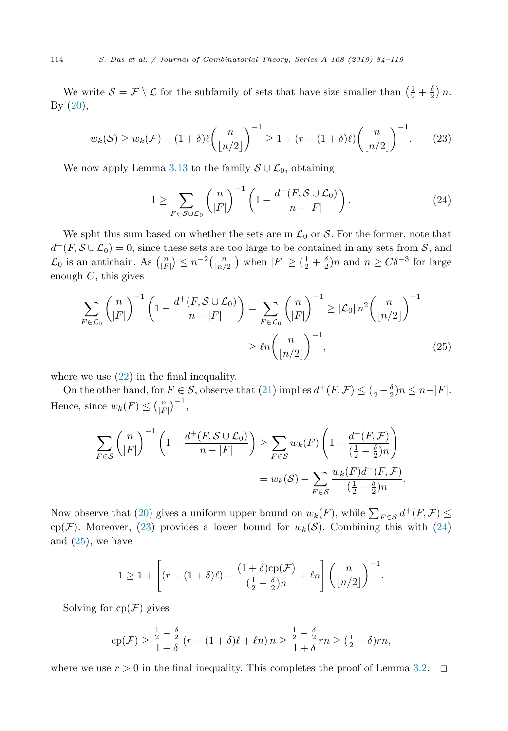We write $\mathcal{S} = \mathcal{F} \setminus \mathcal{L}$ for the subfamily of sets that have size smaller than $\left(\frac{1}{2} + \frac{\delta}{2}\right) n$. By (20),

$$w_k(\mathcal{S}) \geq w_k(\mathcal{F}) - (1+\delta)\ell \binom{n}{\lfloor n/2 \rfloor}^{-1} \geq 1 + (r - (1+\delta)\ell) \binom{n}{\lfloor n/2 \rfloor}^{-1}. \tag{23}$$

We now apply Lemma 3.13 to the family $\mathcal{S} \cup \mathcal{L}_0$, obtaining

$$1 \geq \sum_{F \in \mathcal{S} \cup \mathcal{L}_0} \binom{n}{|F|}^{-1} \left( 1 - \frac{d^+(F, \mathcal{S} \cup \mathcal{L}_0)}{n - |F|} \right). \tag{24}$$

We split this sum based on whether the sets are in $\mathcal{L}_0$ or $\mathcal{S}$. For the former, note that $d^+(F, \mathcal{S} \cup \mathcal{L}_0) = 0$, since these sets are too large to be contained in any sets from $\mathcal{S}$, and $\mathcal{L}_0$ is an antichain. As $\binom{n}{|F|} \leq n^{-2} \binom{n}{\lfloor n/2 \rfloor}$ when $|F| \geq (\frac{1}{2} + \frac{\delta}{2})n$ and $n \geq C\delta^{-3}$ for large enough $C$, this gives

$$\sum_{F \in \mathcal{L}_0} \binom{n}{|F|}^{-1} \left( 1 - \frac{d^+(F, \mathcal{S} \cup \mathcal{L}_0)}{n - |F|} \right) = \sum_{F \in \mathcal{L}_0} \binom{n}{|F|}^{-1} \geq |\mathcal{L}_0| \, n^2 \binom{n}{\lfloor n/2 \rfloor}^{-1}$$
$$\geq \ell n \binom{n}{\lfloor n/2 \rfloor}^{-1}, \tag{25}$$

where we use (22) in the final inequality.

On the other hand, for $F \in \mathcal{S}$, observe that (21) implies $d^+(F, \mathcal{F}) \leq (\frac{1}{2} - \frac{\delta}{2})n \leq n - |F|$. Hence, since $w_k(F) \leq \binom{n}{|F|}^{-1}$,

$$\sum_{F \in \mathcal{S}} \binom{n}{|F|}^{-1} \left( 1 - \frac{d^+(F, \mathcal{S} \cup \mathcal{L}_0)}{n - |F|} \right) \geq \sum_{F \in \mathcal{S}} w_k(F) \left( 1 - \frac{d^+(F, \mathcal{F})}{(\frac{1}{2} - \frac{\delta}{2})n} \right)$$
$$= w_k(\mathcal{S}) - \sum_{F \in \mathcal{S}} \frac{w_k(F) d^+(F, \mathcal{F})}{(\frac{1}{2} - \frac{\delta}{2})n}.$$

Now observe that (20) gives a uniform upper bound on $w_k(F)$, while $\sum_{F \in \mathcal{S}} d^+(F, \mathcal{F}) \leq \mathrm{cp}(\mathcal{F})$. Moreover, (23) provides a lower bound for $w_k(\mathcal{S})$. Combining this with (24) and (25), we have

$$1 \geq 1 + \left[ (r - (1+\delta)\ell) - \frac{(1+\delta)\mathrm{cp}(\mathcal{F})}{(\frac{1}{2} - \frac{\delta}{2})n} + \ell n \right] \binom{n}{\lfloor n/2 \rfloor}^{-1}.$$

Solving for $\mathrm{cp}(\mathcal{F})$ gives

$$\mathrm{cp}(\mathcal{F}) \geq \frac{\frac{1}{2} - \frac{\delta}{2}}{1 + \delta} \left( r - (1+\delta)\ell + \ell n \right) n \geq \frac{\frac{1}{2} - \frac{\delta}{2}}{1 + \delta} rn \geq (\tfrac{1}{2} - \delta) rn,$$

where we use $r > 0$ in the final inequality. This completes the proof of Lemma 3.2. $\square$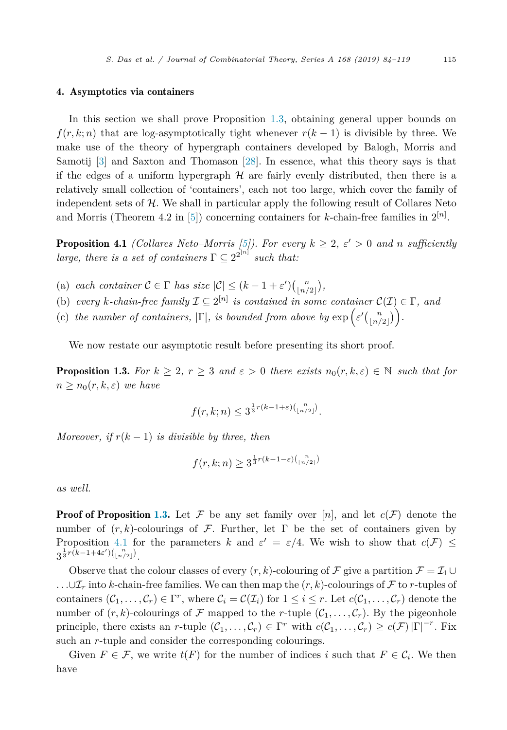## 4. Asymptotics via containers

In this section we shall prove Proposition 1.3, obtaining general upper bounds on $f(r,k;n)$ that are log-asymptotically tight whenever $r(k-1)$ is divisible by three. We make use of the theory of hypergraph containers developed by Balogh, Morris and Samotij [3] and Saxton and Thomason [28]. In essence, what this theory says is that if the edges of a uniform hypergraph $\mathcal{H}$ are fairly evenly distributed, then there is a relatively small collection of 'containers', each not too large, which cover the family of independent sets of $\mathcal{H}$. We shall in particular apply the following result of Collares Neto and Morris (Theorem 4.2 in [5]) concerning containers for $k$-chain-free families in $2^{[n]}$.

**Proposition 4.1** *(Collares Neto–Morris [5]). For every $k \geq 2$, $\varepsilon' > 0$ and $n$ sufficiently large, there is a set of containers $\Gamma \subseteq 2^{2^{[n]}}$ such that:*

- (a) *each container $\mathcal{C} \in \Gamma$ has size $|\mathcal{C}| \leq (k-1+\varepsilon')\binom{n}{\lfloor n/2 \rfloor}$,*
- (b) *every $k$-chain-free family $\mathcal{I} \subseteq 2^{[n]}$ is contained in some container $\mathcal{C}(\mathcal{I}) \in \Gamma$, and*
- (c) *the number of containers, $|\Gamma|$, is bounded from above by $\exp\left(\varepsilon'\binom{n}{\lfloor n/2 \rfloor}\right)$.*

We now restate our asymptotic result before presenting its short proof.

**Proposition 1.3.** *For $k \geq 2$, $r \geq 3$ and $\varepsilon > 0$ there exists $n_0(r,k,\varepsilon) \in \mathbb{N}$ such that for $n \geq n_0(r,k,\varepsilon)$ we have*

$$f(r,k;n) \leq 3^{\frac{1}{3}r(k-1+\varepsilon)\binom{n}{\lfloor n/2 \rfloor}}.$$

*Moreover, if $r(k-1)$ is divisible by three, then*

$$f(r,k;n) \geq 3^{\frac{1}{3}r(k-1-\varepsilon)\binom{n}{\lfloor n/2 \rfloor}}$$

*as well.*

**Proof of Proposition 1.3.** Let $\mathcal{F}$ be any set family over $[n]$, and let $c(\mathcal{F})$ denote the number of $(r,k)$-colourings of $\mathcal{F}$. Further, let $\Gamma$ be the set of containers given by Proposition 4.1 for the parameters $k$ and $\varepsilon' = \varepsilon/4$. We wish to show that $c(\mathcal{F}) \leq 3^{\frac{1}{3}r(k-1+4\varepsilon')\binom{n}{\lfloor n/2 \rfloor}}$.

Observe that the colour classes of every $(r,k)$-colouring of $\mathcal{F}$ give a partition $\mathcal{F} = \mathcal{I}_1 \cup \ldots \cup \mathcal{I}_r$ into $k$-chain-free families. We can then map the $(r,k)$-colourings of $\mathcal{F}$ to $r$-tuples of containers $(\mathcal{C}_1, \ldots, \mathcal{C}_r) \in \Gamma^r$, where $\mathcal{C}_i = \mathcal{C}(\mathcal{I}_i)$ for $1 \leq i \leq r$. Let $c(\mathcal{C}_1, \ldots, \mathcal{C}_r)$ denote the number of $(r,k)$-colourings of $\mathcal{F}$ mapped to the $r$-tuple $(\mathcal{C}_1, \ldots, \mathcal{C}_r)$. By the pigeonhole principle, there exists an $r$-tuple $(\mathcal{C}_1, \ldots, \mathcal{C}_r) \in \Gamma^r$ with $c(\mathcal{C}_1, \ldots, \mathcal{C}_r) \geq c(\mathcal{F})\,|\Gamma|^{-r}$. Fix such an $r$-tuple and consider the corresponding colourings.

Given $F \in \mathcal{F}$, we write $t(F)$ for the number of indices $i$ such that $F \in \mathcal{C}_i$. We then have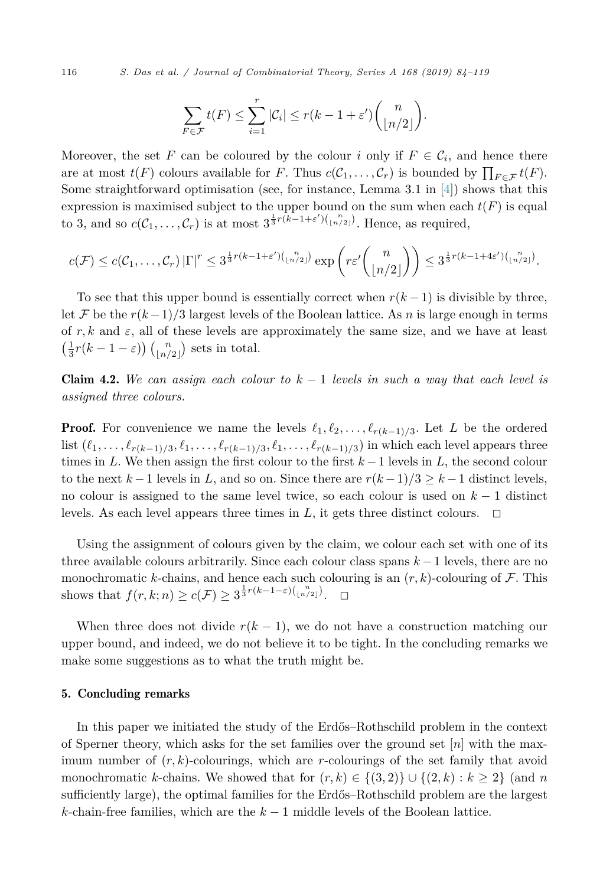$$\sum_{F\in\mathcal{F}} t(F) \le \sum_{i=1}^{r} |\mathcal{C}_i| \le r(k-1+\varepsilon')\binom{n}{\lfloor n/2\rfloor}.$$

Moreover, the set $F$ can be coloured by the colour $i$ only if $F \in \mathcal{C}_i$, and hence there are at most $t(F)$ colours available for $F$. Thus $c(\mathcal{C}_1,\dots,\mathcal{C}_r)$ is bounded by $\prod_{F\in\mathcal{F}} t(F)$. Some straightforward optimisation (see, for instance, Lemma 3.1 in [4]) shows that this expression is maximised subject to the upper bound on the sum when each $t(F)$ is equal to 3, and so $c(\mathcal{C}_1,\dots,\mathcal{C}_r)$ is at most $3^{\frac{1}{3}r(k-1+\varepsilon')\binom{n}{\lfloor n/2\rfloor}}$. Hence, as required,

$$c(\mathcal{F}) \le c(\mathcal{C}_1,\dots,\mathcal{C}_r)\,|\Gamma|^r \le 3^{\frac{1}{3}r(k-1+\varepsilon')\binom{n}{\lfloor n/2\rfloor}} \exp\left(r\varepsilon'\binom{n}{\lfloor n/2\rfloor}\right) \le 3^{\frac{1}{3}r(k-1+4\varepsilon')\binom{n}{\lfloor n/2\rfloor}}.$$

To see that this upper bound is essentially correct when $r(k-1)$ is divisible by three, let $\mathcal{F}$ be the $r(k-1)/3$ largest levels of the Boolean lattice. As $n$ is large enough in terms of $r, k$ and $\varepsilon$, all of these levels are approximately the same size, and we have at least $\left(\frac{1}{3}r(k-1-\varepsilon)\right)\binom{n}{\lfloor n/2\rfloor}$ sets in total.

**Claim 4.2.** *We can assign each colour to $k-1$ levels in such a way that each level is assigned three colours.*

**Proof.** For convenience we name the levels $\ell_1, \ell_2, \dots, \ell_{r(k-1)/3}$. Let $L$ be the ordered list $(\ell_1,\dots,\ell_{r(k-1)/3},\ell_1,\dots,\ell_{r(k-1)/3},\ell_1,\dots,\ell_{r(k-1)/3})$ in which each level appears three times in $L$. We then assign the first colour to the first $k-1$ levels in $L$, the second colour to the next $k-1$ levels in $L$, and so on. Since there are $r(k-1)/3 \ge k-1$ distinct levels, no colour is assigned to the same level twice, so each colour is used on $k-1$ distinct levels. As each level appears three times in $L$, it gets three distinct colours. $\square$

Using the assignment of colours given by the claim, we colour each set with one of its three available colours arbitrarily. Since each colour class spans $k-1$ levels, there are no monochromatic $k$-chains, and hence each such colouring is an $(r,k)$-colouring of $\mathcal{F}$. This shows that $f(r,k;n) \ge c(\mathcal{F}) \ge 3^{\frac{1}{3}r(k-1-\varepsilon)\binom{n}{\lfloor n/2\rfloor}}$. $\square$

When three does not divide $r(k-1)$, we do not have a construction matching our upper bound, and indeed, we do not believe it to be tight. In the concluding remarks we make some suggestions as to what the truth might be.

## 5. Concluding remarks

In this paper we initiated the study of the Erdős–Rothschild problem in the context of Sperner theory, which asks for the set families over the ground set $[n]$ with the maximum number of $(r,k)$-colourings, which are $r$-colourings of the set family that avoid monochromatic $k$-chains. We showed that for $(r,k) \in \{(3,2)\} \cup \{(2,k) : k \ge 2\}$ (and $n$ sufficiently large), the optimal families for the Erdős–Rothschild problem are the largest $k$-chain-free families, which are the $k-1$ middle levels of the Boolean lattice.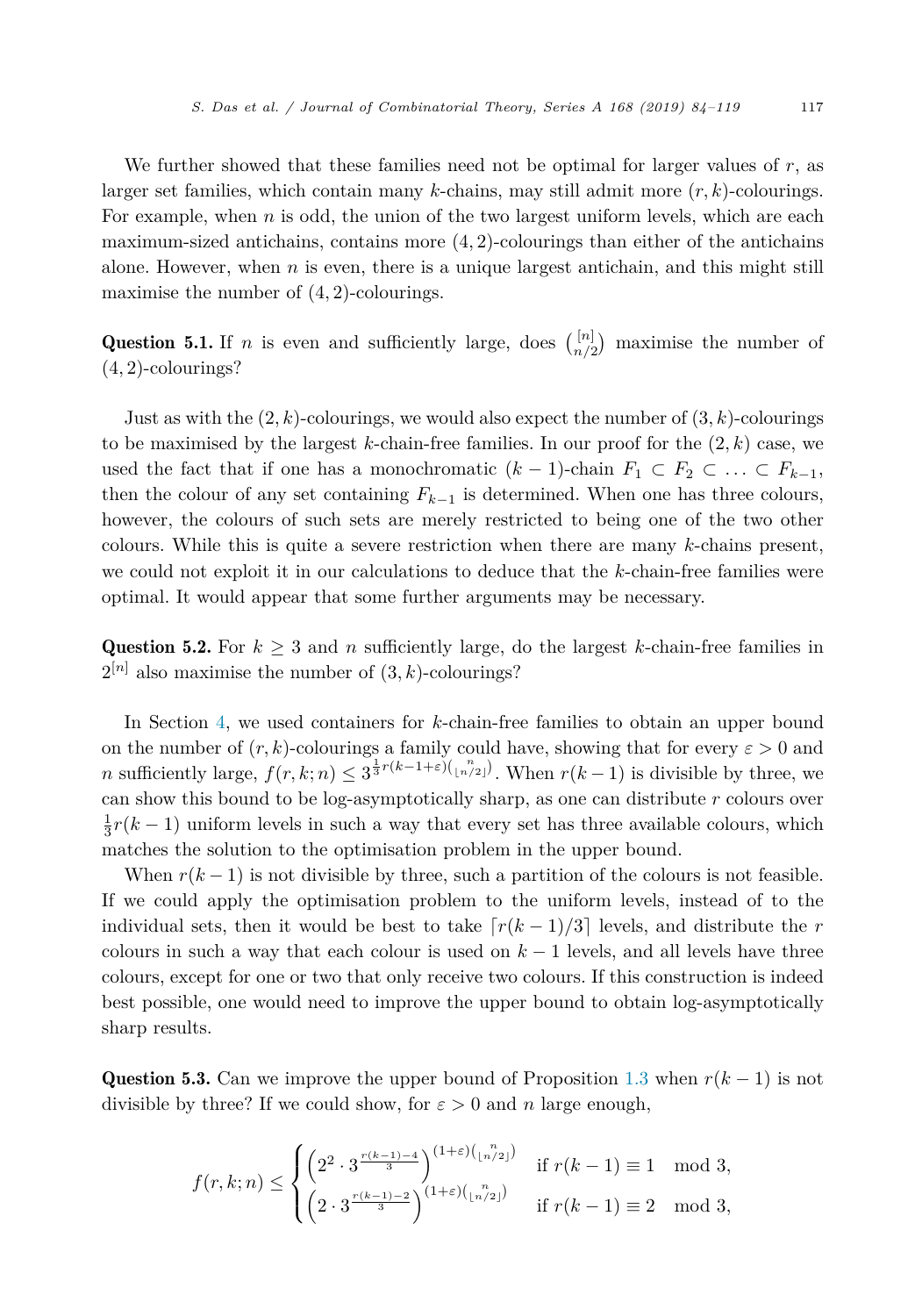We further showed that these families need not be optimal for larger values of $r$, as larger set families, which contain many $k$-chains, may still admit more $(r, k)$-colourings. For example, when $n$ is odd, the union of the two largest uniform levels, which are each maximum-sized antichains, contains more $(4, 2)$-colourings than either of the antichains alone. However, when $n$ is even, there is a unique largest antichain, and this might still maximise the number of $(4, 2)$-colourings.

**Question 5.1.** If $n$ is even and sufficiently large, does $\binom{[n]}{n/2}$ maximise the number of $(4, 2)$-colourings?

Just as with the $(2, k)$-colourings, we would also expect the number of $(3, k)$-colourings to be maximised by the largest $k$-chain-free families. In our proof for the $(2, k)$ case, we used the fact that if one has a monochromatic $(k-1)$-chain $F_1 \subset F_2 \subset \ldots \subset F_{k-1}$, then the colour of any set containing $F_{k-1}$ is determined. When one has three colours, however, the colours of such sets are merely restricted to being one of the two other colours. While this is quite a severe restriction when there are many $k$-chains present, we could not exploit it in our calculations to deduce that the $k$-chain-free families were optimal. It would appear that some further arguments may be necessary.

**Question 5.2.** For $k \geq 3$ and $n$ sufficiently large, do the largest $k$-chain-free families in $2^{[n]}$ also maximise the number of $(3, k)$-colourings?

In Section 4, we used containers for $k$-chain-free families to obtain an upper bound on the number of $(r, k)$-colourings a family could have, showing that for every $\varepsilon > 0$ and $n$ sufficiently large, $f(r, k; n) \leq 3^{\frac{1}{3} r(k-1+\varepsilon)\binom{n}{\lfloor n/2 \rfloor}}$. When $r(k-1)$ is divisible by three, we can show this bound to be log-asymptotically sharp, as one can distribute $r$ colours over $\frac{1}{3} r(k-1)$ uniform levels in such a way that every set has three available colours, which matches the solution to the optimisation problem in the upper bound.

When $r(k-1)$ is not divisible by three, such a partition of the colours is not feasible. If we could apply the optimisation problem to the uniform levels, instead of to the individual sets, then it would be best to take $\lceil r(k-1)/3 \rceil$ levels, and distribute the $r$ colours in such a way that each colour is used on $k-1$ levels, and all levels have three colours, except for one or two that only receive two colours. If this construction is indeed best possible, one would need to improve the upper bound to obtain log-asymptotically sharp results.

**Question 5.3.** Can we improve the upper bound of Proposition 1.3 when $r(k-1)$ is not divisible by three? If we could show, for $\varepsilon > 0$ and $n$ large enough,

$$f(r, k; n) \leq \begin{cases} \left(2^2 \cdot 3^{\frac{r(k-1)-4}{3}}\right)^{(1+\varepsilon)\binom{n}{\lfloor n/2 \rfloor}} & \text{if } r(k-1) \equiv 1 \mod 3, \\ \left(2 \cdot 3^{\frac{r(k-1)-2}{3}}\right)^{(1+\varepsilon)\binom{n}{\lfloor n/2 \rfloor}} & \text{if } r(k-1) \equiv 2 \mod 3, \end{cases}$$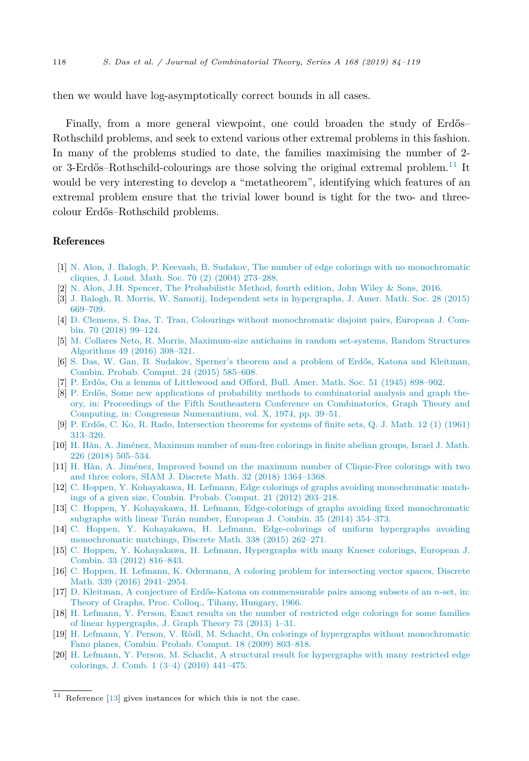then we would have log-asymptotically correct bounds in all cases.

Finally, from a more general viewpoint, one could broaden the study of Erdős–Rothschild problems, and seek to extend various other extremal problems in this fashion. In many of the problems studied to date, the families maximising the number of 2- or 3-Erdős–Rothschild-colourings are those solving the original extremal problem.[11] It would be very interesting to develop a "metatheorem", identifying which features of an extremal problem ensure that the trivial lower bound is tight for the two- and three-colour Erdős–Rothschild problems.

## References

[1] N. Alon, J. Balogh, P. Keevash, B. Sudakov, The number of edge colorings with no monochromatic cliques, J. Lond. Math. Soc. 70 (2) (2004) 273–288.

[2] N. Alon, J.H. Spencer, The Probabilistic Method, fourth edition, John Wiley & Sons, 2016.

[3] J. Balogh, R. Morris, W. Samotij, Independent sets in hypergraphs, J. Amer. Math. Soc. 28 (2015) 669–709.

[4] D. Clemens, S. Das, T. Tran, Colourings without monochromatic disjoint pairs, European J. Combin. 70 (2018) 99–124.

[5] M. Collares Neto, R. Morris, Maximum-size antichains in random set-systems, Random Structures Algorithms 49 (2016) 308–321.

[6] S. Das, W. Gan, B. Sudakov, Sperner's theorem and a problem of Erdős, Katona and Kleitman, Combin. Probab. Comput. 24 (2015) 585–608.

[7] P. Erdős, On a lemma of Littlewood and Offord, Bull. Amer. Math. Soc. 51 (1945) 898–902.

[8] P. Erdős, Some new applications of probability methods to combinatorial analysis and graph theory, in: Proceedings of the Fifth Southeastern Conference on Combinatorics, Graph Theory and Computing, in: Congressus Numerantium, vol. X, 1974, pp. 39–51.

[9] P. Erdős, C. Ko, R. Rado, Intersection theorems for systems of finite sets, Q. J. Math. 12 (1) (1961) 313–320.

[10] H. Hàn, A. Jiménez, Maximum number of sum-free colorings in finite abelian groups, Israel J. Math. 226 (2018) 505–534.

[11] H. Hàn, A. Jiménez, Improved bound on the maximum number of Clique-Free colorings with two and three colors, SIAM J. Discrete Math. 32 (2018) 1364–1368.

[12] C. Hoppen, Y. Kohayakawa, H. Lefmann, Edge colorings of graphs avoiding monochromatic matchings of a given size, Combin. Probab. Comput. 21 (2012) 203–218.

[13] C. Hoppen, Y. Kohayakawa, H. Lefmann, Edge-colorings of graphs avoiding fixed monochromatic subgraphs with linear Turán number, European J. Combin. 35 (2014) 354–373.

[14] C. Hoppen, Y. Kohayakawa, H. Lefmann, Edge-colorings of uniform hypergraphs avoiding monochromatic matchings, Discrete Math. 338 (2015) 262–271.

[15] C. Hoppen, Y. Kohayakawa, H. Lefmann, Hypergraphs with many Kneser colorings, European J. Combin. 33 (2012) 816–843.

[16] C. Hoppen, H. Lefmann, K. Odermann, A coloring problem for intersecting vector spaces, Discrete Math. 339 (2016) 2941–2954.

[17] D. Kleitman, A conjecture of Erdős-Katona on commensurable pairs among subsets of an $n$-set, in: Theory of Graphs, Proc. Colloq., Tihany, Hungary, 1966.

[18] H. Lefmann, Y. Person, Exact results on the number of restricted edge colorings for some families of linear hypergraphs, J. Graph Theory 73 (2013) 1–31.

[19] H. Lefmann, Y. Person, V. Rödl, M. Schacht, On colorings of hypergraphs without monochromatic Fano planes, Combin. Probab. Comput. 18 (2009) 803–818.

[20] H. Lefmann, Y. Person, M. Schacht, A structural result for hypergraphs with many restricted edge colorings, J. Comb. 1 (3–4) (2010) 441–475.

[11] Reference [13] gives instances for which this is not the case.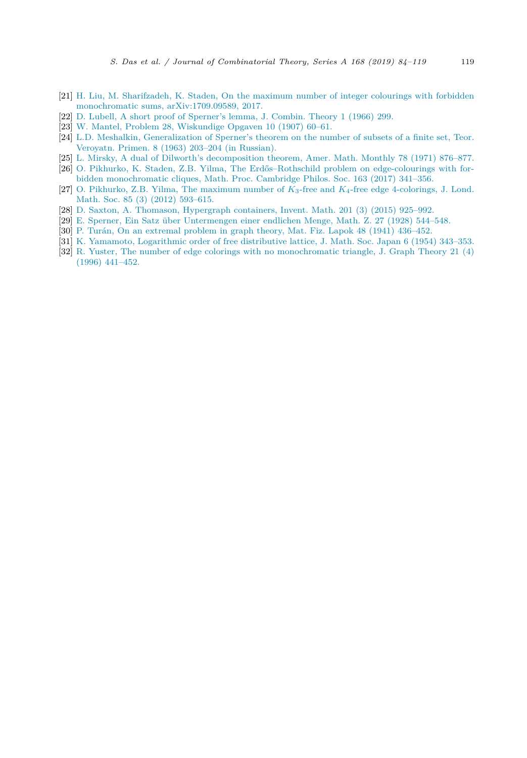[21] H. Liu, M. Sharifzadeh, K. Staden, On the maximum number of integer colourings with forbidden monochromatic sums, arXiv:1709.09589, 2017.

[22] D. Lubell, A short proof of Sperner's lemma, J. Combin. Theory 1 (1966) 299.

[23] W. Mantel, Problem 28, Wiskundige Opgaven 10 (1907) 60–61.

[24] L.D. Meshalkin, Generalization of Sperner's theorem on the number of subsets of a finite set, Teor. Veroyatn. Primen. 8 (1963) 203–204 (in Russian).

[25] L. Mirsky, A dual of Dilworth's decomposition theorem, Amer. Math. Monthly 78 (1971) 876–877.

[26] O. Pikhurko, K. Staden, Z.B. Yilma, The Erdős–Rothschild problem on edge-colourings with forbidden monochromatic cliques, Math. Proc. Cambridge Philos. Soc. 163 (2017) 341–356.

[27] O. Pikhurko, Z.B. Yilma, The maximum number of $K_3$-free and $K_4$-free edge 4-colorings, J. Lond. Math. Soc. 85 (3) (2012) 593–615.

[28] D. Saxton, A. Thomason, Hypergraph containers, Invent. Math. 201 (3) (2015) 925–992.

[29] E. Sperner, Ein Satz über Untermengen einer endlichen Menge, Math. Z. 27 (1928) 544–548.

[30] P. Turán, On an extremal problem in graph theory, Mat. Fiz. Lapok 48 (1941) 436–452.

[31] K. Yamamoto, Logarithmic order of free distributive lattice, J. Math. Soc. Japan 6 (1954) 343–353.

[32] R. Yuster, The number of edge colorings with no monochromatic triangle, J. Graph Theory 21 (4) (1996) 441–452.